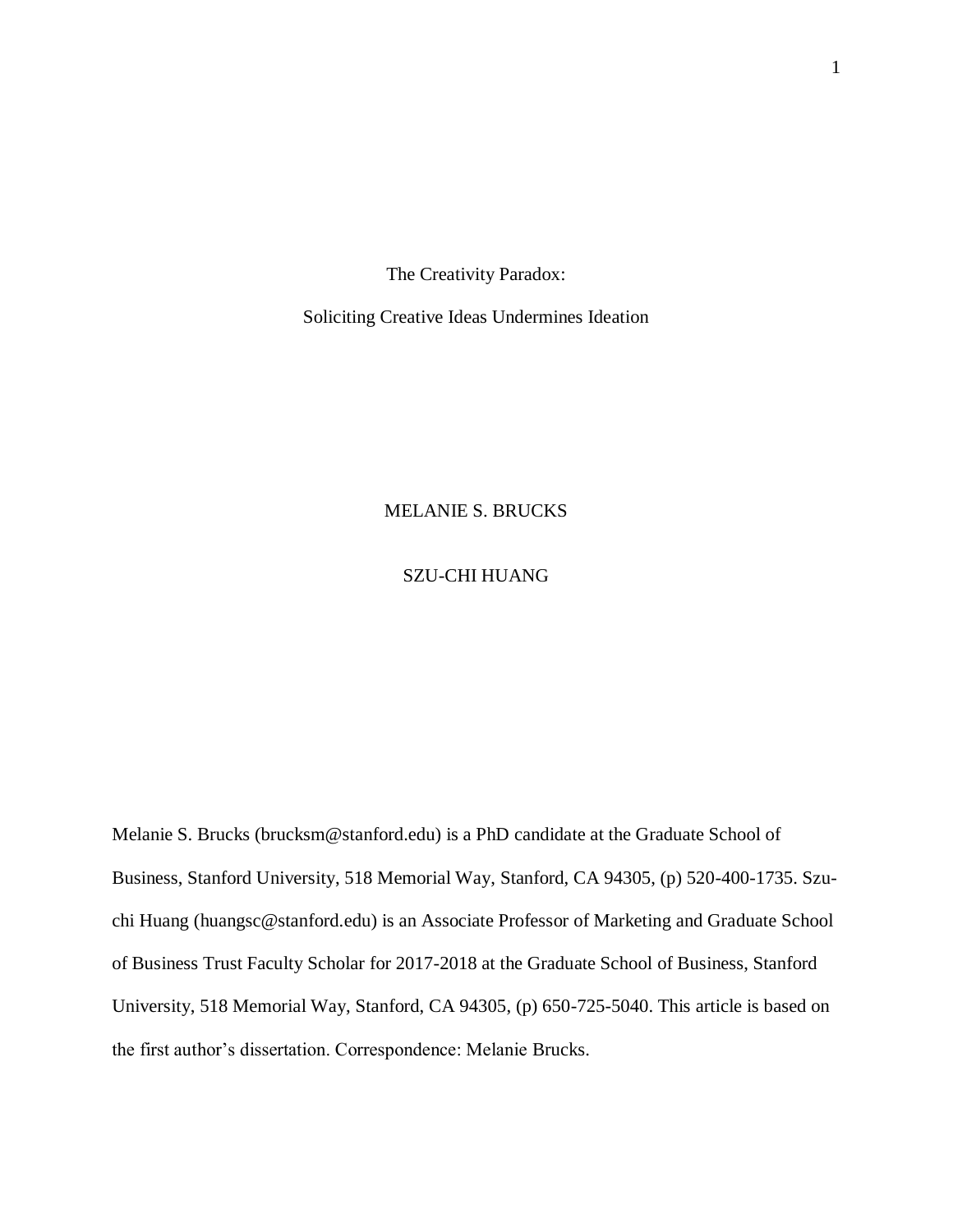# The Creativity Paradox:

## Soliciting Creative Ideas Undermines Ideation

MELANIE S. BRUCKS

SZU-CHI HUANG

Melanie S. Brucks (brucksm@stanford.edu) is a PhD candidate at the Graduate School of Business, Stanford University, 518 Memorial Way, Stanford, CA 94305, (p) 520-400-1735. Szu-chi Huang (huangsc@stanford.edu) is an Associate Professor of Marketing and Graduate School of Business Trust Faculty Scholar for 2017-2018 at the Graduate School of Business, Stanford University, 518 Memorial Way, Stanford, CA 94305, (p) 650-725-5040. This article is based on the first author's dissertation. Correspondence: Melanie Brucks.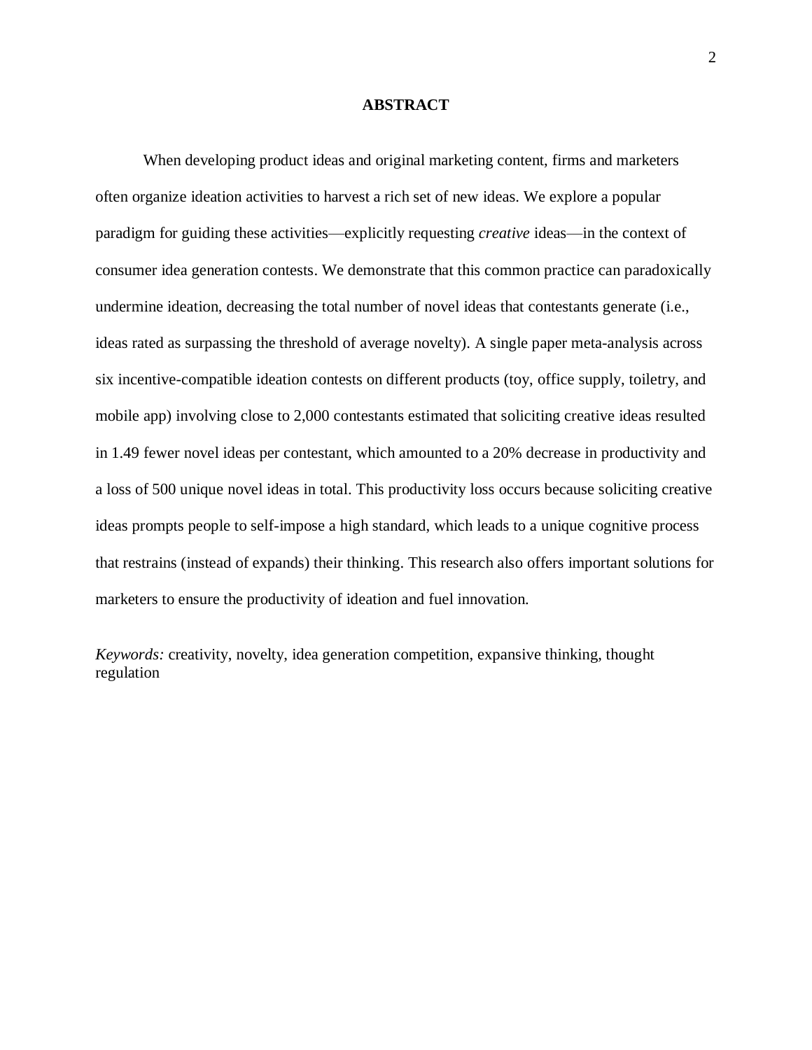# ABSTRACT

When developing product ideas and original marketing content, firms and marketers often organize ideation activities to harvest a rich set of new ideas. We explore a popular paradigm for guiding these activities—explicitly requesting *creative* ideas—in the context of consumer idea generation contests. We demonstrate that this common practice can paradoxically undermine ideation, decreasing the total number of novel ideas that contestants generate (i.e., ideas rated as surpassing the threshold of average novelty). A single paper meta-analysis across six incentive-compatible ideation contests on different products (toy, office supply, toiletry, and mobile app) involving close to 2,000 contestants estimated that soliciting creative ideas resulted in 1.49 fewer novel ideas per contestant, which amounted to a 20% decrease in productivity and a loss of 500 unique novel ideas in total. This productivity loss occurs because soliciting creative ideas prompts people to self-impose a high standard, which leads to a unique cognitive process that restrains (instead of expands) their thinking. This research also offers important solutions for marketers to ensure the productivity of ideation and fuel innovation.

*Keywords:* creativity, novelty, idea generation competition, expansive thinking, thought regulation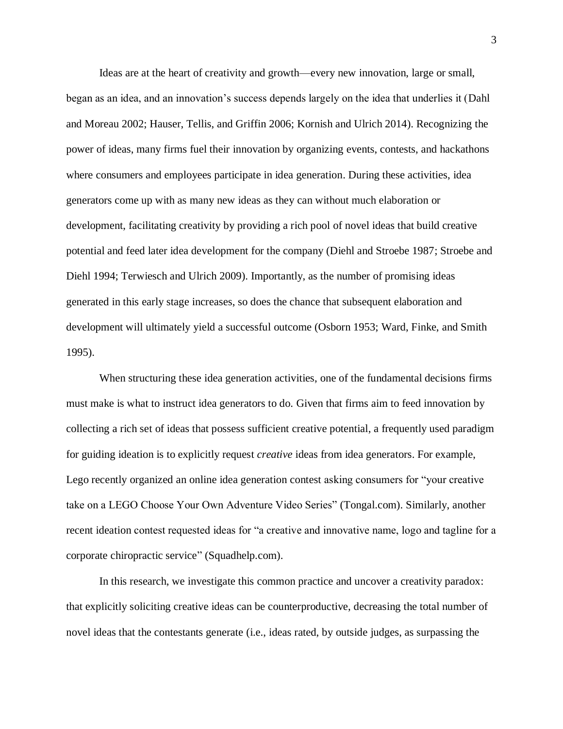Ideas are at the heart of creativity and growth—every new innovation, large or small, began as an idea, and an innovation's success depends largely on the idea that underlies it (Dahl and Moreau 2002; Hauser, Tellis, and Griffin 2006; Kornish and Ulrich 2014). Recognizing the power of ideas, many firms fuel their innovation by organizing events, contests, and hackathons where consumers and employees participate in idea generation. During these activities, idea generators come up with as many new ideas as they can without much elaboration or development, facilitating creativity by providing a rich pool of novel ideas that build creative potential and feed later idea development for the company (Diehl and Stroebe 1987; Stroebe and Diehl 1994; Terwiesch and Ulrich 2009). Importantly, as the number of promising ideas generated in this early stage increases, so does the chance that subsequent elaboration and development will ultimately yield a successful outcome (Osborn 1953; Ward, Finke, and Smith 1995).

When structuring these idea generation activities, one of the fundamental decisions firms must make is what to instruct idea generators to do. Given that firms aim to feed innovation by collecting a rich set of ideas that possess sufficient creative potential, a frequently used paradigm for guiding ideation is to explicitly request *creative* ideas from idea generators. For example, Lego recently organized an online idea generation contest asking consumers for "your creative take on a LEGO Choose Your Own Adventure Video Series" (Tongal.com). Similarly, another recent ideation contest requested ideas for "a creative and innovative name, logo and tagline for a corporate chiropractic service" (Squadhelp.com).

In this research, we investigate this common practice and uncover a creativity paradox: that explicitly soliciting creative ideas can be counterproductive, decreasing the total number of novel ideas that the contestants generate (i.e., ideas rated, by outside judges, as surpassing the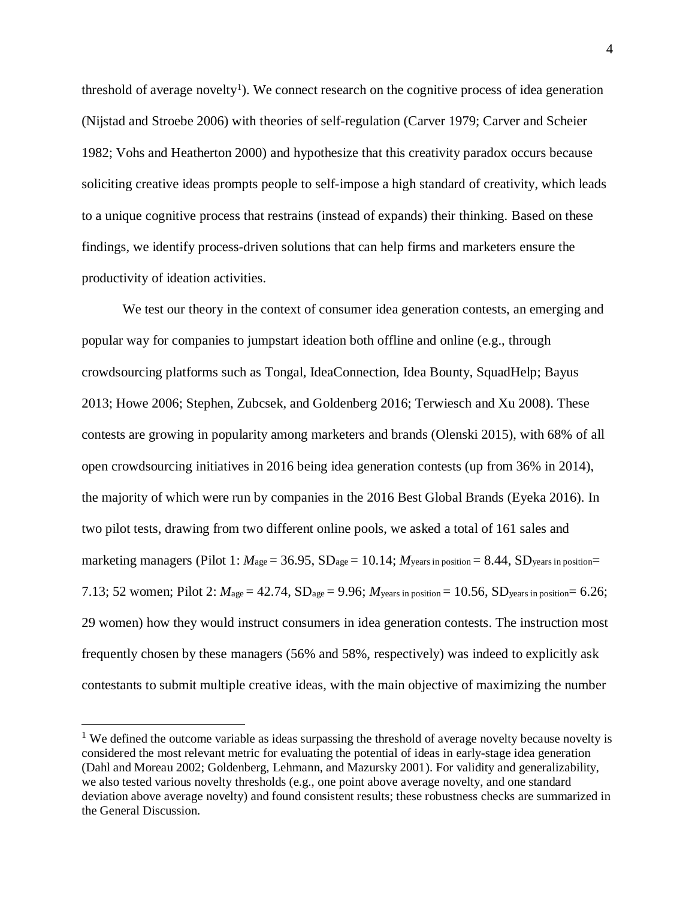threshold of average novelty[1]). We connect research on the cognitive process of idea generation (Nijstad and Stroebe 2006) with theories of self-regulation (Carver 1979; Carver and Scheier 1982; Vohs and Heatherton 2000) and hypothesize that this creativity paradox occurs because soliciting creative ideas prompts people to self-impose a high standard of creativity, which leads to a unique cognitive process that restrains (instead of expands) their thinking. Based on these findings, we identify process-driven solutions that can help firms and marketers ensure the productivity of ideation activities.

We test our theory in the context of consumer idea generation contests, an emerging and popular way for companies to jumpstart ideation both offline and online (e.g., through crowdsourcing platforms such as Tongal, IdeaConnection, Idea Bounty, SquadHelp; Bayus 2013; Howe 2006; Stephen, Zubcsek, and Goldenberg 2016; Terwiesch and Xu 2008). These contests are growing in popularity among marketers and brands (Olenski 2015), with 68% of all open crowdsourcing initiatives in 2016 being idea generation contests (up from 36% in 2014), the majority of which were run by companies in the 2016 Best Global Brands (Eyeka 2016). In two pilot tests, drawing from two different online pools, we asked a total of 161 sales and marketing managers (Pilot 1: $M_{\text{age}} = 36.95$, $SD_{\text{age}} = 10.14$; $M_{\text{years in position}} = 8.44$, $SD_{\text{years in position}} = 7.13$; 52 women; Pilot 2: $M_{\text{age}} = 42.74$, $SD_{\text{age}} = 9.96$; $M_{\text{years in position}} = 10.56$, $SD_{\text{years in position}} = 6.26$; 29 women) how they would instruct consumers in idea generation contests. The instruction most frequently chosen by these managers (56% and 58%, respectively) was indeed to explicitly ask contestants to submit multiple creative ideas, with the main objective of maximizing the number

---

[1] We defined the outcome variable as ideas surpassing the threshold of average novelty because novelty is considered the most relevant metric for evaluating the potential of ideas in early-stage idea generation (Dahl and Moreau 2002; Goldenberg, Lehmann, and Mazursky 2001). For validity and generalizability, we also tested various novelty thresholds (e.g., one point above average novelty, and one standard deviation above average novelty) and found consistent results; these robustness checks are summarized in the General Discussion.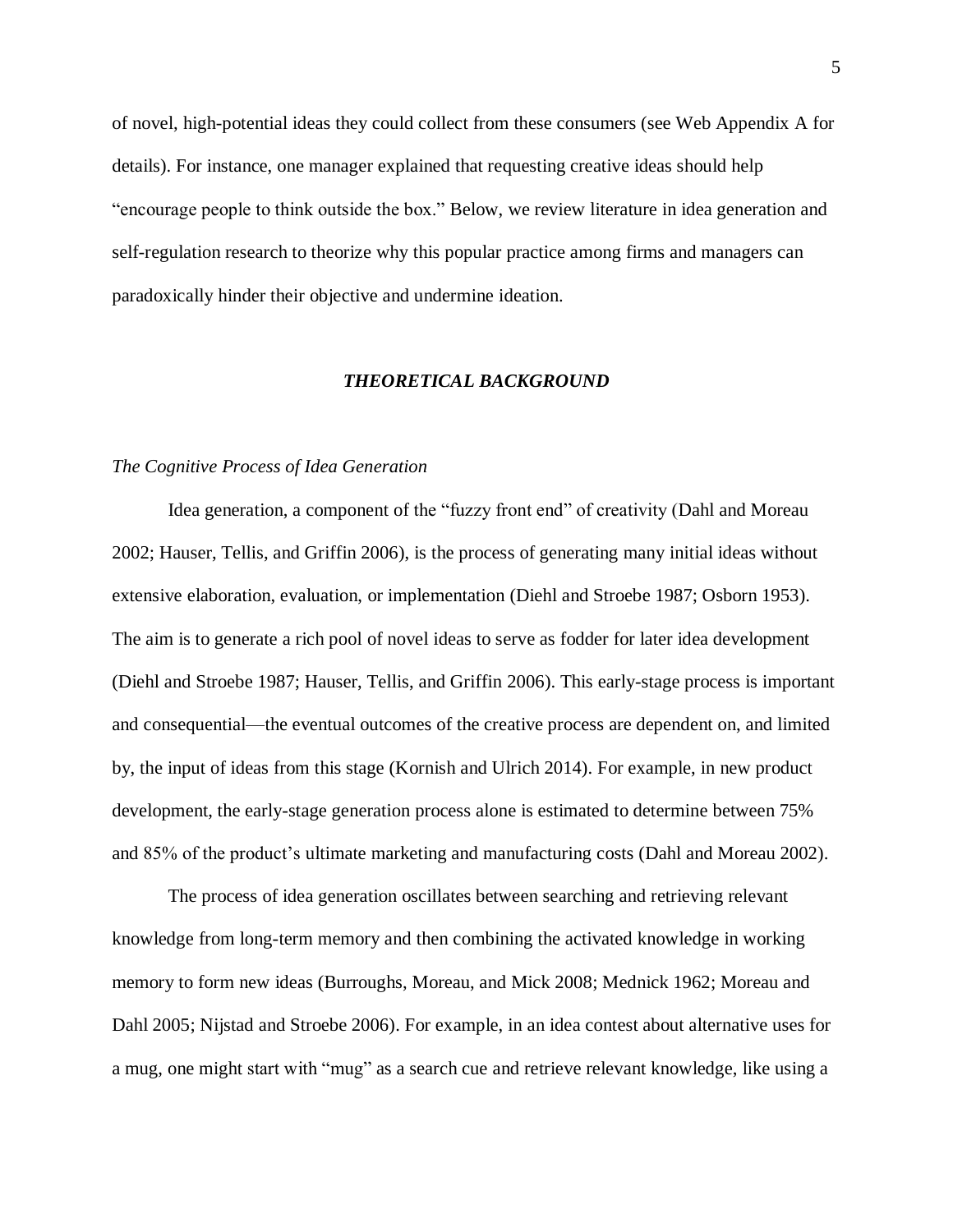of novel, high-potential ideas they could collect from these consumers (see Web Appendix A for details). For instance, one manager explained that requesting creative ideas should help "encourage people to think outside the box." Below, we review literature in idea generation and self-regulation research to theorize why this popular practice among firms and managers can paradoxically hinder their objective and undermine ideation.

## *THEORETICAL BACKGROUND*

### *The Cognitive Process of Idea Generation*

Idea generation, a component of the "fuzzy front end" of creativity (Dahl and Moreau 2002; Hauser, Tellis, and Griffin 2006), is the process of generating many initial ideas without extensive elaboration, evaluation, or implementation (Diehl and Stroebe 1987; Osborn 1953). The aim is to generate a rich pool of novel ideas to serve as fodder for later idea development (Diehl and Stroebe 1987; Hauser, Tellis, and Griffin 2006). This early-stage process is important and consequential—the eventual outcomes of the creative process are dependent on, and limited by, the input of ideas from this stage (Kornish and Ulrich 2014). For example, in new product development, the early-stage generation process alone is estimated to determine between 75% and 85% of the product's ultimate marketing and manufacturing costs (Dahl and Moreau 2002).

The process of idea generation oscillates between searching and retrieving relevant knowledge from long-term memory and then combining the activated knowledge in working memory to form new ideas (Burroughs, Moreau, and Mick 2008; Mednick 1962; Moreau and Dahl 2005; Nijstad and Stroebe 2006). For example, in an idea contest about alternative uses for a mug, one might start with "mug" as a search cue and retrieve relevant knowledge, like using a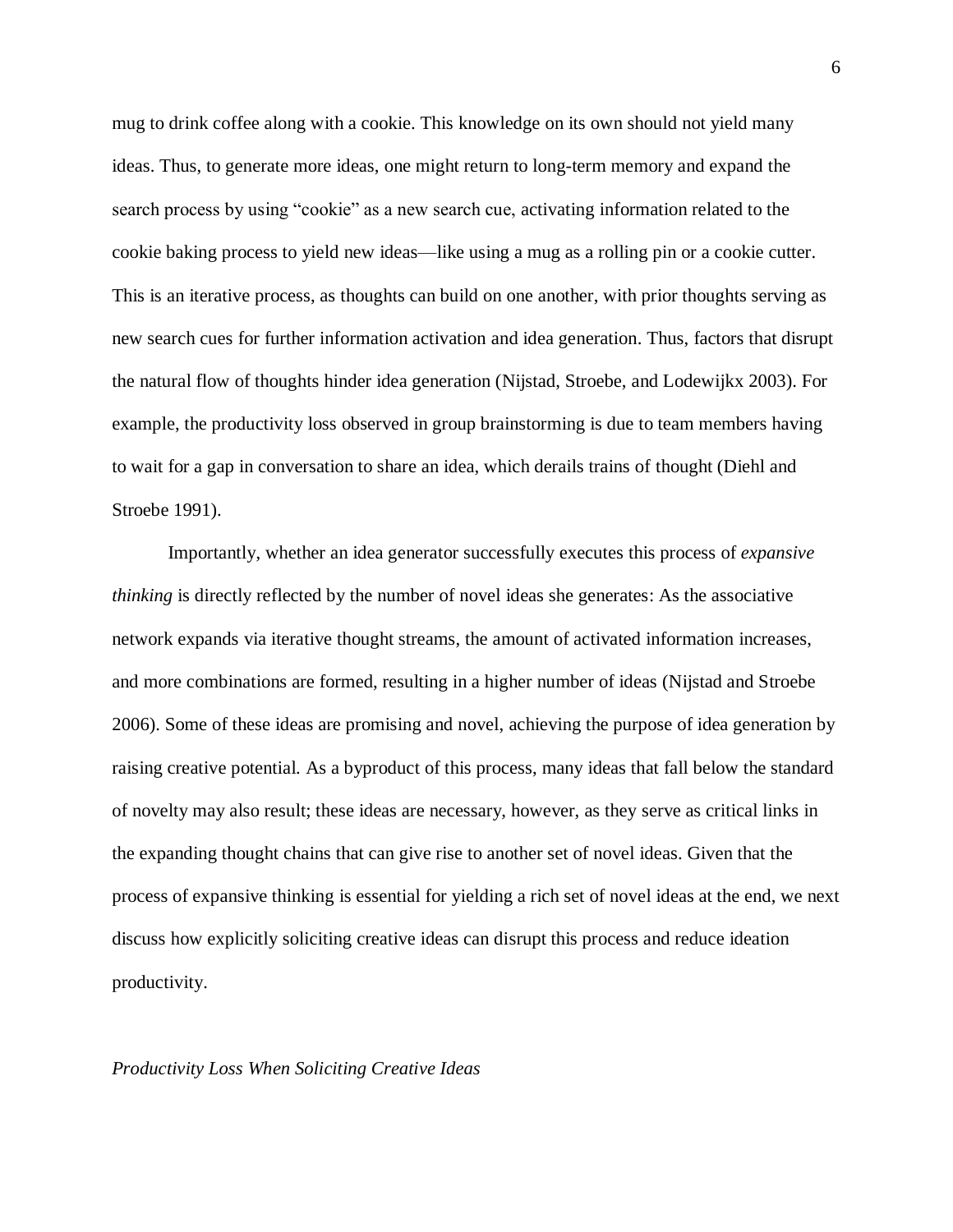mug to drink coffee along with a cookie. This knowledge on its own should not yield many ideas. Thus, to generate more ideas, one might return to long-term memory and expand the search process by using "cookie" as a new search cue, activating information related to the cookie baking process to yield new ideas—like using a mug as a rolling pin or a cookie cutter. This is an iterative process, as thoughts can build on one another, with prior thoughts serving as new search cues for further information activation and idea generation. Thus, factors that disrupt the natural flow of thoughts hinder idea generation (Nijstad, Stroebe, and Lodewijkx 2003). For example, the productivity loss observed in group brainstorming is due to team members having to wait for a gap in conversation to share an idea, which derails trains of thought (Diehl and Stroebe 1991).

Importantly, whether an idea generator successfully executes this process of *expansive thinking* is directly reflected by the number of novel ideas she generates: As the associative network expands via iterative thought streams, the amount of activated information increases, and more combinations are formed, resulting in a higher number of ideas (Nijstad and Stroebe 2006). Some of these ideas are promising and novel, achieving the purpose of idea generation by raising creative potential. As a byproduct of this process, many ideas that fall below the standard of novelty may also result; these ideas are necessary, however, as they serve as critical links in the expanding thought chains that can give rise to another set of novel ideas. Given that the process of expansive thinking is essential for yielding a rich set of novel ideas at the end, we next discuss how explicitly soliciting creative ideas can disrupt this process and reduce ideation productivity.

*Productivity Loss When Soliciting Creative Ideas*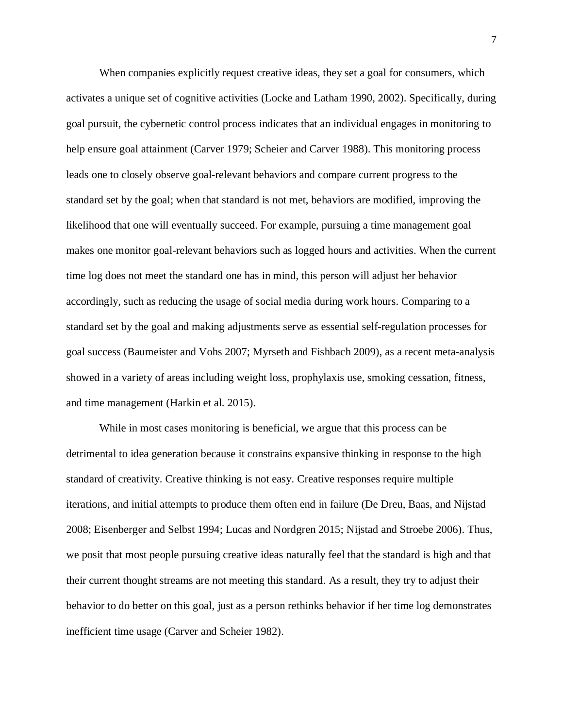When companies explicitly request creative ideas, they set a goal for consumers, which activates a unique set of cognitive activities (Locke and Latham 1990, 2002). Specifically, during goal pursuit, the cybernetic control process indicates that an individual engages in monitoring to help ensure goal attainment (Carver 1979; Scheier and Carver 1988). This monitoring process leads one to closely observe goal-relevant behaviors and compare current progress to the standard set by the goal; when that standard is not met, behaviors are modified, improving the likelihood that one will eventually succeed. For example, pursuing a time management goal makes one monitor goal-relevant behaviors such as logged hours and activities. When the current time log does not meet the standard one has in mind, this person will adjust her behavior accordingly, such as reducing the usage of social media during work hours. Comparing to a standard set by the goal and making adjustments serve as essential self-regulation processes for goal success (Baumeister and Vohs 2007; Myrseth and Fishbach 2009), as a recent meta-analysis showed in a variety of areas including weight loss, prophylaxis use, smoking cessation, fitness, and time management (Harkin et al. 2015).

While in most cases monitoring is beneficial, we argue that this process can be detrimental to idea generation because it constrains expansive thinking in response to the high standard of creativity. Creative thinking is not easy. Creative responses require multiple iterations, and initial attempts to produce them often end in failure (De Dreu, Baas, and Nijstad 2008; Eisenberger and Selbst 1994; Lucas and Nordgren 2015; Nijstad and Stroebe 2006). Thus, we posit that most people pursuing creative ideas naturally feel that the standard is high and that their current thought streams are not meeting this standard. As a result, they try to adjust their behavior to do better on this goal, just as a person rethinks behavior if her time log demonstrates inefficient time usage (Carver and Scheier 1982).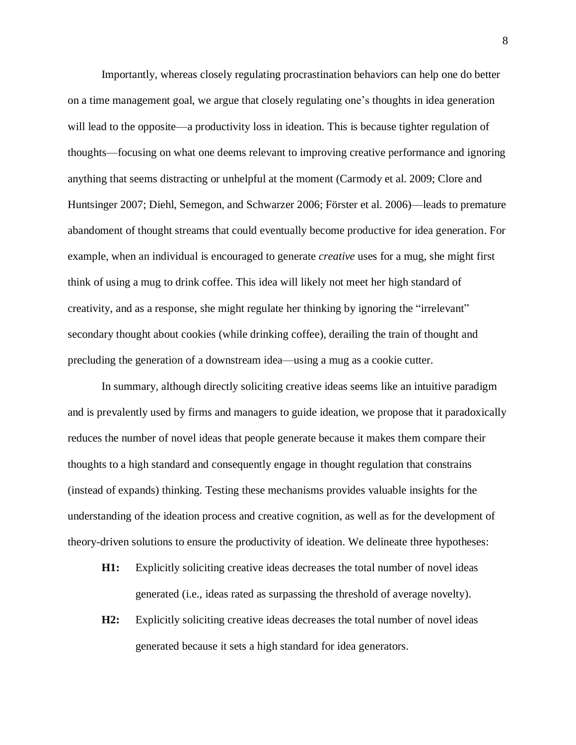Importantly, whereas closely regulating procrastination behaviors can help one do better on a time management goal, we argue that closely regulating one's thoughts in idea generation will lead to the opposite—a productivity loss in ideation. This is because tighter regulation of thoughts—focusing on what one deems relevant to improving creative performance and ignoring anything that seems distracting or unhelpful at the moment (Carmody et al. 2009; Clore and Huntsinger 2007; Diehl, Semegon, and Schwarzer 2006; Förster et al. 2006)—leads to premature abandoment of thought streams that could eventually become productive for idea generation. For example, when an individual is encouraged to generate *creative* uses for a mug, she might first think of using a mug to drink coffee. This idea will likely not meet her high standard of creativity, and as a response, she might regulate her thinking by ignoring the "irrelevant" secondary thought about cookies (while drinking coffee), derailing the train of thought and precluding the generation of a downstream idea—using a mug as a cookie cutter.

In summary, although directly soliciting creative ideas seems like an intuitive paradigm and is prevalently used by firms and managers to guide ideation, we propose that it paradoxically reduces the number of novel ideas that people generate because it makes them compare their thoughts to a high standard and consequently engage in thought regulation that constrains (instead of expands) thinking. Testing these mechanisms provides valuable insights for the understanding of the ideation process and creative cognition, as well as for the development of theory-driven solutions to ensure the productivity of ideation. We delineate three hypotheses:

**H1:** Explicitly soliciting creative ideas decreases the total number of novel ideas generated (i.e., ideas rated as surpassing the threshold of average novelty).

**H2:** Explicitly soliciting creative ideas decreases the total number of novel ideas generated because it sets a high standard for idea generators.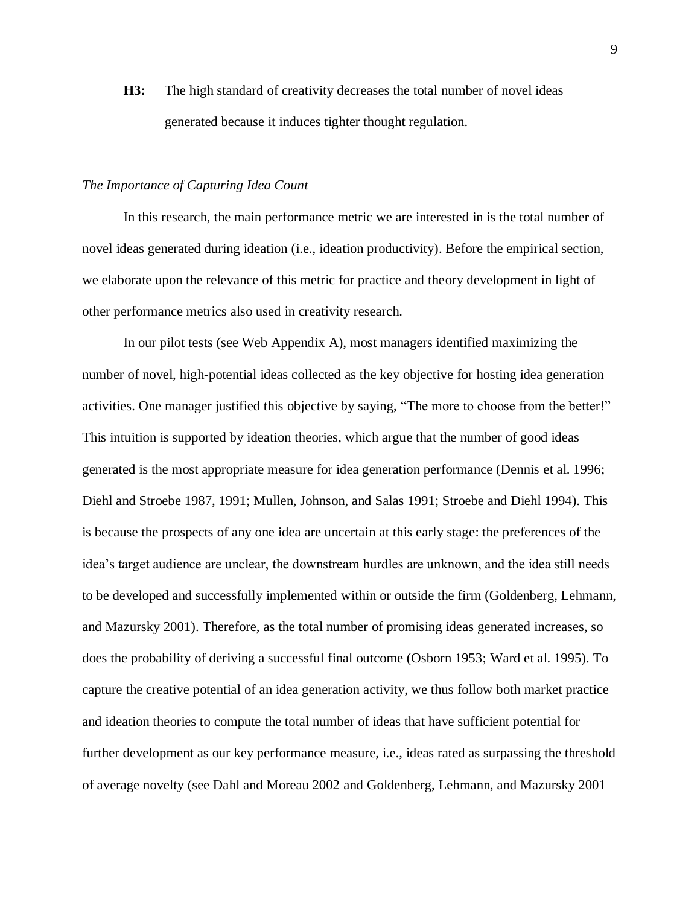**H3:** The high standard of creativity decreases the total number of novel ideas generated because it induces tighter thought regulation.

*The Importance of Capturing Idea Count*

In this research, the main performance metric we are interested in is the total number of novel ideas generated during ideation (i.e., ideation productivity). Before the empirical section, we elaborate upon the relevance of this metric for practice and theory development in light of other performance metrics also used in creativity research.

In our pilot tests (see Web Appendix A), most managers identified maximizing the number of novel, high-potential ideas collected as the key objective for hosting idea generation activities. One manager justified this objective by saying, "The more to choose from the better!" This intuition is supported by ideation theories, which argue that the number of good ideas generated is the most appropriate measure for idea generation performance (Dennis et al. 1996; Diehl and Stroebe 1987, 1991; Mullen, Johnson, and Salas 1991; Stroebe and Diehl 1994). This is because the prospects of any one idea are uncertain at this early stage: the preferences of the idea's target audience are unclear, the downstream hurdles are unknown, and the idea still needs to be developed and successfully implemented within or outside the firm (Goldenberg, Lehmann, and Mazursky 2001). Therefore, as the total number of promising ideas generated increases, so does the probability of deriving a successful final outcome (Osborn 1953; Ward et al. 1995). To capture the creative potential of an idea generation activity, we thus follow both market practice and ideation theories to compute the total number of ideas that have sufficient potential for further development as our key performance measure, i.e., ideas rated as surpassing the threshold of average novelty (see Dahl and Moreau 2002 and Goldenberg, Lehmann, and Mazursky 2001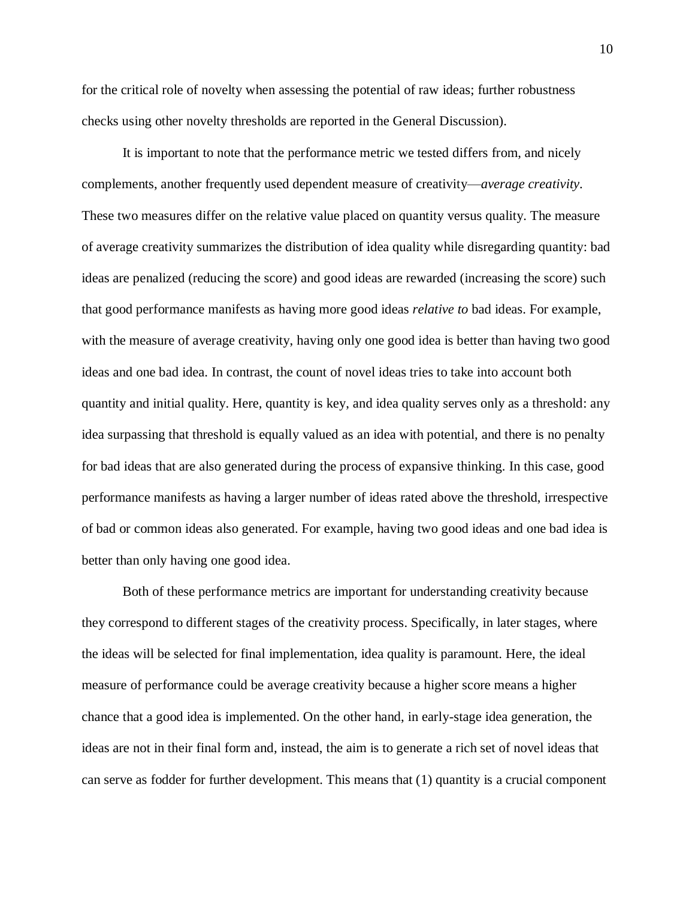for the critical role of novelty when assessing the potential of raw ideas; further robustness checks using other novelty thresholds are reported in the General Discussion).

It is important to note that the performance metric we tested differs from, and nicely complements, another frequently used dependent measure of creativity—*average creativity*. These two measures differ on the relative value placed on quantity versus quality. The measure of average creativity summarizes the distribution of idea quality while disregarding quantity: bad ideas are penalized (reducing the score) and good ideas are rewarded (increasing the score) such that good performance manifests as having more good ideas *relative to* bad ideas. For example, with the measure of average creativity, having only one good idea is better than having two good ideas and one bad idea. In contrast, the count of novel ideas tries to take into account both quantity and initial quality. Here, quantity is key, and idea quality serves only as a threshold: any idea surpassing that threshold is equally valued as an idea with potential, and there is no penalty for bad ideas that are also generated during the process of expansive thinking. In this case, good performance manifests as having a larger number of ideas rated above the threshold, irrespective of bad or common ideas also generated. For example, having two good ideas and one bad idea is better than only having one good idea.

Both of these performance metrics are important for understanding creativity because they correspond to different stages of the creativity process. Specifically, in later stages, where the ideas will be selected for final implementation, idea quality is paramount. Here, the ideal measure of performance could be average creativity because a higher score means a higher chance that a good idea is implemented. On the other hand, in early-stage idea generation, the ideas are not in their final form and, instead, the aim is to generate a rich set of novel ideas that can serve as fodder for further development. This means that (1) quantity is a crucial component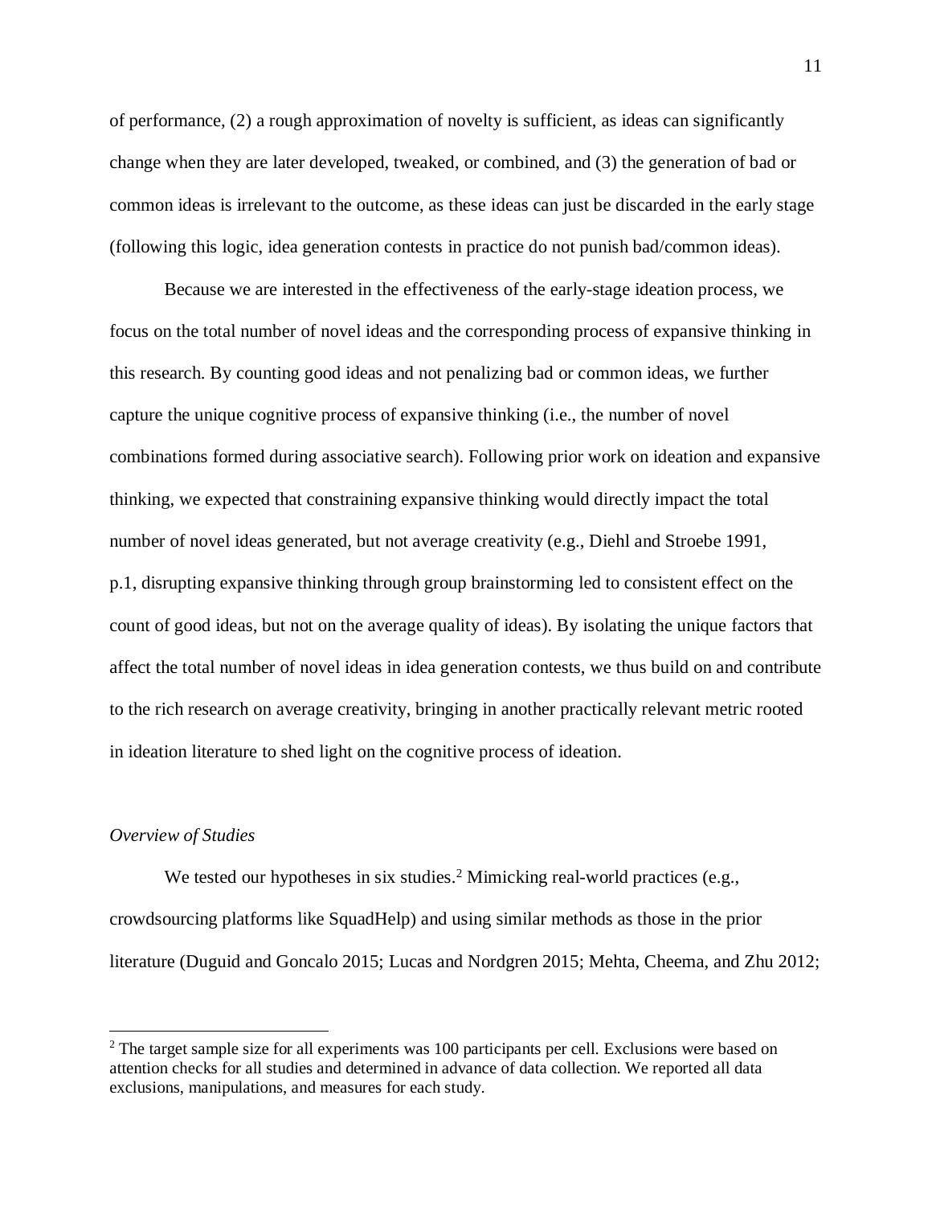of performance, (2) a rough approximation of novelty is sufficient, as ideas can significantly change when they are later developed, tweaked, or combined, and (3) the generation of bad or common ideas is irrelevant to the outcome, as these ideas can just be discarded in the early stage (following this logic, idea generation contests in practice do not punish bad/common ideas).

Because we are interested in the effectiveness of the early-stage ideation process, we focus on the total number of novel ideas and the corresponding process of expansive thinking in this research. By counting good ideas and not penalizing bad or common ideas, we further capture the unique cognitive process of expansive thinking (i.e., the number of novel combinations formed during associative search). Following prior work on ideation and expansive thinking, we expected that constraining expansive thinking would directly impact the total number of novel ideas generated, but not average creativity (e.g., Diehl and Stroebe 1991, p.1, disrupting expansive thinking through group brainstorming led to consistent effect on the count of good ideas, but not on the average quality of ideas). By isolating the unique factors that affect the total number of novel ideas in idea generation contests, we thus build on and contribute to the rich research on average creativity, bringing in another practically relevant metric rooted in ideation literature to shed light on the cognitive process of ideation.

*Overview of Studies*

We tested our hypotheses in six studies.[2] Mimicking real-world practices (e.g., crowdsourcing platforms like SquadHelp) and using similar methods as those in the prior literature (Duguid and Goncalo 2015; Lucas and Nordgren 2015; Mehta, Cheema, and Zhu 2012;

[2] The target sample size for all experiments was 100 participants per cell. Exclusions were based on attention checks for all studies and determined in advance of data collection. We reported all data exclusions, manipulations, and measures for each study.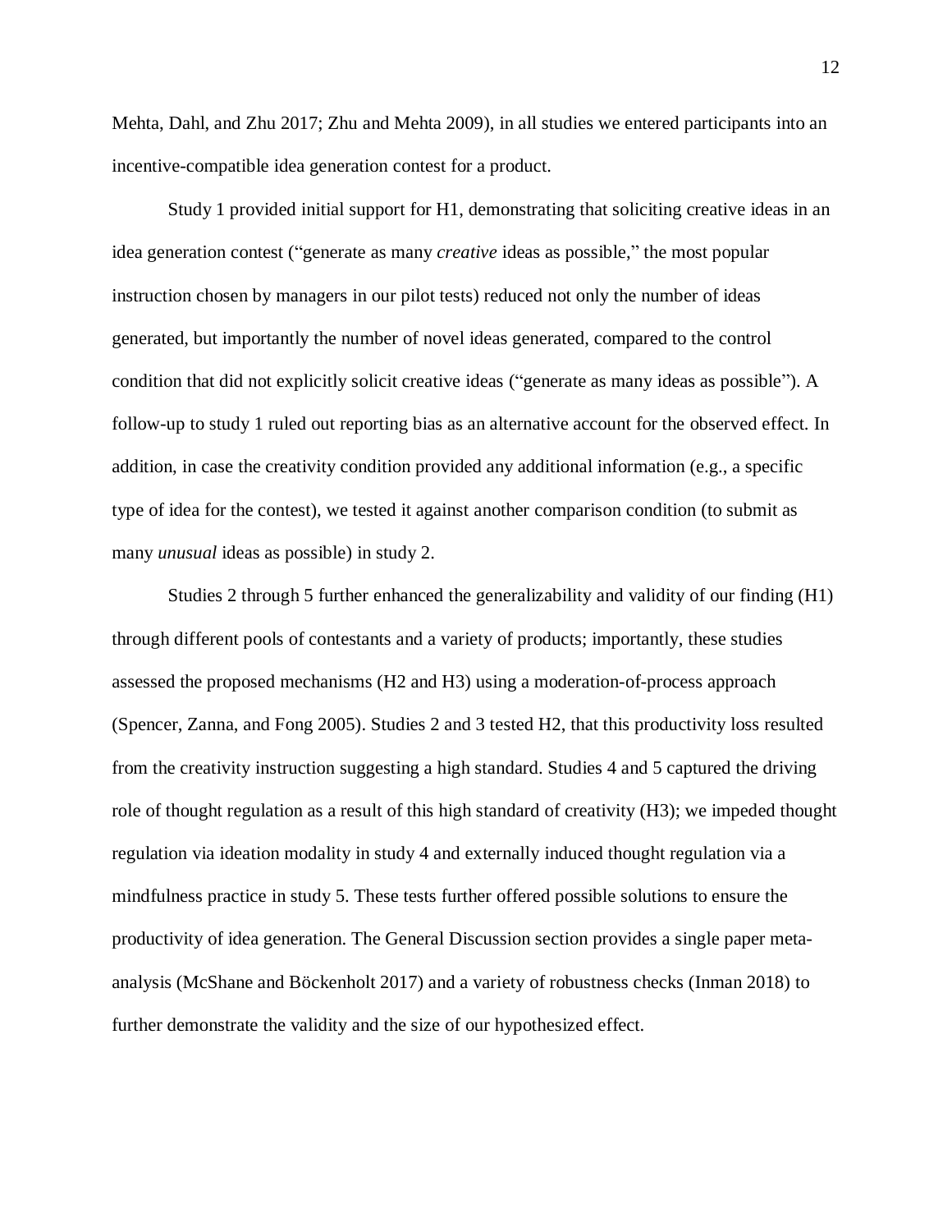Mehta, Dahl, and Zhu 2017; Zhu and Mehta 2009), in all studies we entered participants into an incentive-compatible idea generation contest for a product.

Study 1 provided initial support for H1, demonstrating that soliciting creative ideas in an idea generation contest ("generate as many *creative* ideas as possible," the most popular instruction chosen by managers in our pilot tests) reduced not only the number of ideas generated, but importantly the number of novel ideas generated, compared to the control condition that did not explicitly solicit creative ideas ("generate as many ideas as possible"). A follow-up to study 1 ruled out reporting bias as an alternative account for the observed effect. In addition, in case the creativity condition provided any additional information (e.g., a specific type of idea for the contest), we tested it against another comparison condition (to submit as many *unusual* ideas as possible) in study 2.

Studies 2 through 5 further enhanced the generalizability and validity of our finding (H1) through different pools of contestants and a variety of products; importantly, these studies assessed the proposed mechanisms (H2 and H3) using a moderation-of-process approach (Spencer, Zanna, and Fong 2005). Studies 2 and 3 tested H2, that this productivity loss resulted from the creativity instruction suggesting a high standard. Studies 4 and 5 captured the driving role of thought regulation as a result of this high standard of creativity (H3); we impeded thought regulation via ideation modality in study 4 and externally induced thought regulation via a mindfulness practice in study 5. These tests further offered possible solutions to ensure the productivity of idea generation. The General Discussion section provides a single paper meta-analysis (McShane and Böckenholt 2017) and a variety of robustness checks (Inman 2018) to further demonstrate the validity and the size of our hypothesized effect.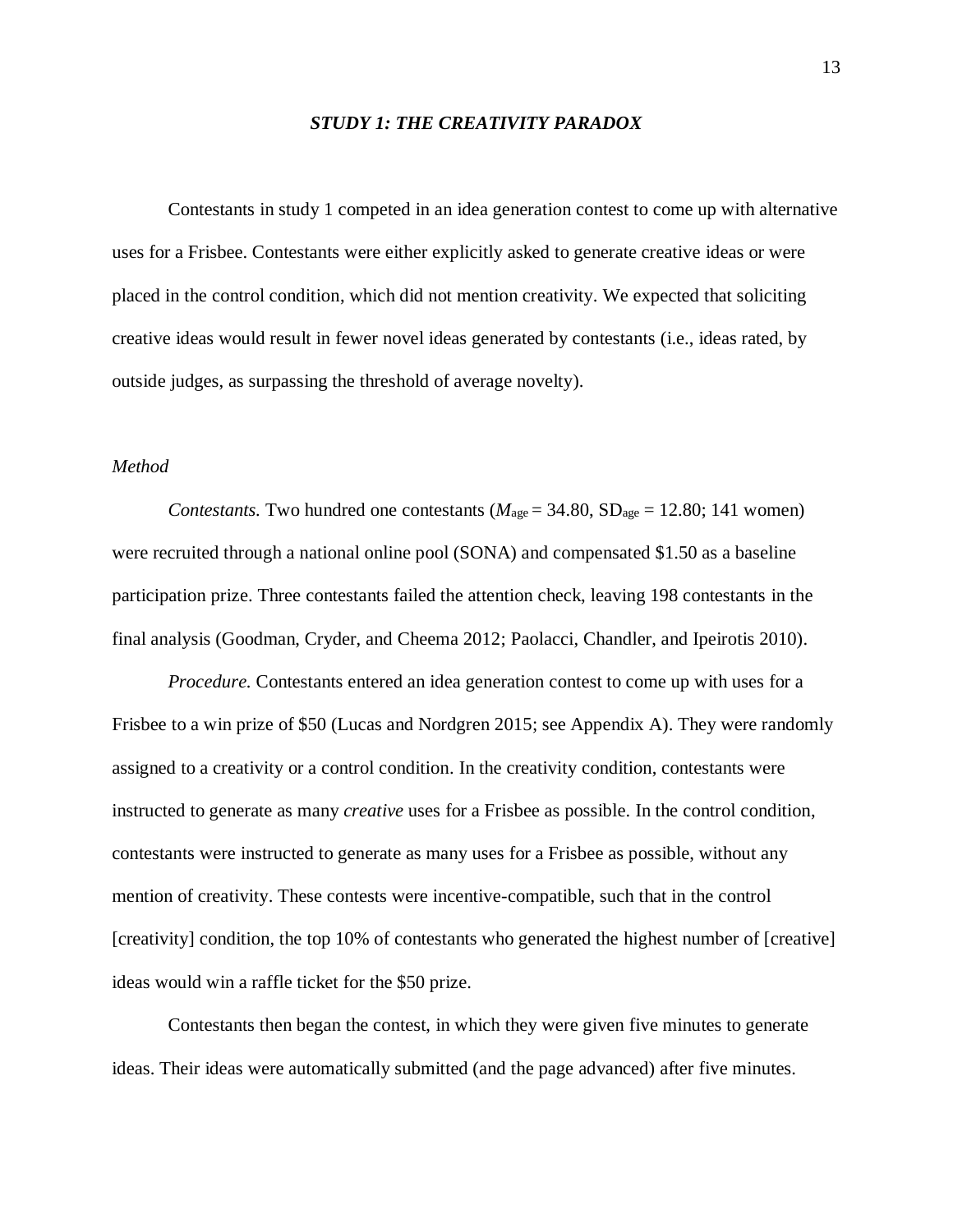## *STUDY 1: THE CREATIVITY PARADOX*

Contestants in study 1 competed in an idea generation contest to come up with alternative uses for a Frisbee. Contestants were either explicitly asked to generate creative ideas or were placed in the control condition, which did not mention creativity. We expected that soliciting creative ideas would result in fewer novel ideas generated by contestants (i.e., ideas rated, by outside judges, as surpassing the threshold of average novelty).

### *Method*

*Contestants.* Two hundred one contestants ($M_{age}$ = 34.80, $SD_{age}$ = 12.80; 141 women) were recruited through a national online pool (SONA) and compensated $1.50 as a baseline participation prize. Three contestants failed the attention check, leaving 198 contestants in the final analysis (Goodman, Cryder, and Cheema 2012; Paolacci, Chandler, and Ipeirotis 2010).

*Procedure.* Contestants entered an idea generation contest to come up with uses for a Frisbee to a win prize of $50 (Lucas and Nordgren 2015; see Appendix A). They were randomly assigned to a creativity or a control condition. In the creativity condition, contestants were instructed to generate as many *creative* uses for a Frisbee as possible. In the control condition, contestants were instructed to generate as many uses for a Frisbee as possible, without any mention of creativity. These contests were incentive-compatible, such that in the control [creativity] condition, the top 10% of contestants who generated the highest number of [creative] ideas would win a raffle ticket for the $50 prize.

Contestants then began the contest, in which they were given five minutes to generate ideas. Their ideas were automatically submitted (and the page advanced) after five minutes.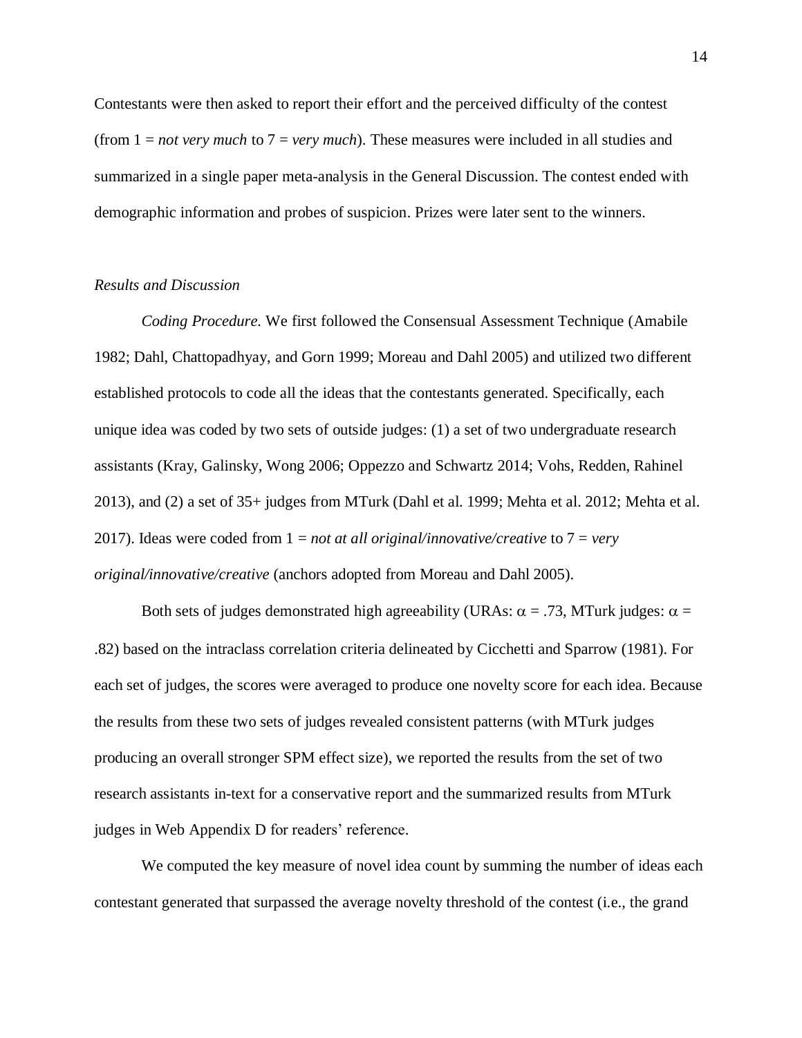Contestants were then asked to report their effort and the perceived difficulty of the contest (from 1 = *not very much* to 7 = *very much*). These measures were included in all studies and summarized in a single paper meta-analysis in the General Discussion. The contest ended with demographic information and probes of suspicion. Prizes were later sent to the winners.

*Results and Discussion*

*Coding Procedure.* We first followed the Consensual Assessment Technique (Amabile 1982; Dahl, Chattopadhyay, and Gorn 1999; Moreau and Dahl 2005) and utilized two different established protocols to code all the ideas that the contestants generated. Specifically, each unique idea was coded by two sets of outside judges: (1) a set of two undergraduate research assistants (Kray, Galinsky, Wong 2006; Oppezzo and Schwartz 2014; Vohs, Redden, Rahinel 2013), and (2) a set of 35+ judges from MTurk (Dahl et al. 1999; Mehta et al. 2012; Mehta et al. 2017). Ideas were coded from 1 = *not at all original/innovative/creative* to 7 = *very original/innovative/creative* (anchors adopted from Moreau and Dahl 2005).

Both sets of judges demonstrated high agreeability (URAs: $\alpha$ = .73, MTurk judges: $\alpha$ = .82) based on the intraclass correlation criteria delineated by Cicchetti and Sparrow (1981). For each set of judges, the scores were averaged to produce one novelty score for each idea. Because the results from these two sets of judges revealed consistent patterns (with MTurk judges producing an overall stronger SPM effect size), we reported the results from the set of two research assistants in-text for a conservative report and the summarized results from MTurk judges in Web Appendix D for readers' reference.

We computed the key measure of novel idea count by summing the number of ideas each contestant generated that surpassed the average novelty threshold of the contest (i.e., the grand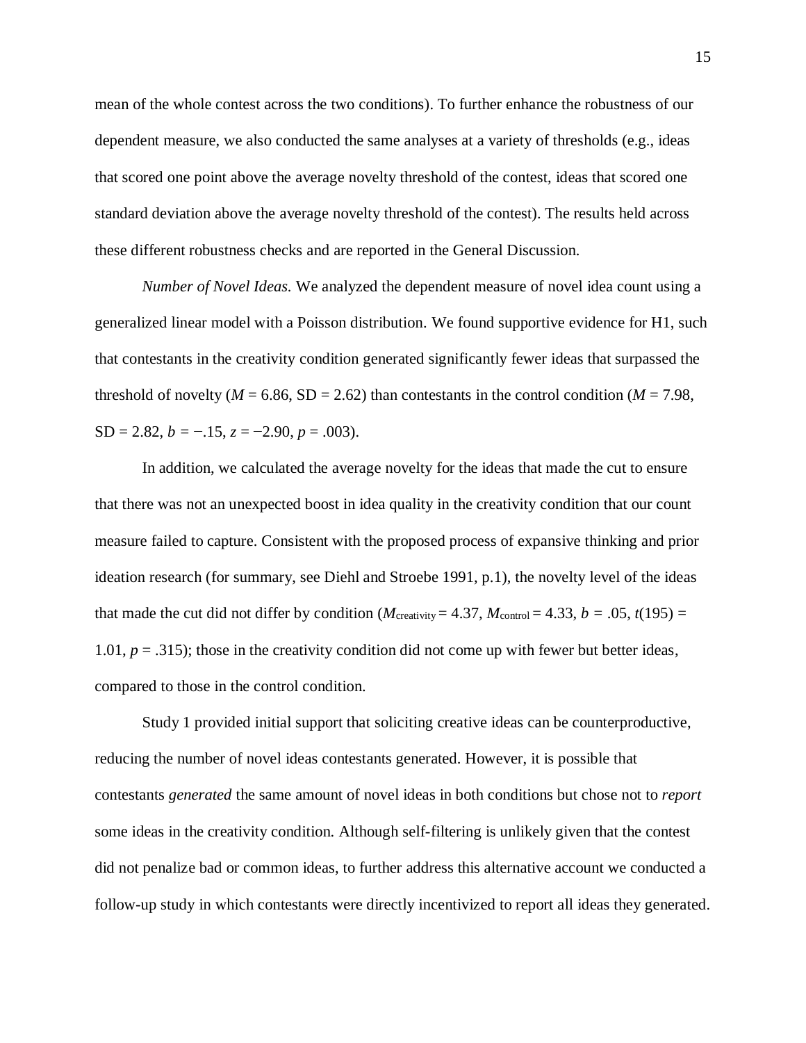mean of the whole contest across the two conditions). To further enhance the robustness of our dependent measure, we also conducted the same analyses at a variety of thresholds (e.g., ideas that scored one point above the average novelty threshold of the contest, ideas that scored one standard deviation above the average novelty threshold of the contest). The results held across these different robustness checks and are reported in the General Discussion.

*Number of Novel Ideas.* We analyzed the dependent measure of novel idea count using a generalized linear model with a Poisson distribution. We found supportive evidence for H1, such that contestants in the creativity condition generated significantly fewer ideas that surpassed the threshold of novelty ($M = 6.86$, SD = 2.62) than contestants in the control condition ($M = 7.98$, SD = 2.82, $b = -.15$, $z = -2.90$, $p = .003$).

In addition, we calculated the average novelty for the ideas that made the cut to ensure that there was not an unexpected boost in idea quality in the creativity condition that our count measure failed to capture. Consistent with the proposed process of expansive thinking and prior ideation research (for summary, see Diehl and Stroebe 1991, p.1), the novelty level of the ideas that made the cut did not differ by condition ($M_{\text{creativity}} = 4.37$, $M_{\text{control}} = 4.33$, $b = .05$, $t(195) = 1.01$, $p = .315$); those in the creativity condition did not come up with fewer but better ideas, compared to those in the control condition.

Study 1 provided initial support that soliciting creative ideas can be counterproductive, reducing the number of novel ideas contestants generated. However, it is possible that contestants *generated* the same amount of novel ideas in both conditions but chose not to *report* some ideas in the creativity condition. Although self-filtering is unlikely given that the contest did not penalize bad or common ideas, to further address this alternative account we conducted a follow-up study in which contestants were directly incentivized to report all ideas they generated.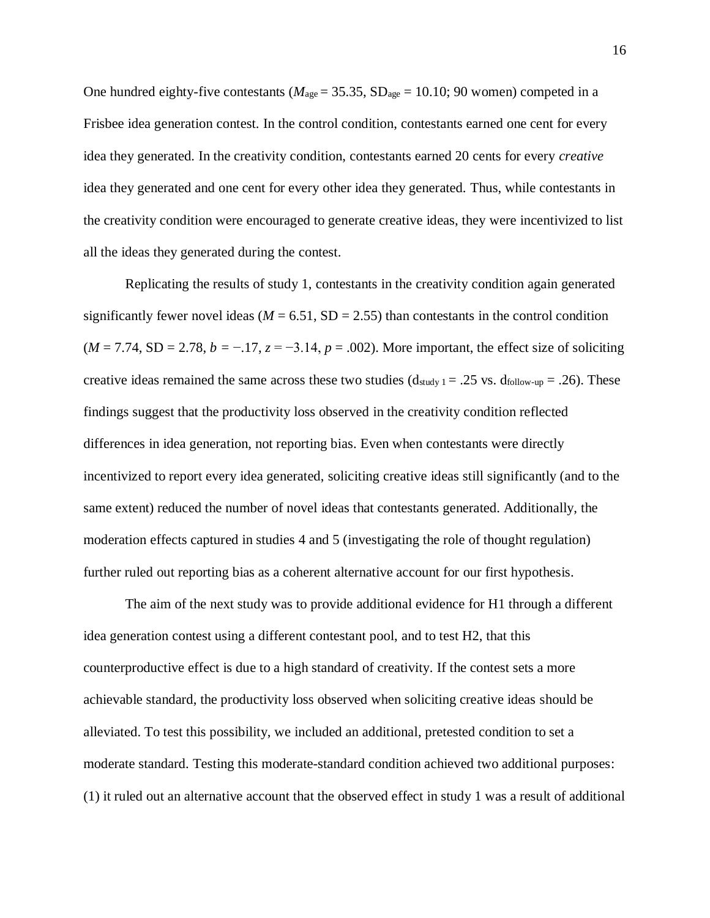One hundred eighty-five contestants ($M_{age}$ = 35.35, $SD_{age}$ = 10.10; 90 women) competed in a Frisbee idea generation contest. In the control condition, contestants earned one cent for every idea they generated. In the creativity condition, contestants earned 20 cents for every *creative* idea they generated and one cent for every other idea they generated. Thus, while contestants in the creativity condition were encouraged to generate creative ideas, they were incentivized to list all the ideas they generated during the contest.

Replicating the results of study 1, contestants in the creativity condition again generated significantly fewer novel ideas ($M$ = 6.51, SD = 2.55) than contestants in the control condition ($M$ = 7.74, SD = 2.78, $b$ = −.17, $z$ = −3.14, $p$ = .002). More important, the effect size of soliciting creative ideas remained the same across these two studies ($d_{study\ 1}$ = .25 vs. $d_{follow\text{-}up}$ = .26). These findings suggest that the productivity loss observed in the creativity condition reflected differences in idea generation, not reporting bias. Even when contestants were directly incentivized to report every idea generated, soliciting creative ideas still significantly (and to the same extent) reduced the number of novel ideas that contestants generated. Additionally, the moderation effects captured in studies 4 and 5 (investigating the role of thought regulation) further ruled out reporting bias as a coherent alternative account for our first hypothesis.

The aim of the next study was to provide additional evidence for H1 through a different idea generation contest using a different contestant pool, and to test H2, that this counterproductive effect is due to a high standard of creativity. If the contest sets a more achievable standard, the productivity loss observed when soliciting creative ideas should be alleviated. To test this possibility, we included an additional, pretested condition to set a moderate standard. Testing this moderate-standard condition achieved two additional purposes: (1) it ruled out an alternative account that the observed effect in study 1 was a result of additional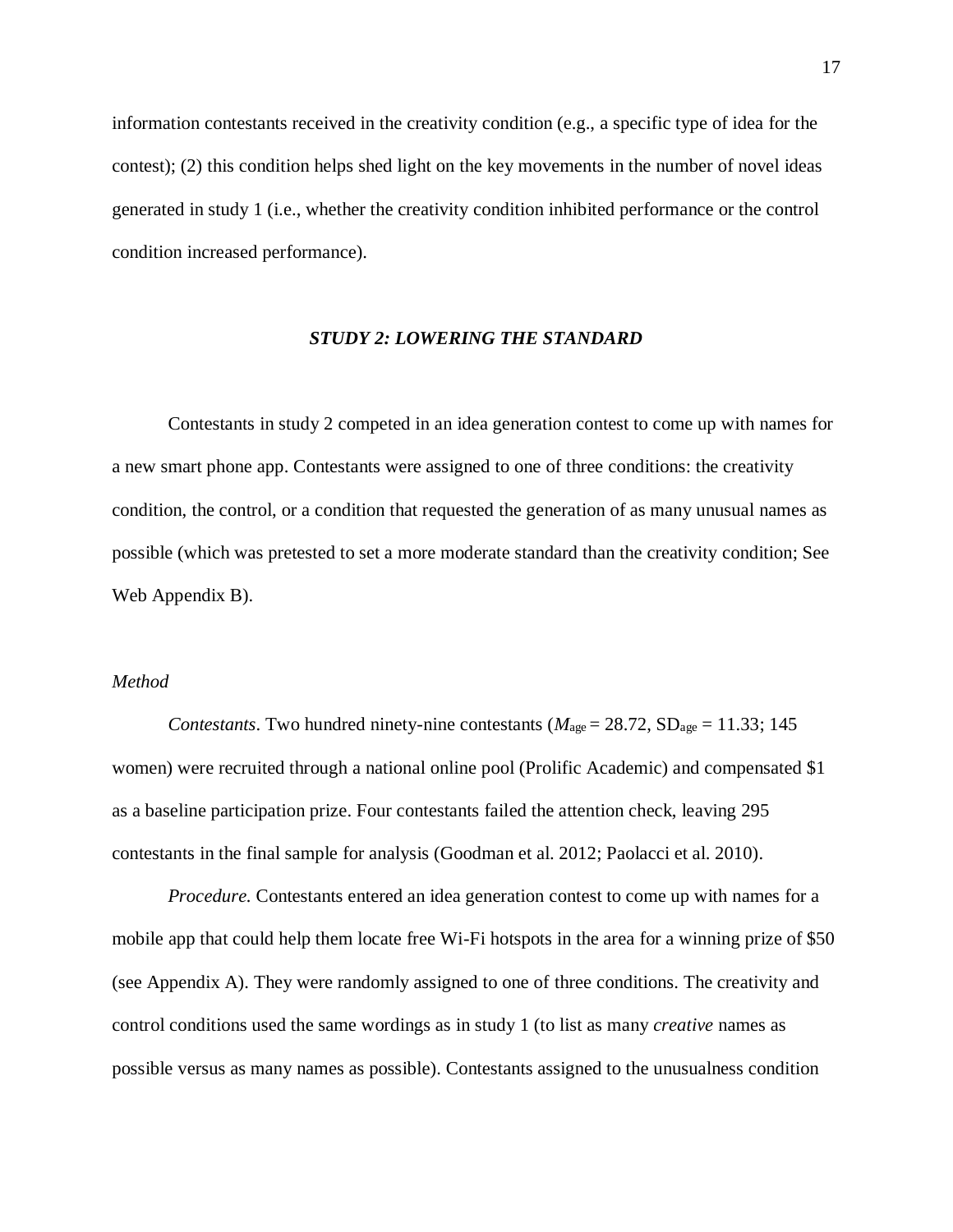information contestants received in the creativity condition (e.g., a specific type of idea for the contest); (2) this condition helps shed light on the key movements in the number of novel ideas generated in study 1 (i.e., whether the creativity condition inhibited performance or the control condition increased performance).

## *STUDY 2: LOWERING THE STANDARD*

Contestants in study 2 competed in an idea generation contest to come up with names for a new smart phone app. Contestants were assigned to one of three conditions: the creativity condition, the control, or a condition that requested the generation of as many unusual names as possible (which was pretested to set a more moderate standard than the creativity condition; See Web Appendix B).

### *Method*

*Contestants*. Two hundred ninety-nine contestants ($M_{age} = 28.72$, $SD_{age} = 11.33$; 145 women) were recruited through a national online pool (Prolific Academic) and compensated $1 as a baseline participation prize. Four contestants failed the attention check, leaving 295 contestants in the final sample for analysis (Goodman et al. 2012; Paolacci et al. 2010).

*Procedure.* Contestants entered an idea generation contest to come up with names for a mobile app that could help them locate free Wi-Fi hotspots in the area for a winning prize of $50 (see Appendix A). They were randomly assigned to one of three conditions. The creativity and control conditions used the same wordings as in study 1 (to list as many *creative* names as possible versus as many names as possible). Contestants assigned to the unusualness condition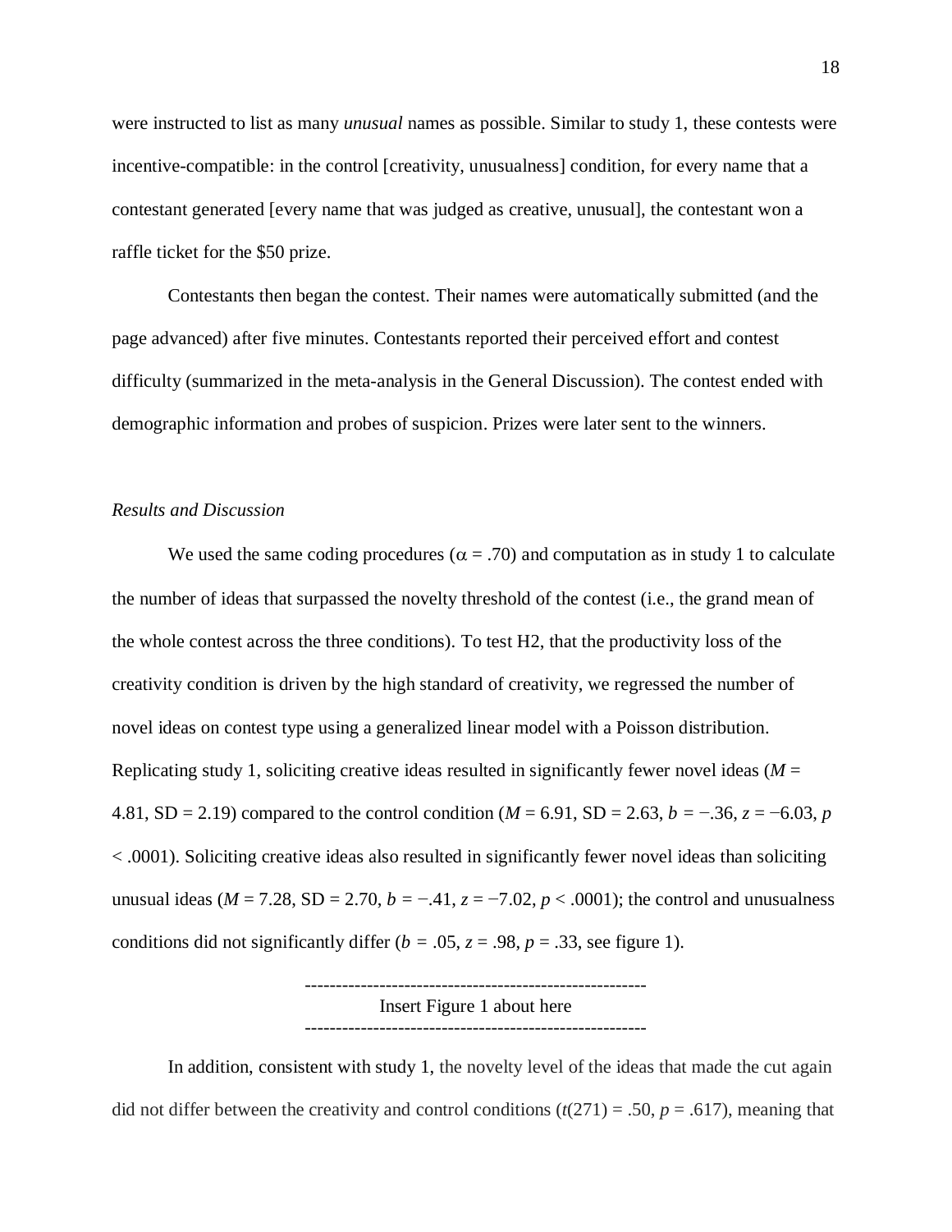were instructed to list as many *unusual* names as possible. Similar to study 1, these contests were incentive-compatible: in the control [creativity, unusualness] condition, for every name that a contestant generated [every name that was judged as creative, unusual], the contestant won a raffle ticket for the $50 prize.

Contestants then began the contest. Their names were automatically submitted (and the page advanced) after five minutes. Contestants reported their perceived effort and contest difficulty (summarized in the meta-analysis in the General Discussion). The contest ended with demographic information and probes of suspicion. Prizes were later sent to the winners.

*Results and Discussion*

We used the same coding procedures ($\alpha = .70$) and computation as in study 1 to calculate the number of ideas that surpassed the novelty threshold of the contest (i.e., the grand mean of the whole contest across the three conditions). To test H2, that the productivity loss of the creativity condition is driven by the high standard of creativity, we regressed the number of novel ideas on contest type using a generalized linear model with a Poisson distribution. Replicating study 1, soliciting creative ideas resulted in significantly fewer novel ideas ($M$ = 4.81, SD = 2.19) compared to the control condition ($M$ = 6.91, SD = 2.63, $b = -.36$, $z = -6.03$, $p < .0001$). Soliciting creative ideas also resulted in significantly fewer novel ideas than soliciting unusual ideas ($M$ = 7.28, SD = 2.70, $b = -.41$, $z = -7.02$, $p < .0001$); the control and unusualness conditions did not significantly differ ($b = .05$, $z = .98$, $p = .33$, see figure 1).

-------------------------------------------------------
Insert Figure 1 about here
-------------------------------------------------------

In addition, consistent with study 1, the novelty level of the ideas that made the cut again did not differ between the creativity and control conditions ($t(271) = .50$, $p = .617$), meaning that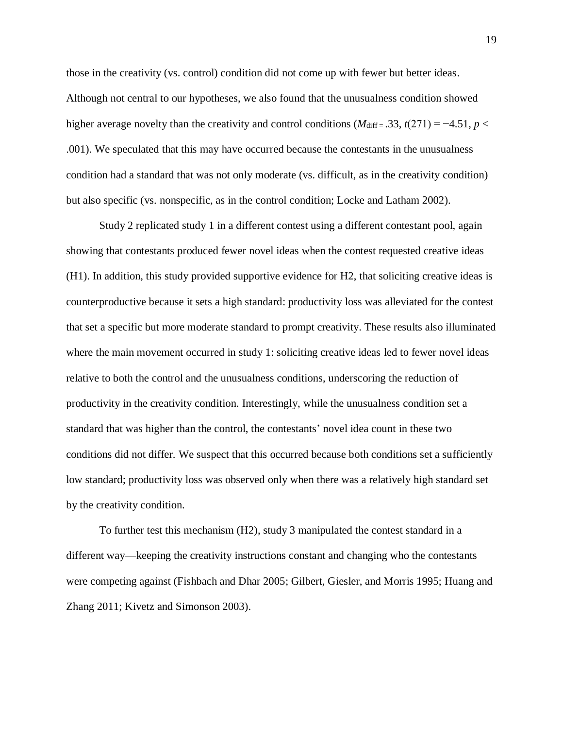those in the creativity (vs. control) condition did not come up with fewer but better ideas. Although not central to our hypotheses, we also found that the unusualness condition showed higher average novelty than the creativity and control conditions ($M_{diff} = .33$, $t(271) = -4.51$, $p < .001$). We speculated that this may have occurred because the contestants in the unusualness condition had a standard that was not only moderate (vs. difficult, as in the creativity condition) but also specific (vs. nonspecific, as in the control condition; Locke and Latham 2002).

Study 2 replicated study 1 in a different contest using a different contestant pool, again showing that contestants produced fewer novel ideas when the contest requested creative ideas (H1). In addition, this study provided supportive evidence for H2, that soliciting creative ideas is counterproductive because it sets a high standard: productivity loss was alleviated for the contest that set a specific but more moderate standard to prompt creativity. These results also illuminated where the main movement occurred in study 1: soliciting creative ideas led to fewer novel ideas relative to both the control and the unusualness conditions, underscoring the reduction of productivity in the creativity condition. Interestingly, while the unusualness condition set a standard that was higher than the control, the contestants' novel idea count in these two conditions did not differ. We suspect that this occurred because both conditions set a sufficiently low standard; productivity loss was observed only when there was a relatively high standard set by the creativity condition.

To further test this mechanism (H2), study 3 manipulated the contest standard in a different way—keeping the creativity instructions constant and changing who the contestants were competing against (Fishbach and Dhar 2005; Gilbert, Giesler, and Morris 1995; Huang and Zhang 2011; Kivetz and Simonson 2003).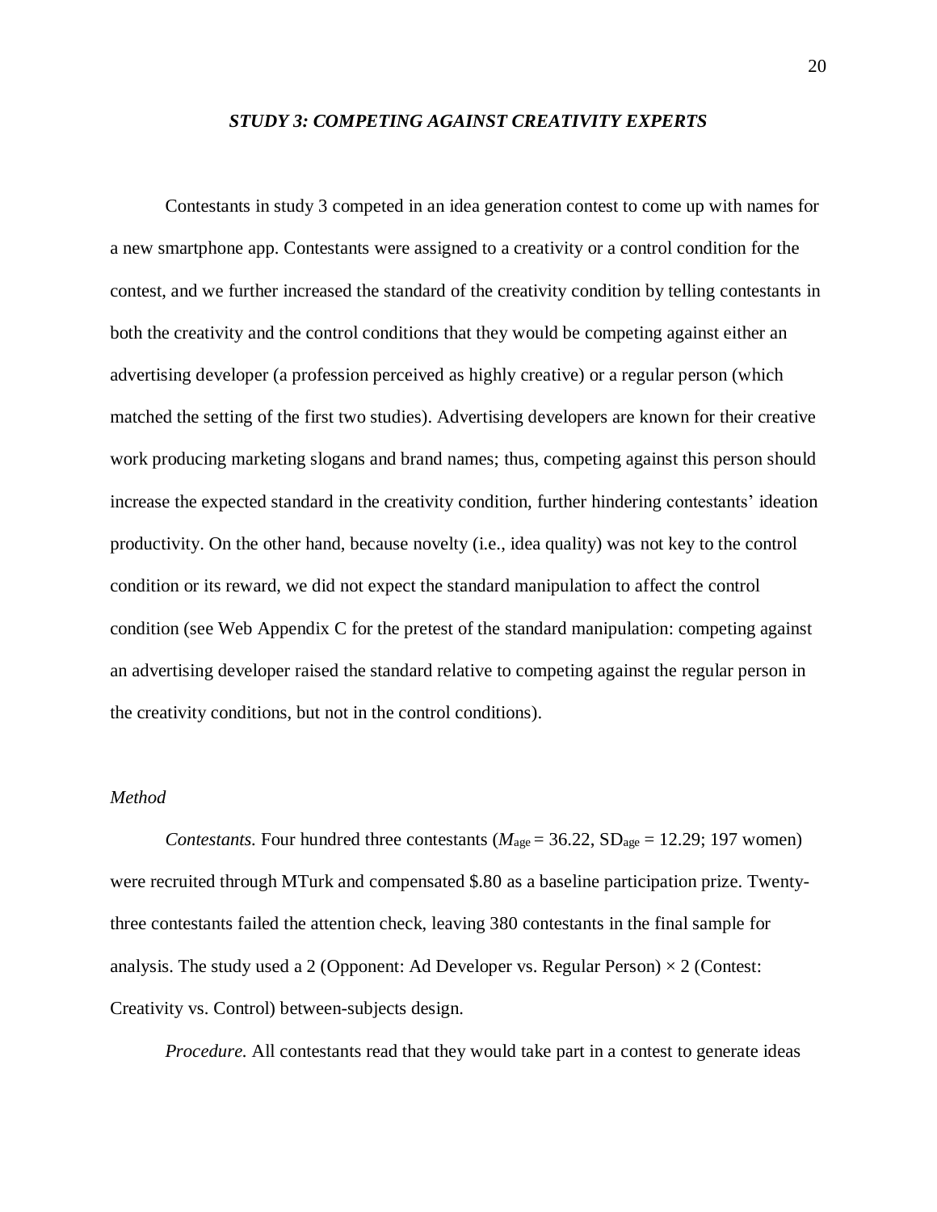### *STUDY 3: COMPETING AGAINST CREATIVITY EXPERTS*

Contestants in study 3 competed in an idea generation contest to come up with names for a new smartphone app. Contestants were assigned to a creativity or a control condition for the contest, and we further increased the standard of the creativity condition by telling contestants in both the creativity and the control conditions that they would be competing against either an advertising developer (a profession perceived as highly creative) or a regular person (which matched the setting of the first two studies). Advertising developers are known for their creative work producing marketing slogans and brand names; thus, competing against this person should increase the expected standard in the creativity condition, further hindering contestants' ideation productivity. On the other hand, because novelty (i.e., idea quality) was not key to the control condition or its reward, we did not expect the standard manipulation to affect the control condition (see Web Appendix C for the pretest of the standard manipulation: competing against an advertising developer raised the standard relative to competing against the regular person in the creativity conditions, but not in the control conditions).

*Method*

*Contestants.* Four hundred three contestants ($M_{age} = 36.22$, $SD_{age} = 12.29$; 197 women) were recruited through MTurk and compensated $.80 as a baseline participation prize. Twenty-three contestants failed the attention check, leaving 380 contestants in the final sample for analysis. The study used a 2 (Opponent: Ad Developer vs. Regular Person) × 2 (Contest: Creativity vs. Control) between-subjects design.

*Procedure.* All contestants read that they would take part in a contest to generate ideas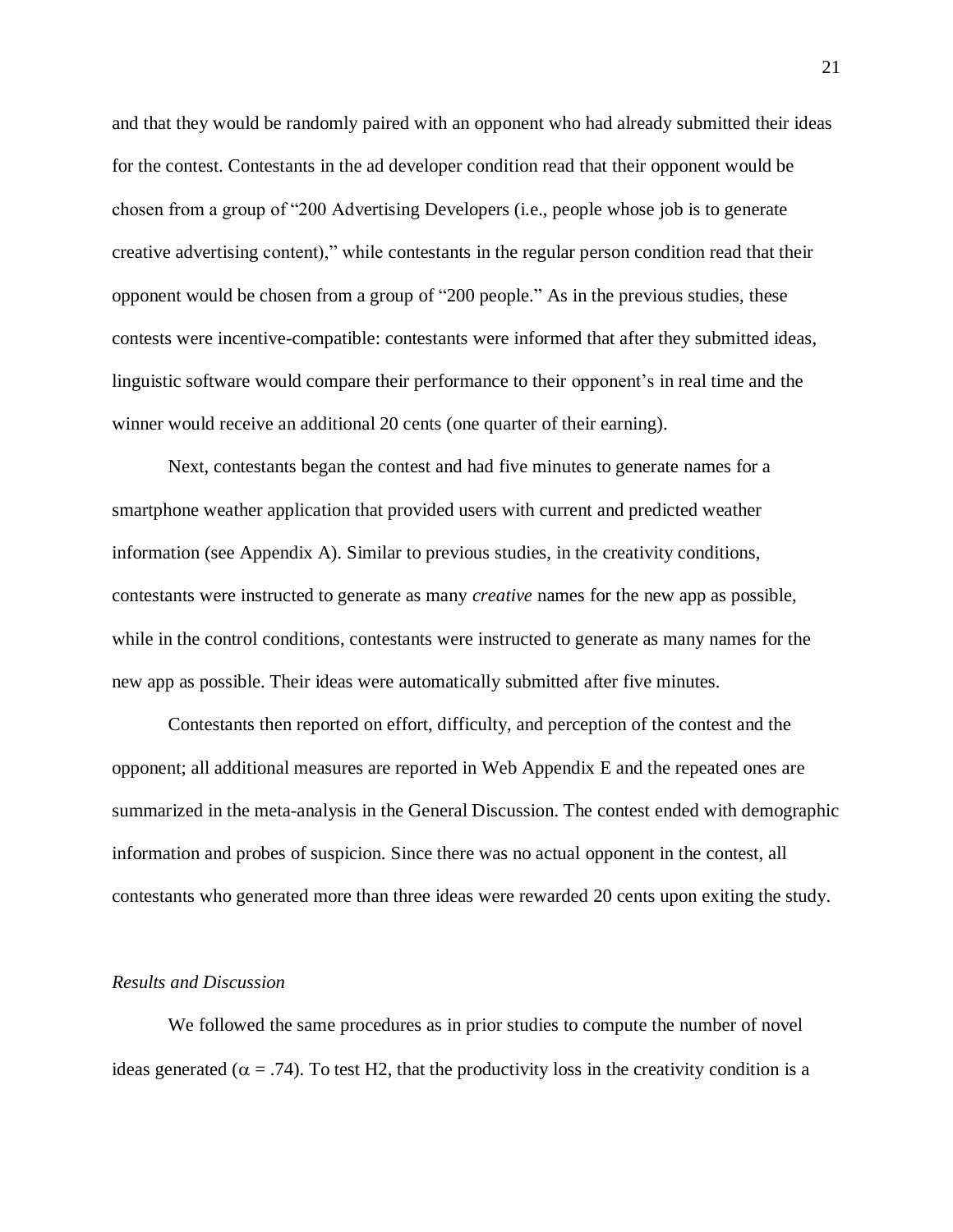and that they would be randomly paired with an opponent who had already submitted their ideas for the contest. Contestants in the ad developer condition read that their opponent would be chosen from a group of "200 Advertising Developers (i.e., people whose job is to generate creative advertising content)," while contestants in the regular person condition read that their opponent would be chosen from a group of "200 people." As in the previous studies, these contests were incentive-compatible: contestants were informed that after they submitted ideas, linguistic software would compare their performance to their opponent's in real time and the winner would receive an additional 20 cents (one quarter of their earning).

Next, contestants began the contest and had five minutes to generate names for a smartphone weather application that provided users with current and predicted weather information (see Appendix A). Similar to previous studies, in the creativity conditions, contestants were instructed to generate as many *creative* names for the new app as possible, while in the control conditions, contestants were instructed to generate as many names for the new app as possible. Their ideas were automatically submitted after five minutes.

Contestants then reported on effort, difficulty, and perception of the contest and the opponent; all additional measures are reported in Web Appendix E and the repeated ones are summarized in the meta-analysis in the General Discussion. The contest ended with demographic information and probes of suspicion. Since there was no actual opponent in the contest, all contestants who generated more than three ideas were rewarded 20 cents upon exiting the study.

*Results and Discussion*

We followed the same procedures as in prior studies to compute the number of novel ideas generated ($\alpha = .74$). To test H2, that the productivity loss in the creativity condition is a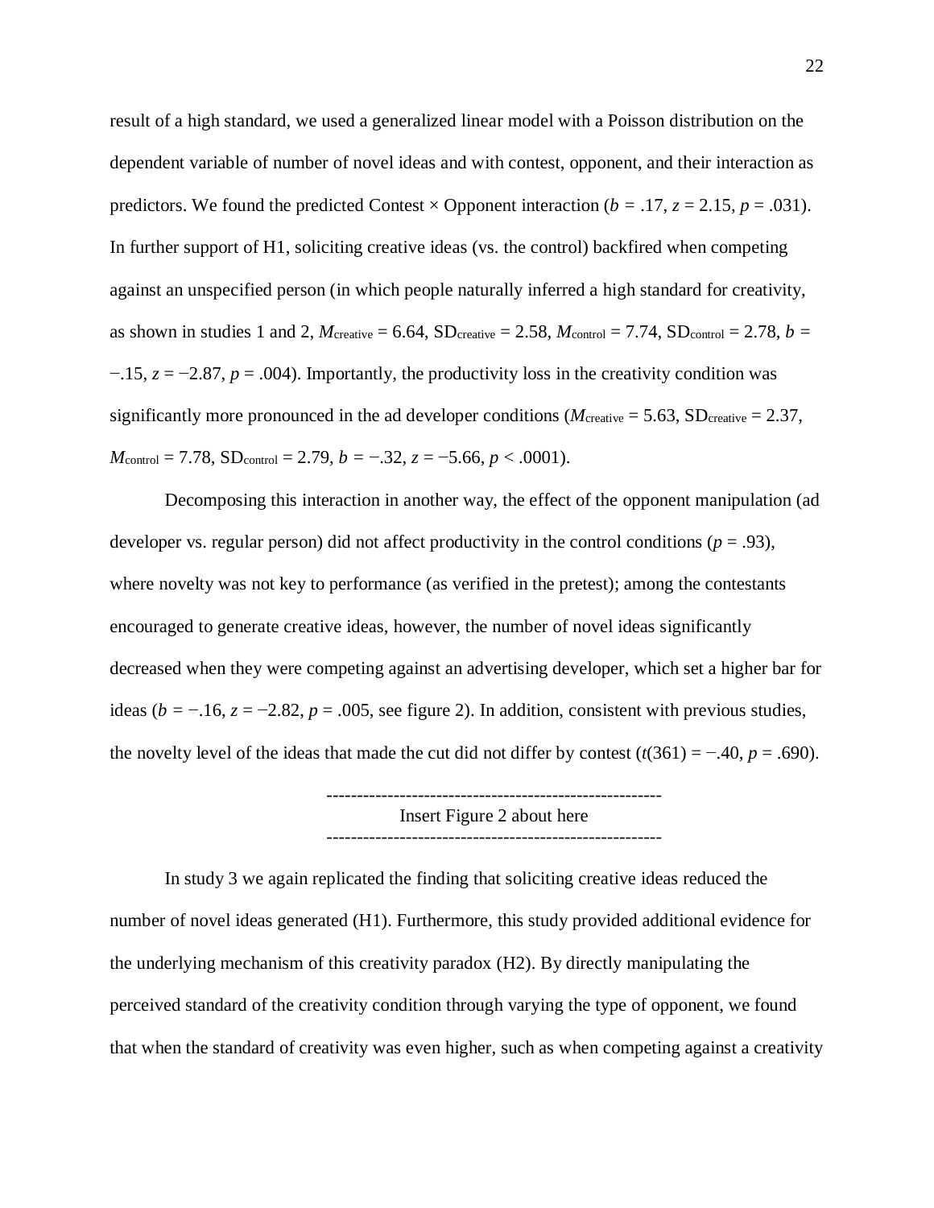result of a high standard, we used a generalized linear model with a Poisson distribution on the dependent variable of number of novel ideas and with contest, opponent, and their interaction as predictors. We found the predicted Contest × Opponent interaction ($b$ = .17, $z$ = 2.15, $p$ = .031). In further support of H1, soliciting creative ideas (vs. the control) backfired when competing against an unspecified person (in which people naturally inferred a high standard for creativity, as shown in studies 1 and 2, $M_{\text{creative}}$ = 6.64, $SD_{\text{creative}}$ = 2.58, $M_{\text{control}}$ = 7.74, $SD_{\text{control}}$ = 2.78, $b$ = −.15, $z$ = −2.87, $p$ = .004). Importantly, the productivity loss in the creativity condition was significantly more pronounced in the ad developer conditions ($M_{\text{creative}}$ = 5.63, $SD_{\text{creative}}$ = 2.37, $M_{\text{control}}$ = 7.78, $SD_{\text{control}}$ = 2.79, $b$ = −.32, $z$ = −5.66, $p$ < .0001).

Decomposing this interaction in another way, the effect of the opponent manipulation (ad developer vs. regular person) did not affect productivity in the control conditions ($p$ = .93), where novelty was not key to performance (as verified in the pretest); among the contestants encouraged to generate creative ideas, however, the number of novel ideas significantly decreased when they were competing against an advertising developer, which set a higher bar for ideas ($b$ = −.16, $z$ = −2.82, $p$ = .005, see figure 2). In addition, consistent with previous studies, the novelty level of the ideas that made the cut did not differ by contest ($t$(361) = −.40, $p$ = .690).

-------------------------------------------------------
Insert Figure 2 about here
-------------------------------------------------------

In study 3 we again replicated the finding that soliciting creative ideas reduced the number of novel ideas generated (H1). Furthermore, this study provided additional evidence for the underlying mechanism of this creativity paradox (H2). By directly manipulating the perceived standard of the creativity condition through varying the type of opponent, we found that when the standard of creativity was even higher, such as when competing against a creativity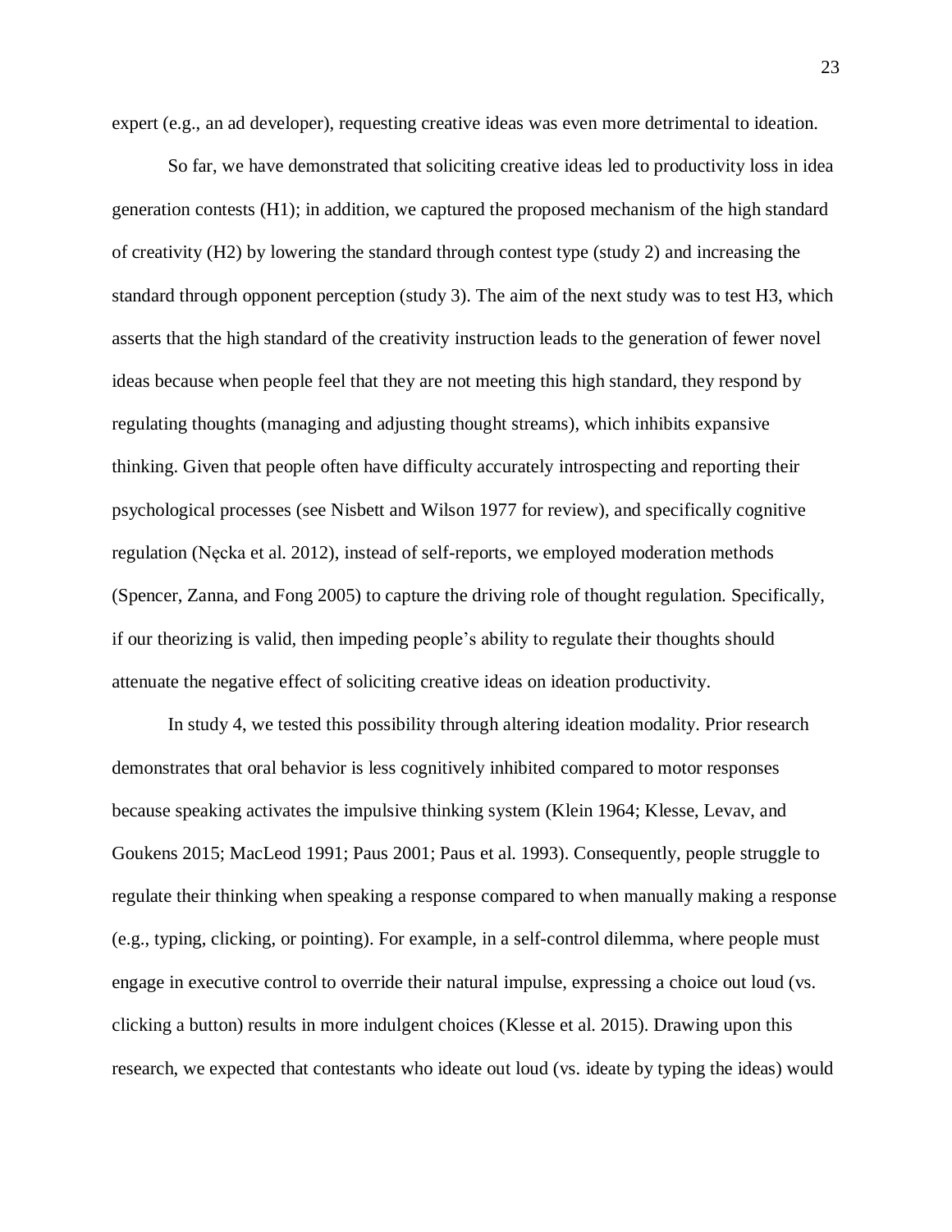expert (e.g., an ad developer), requesting creative ideas was even more detrimental to ideation.

So far, we have demonstrated that soliciting creative ideas led to productivity loss in idea generation contests (H1); in addition, we captured the proposed mechanism of the high standard of creativity (H2) by lowering the standard through contest type (study 2) and increasing the standard through opponent perception (study 3). The aim of the next study was to test H3, which asserts that the high standard of the creativity instruction leads to the generation of fewer novel ideas because when people feel that they are not meeting this high standard, they respond by regulating thoughts (managing and adjusting thought streams), which inhibits expansive thinking. Given that people often have difficulty accurately introspecting and reporting their psychological processes (see Nisbett and Wilson 1977 for review), and specifically cognitive regulation (Nęcka et al. 2012), instead of self-reports, we employed moderation methods (Spencer, Zanna, and Fong 2005) to capture the driving role of thought regulation. Specifically, if our theorizing is valid, then impeding people's ability to regulate their thoughts should attenuate the negative effect of soliciting creative ideas on ideation productivity.

In study 4, we tested this possibility through altering ideation modality. Prior research demonstrates that oral behavior is less cognitively inhibited compared to motor responses because speaking activates the impulsive thinking system (Klein 1964; Klesse, Levav, and Goukens 2015; MacLeod 1991; Paus 2001; Paus et al. 1993). Consequently, people struggle to regulate their thinking when speaking a response compared to when manually making a response (e.g., typing, clicking, or pointing). For example, in a self-control dilemma, where people must engage in executive control to override their natural impulse, expressing a choice out loud (vs. clicking a button) results in more indulgent choices (Klesse et al. 2015). Drawing upon this research, we expected that contestants who ideate out loud (vs. ideate by typing the ideas) would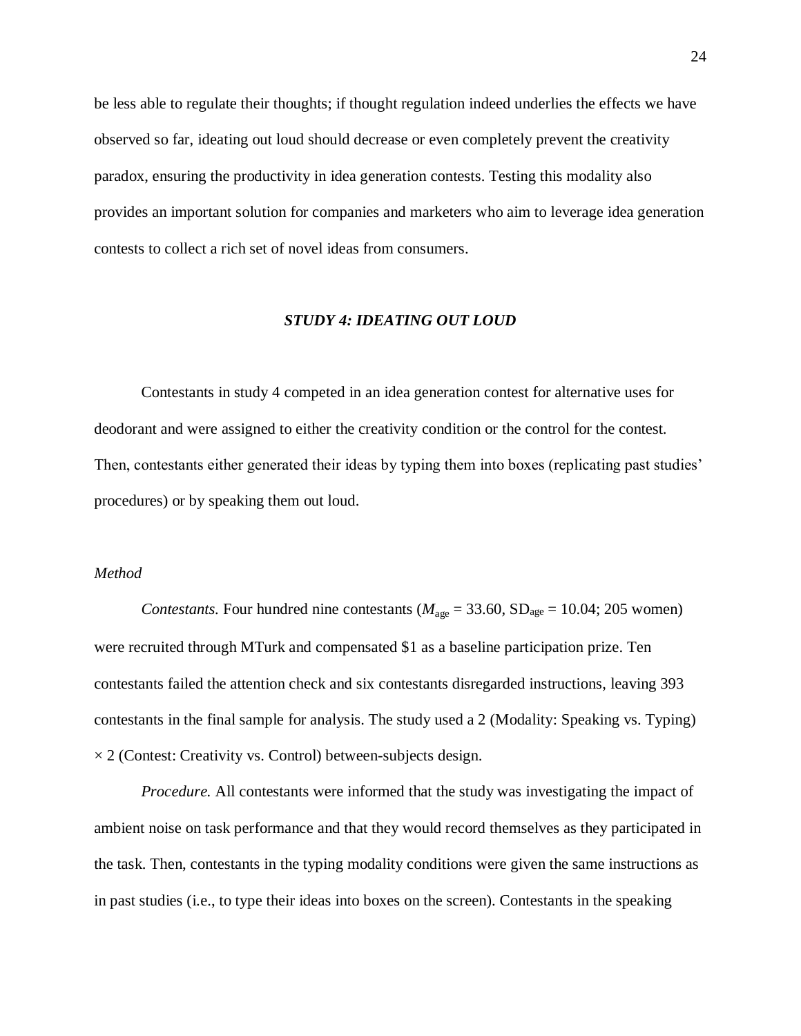be less able to regulate their thoughts; if thought regulation indeed underlies the effects we have observed so far, ideating out loud should decrease or even completely prevent the creativity paradox, ensuring the productivity in idea generation contests. Testing this modality also provides an important solution for companies and marketers who aim to leverage idea generation contests to collect a rich set of novel ideas from consumers.

## *STUDY 4: IDEATING OUT LOUD*

Contestants in study 4 competed in an idea generation contest for alternative uses for deodorant and were assigned to either the creativity condition or the control for the contest. Then, contestants either generated their ideas by typing them into boxes (replicating past studies' procedures) or by speaking them out loud.

### *Method*

*Contestants.* Four hundred nine contestants ($M_{\text{age}} = 33.60$, $SD_{\text{age}} = 10.04$; 205 women) were recruited through MTurk and compensated $1 as a baseline participation prize. Ten contestants failed the attention check and six contestants disregarded instructions, leaving 393 contestants in the final sample for analysis. The study used a 2 (Modality: Speaking vs. Typing) × 2 (Contest: Creativity vs. Control) between-subjects design.

*Procedure.* All contestants were informed that the study was investigating the impact of ambient noise on task performance and that they would record themselves as they participated in the task. Then, contestants in the typing modality conditions were given the same instructions as in past studies (i.e., to type their ideas into boxes on the screen). Contestants in the speaking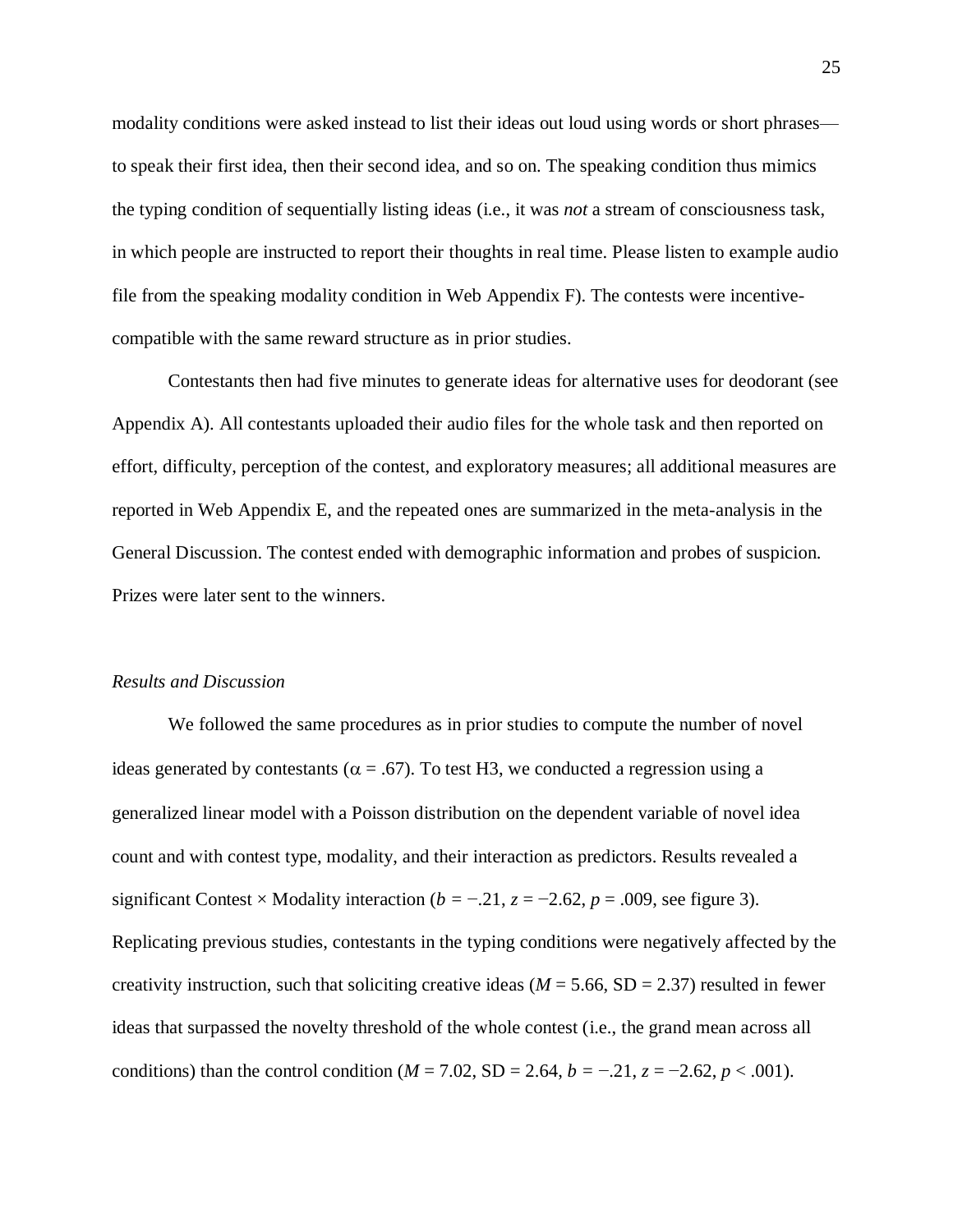modality conditions were asked instead to list their ideas out loud using words or short phrases—to speak their first idea, then their second idea, and so on. The speaking condition thus mimics the typing condition of sequentially listing ideas (i.e., it was *not* a stream of consciousness task, in which people are instructed to report their thoughts in real time. Please listen to example audio file from the speaking modality condition in Web Appendix F). The contests were incentive-compatible with the same reward structure as in prior studies.

Contestants then had five minutes to generate ideas for alternative uses for deodorant (see Appendix A). All contestants uploaded their audio files for the whole task and then reported on effort, difficulty, perception of the contest, and exploratory measures; all additional measures are reported in Web Appendix E, and the repeated ones are summarized in the meta-analysis in the General Discussion. The contest ended with demographic information and probes of suspicion. Prizes were later sent to the winners.

### *Results and Discussion*

We followed the same procedures as in prior studies to compute the number of novel ideas generated by contestants ($\alpha$ = .67). To test H3, we conducted a regression using a generalized linear model with a Poisson distribution on the dependent variable of novel idea count and with contest type, modality, and their interaction as predictors. Results revealed a significant Contest × Modality interaction ($b$ = −.21, $z$ = −2.62, $p$ = .009, see figure 3). Replicating previous studies, contestants in the typing conditions were negatively affected by the creativity instruction, such that soliciting creative ideas ($M$ = 5.66, SD = 2.37) resulted in fewer ideas that surpassed the novelty threshold of the whole contest (i.e., the grand mean across all conditions) than the control condition ($M$ = 7.02, SD = 2.64, $b$ = −.21, $z$ = −2.62, $p$ < .001).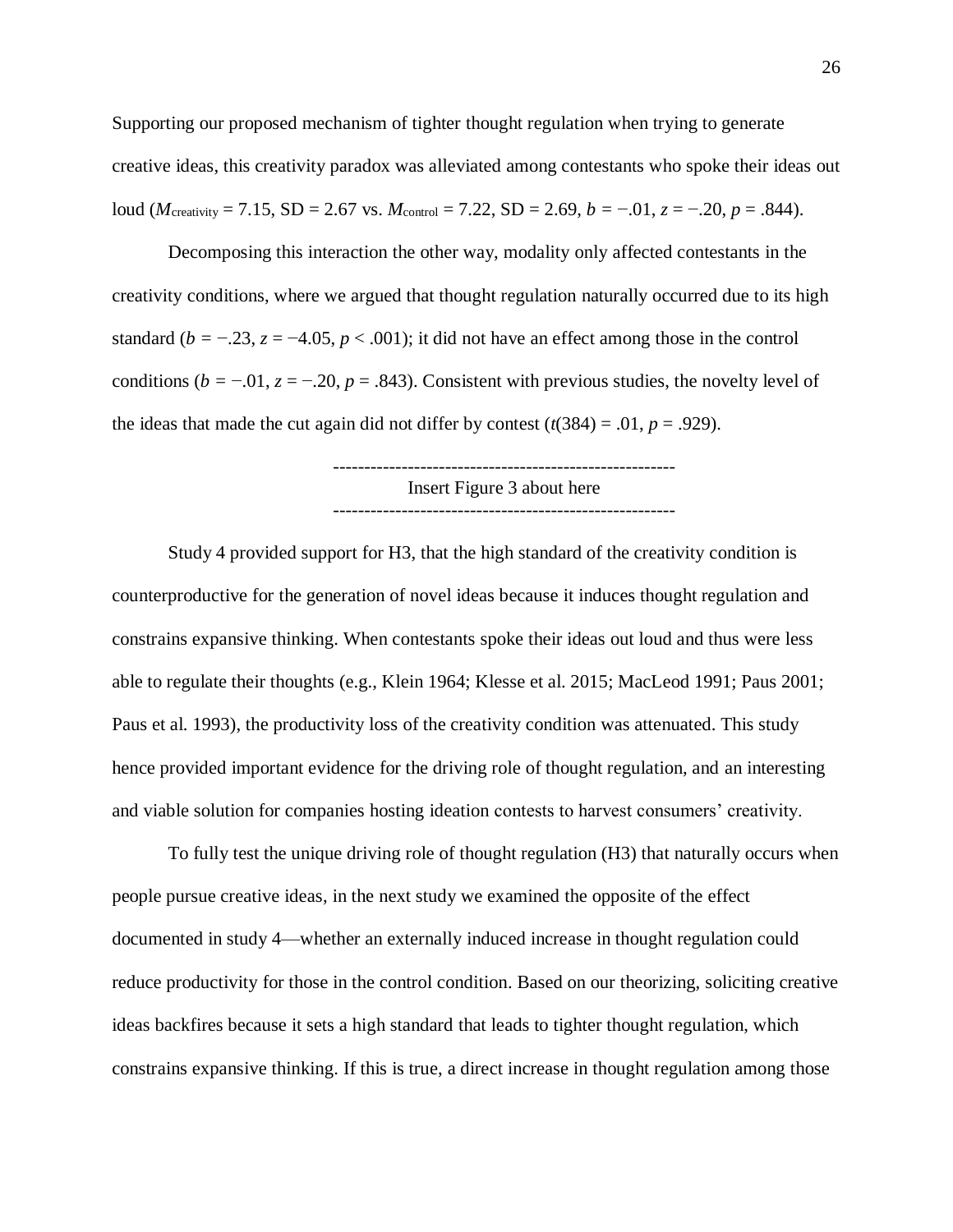Supporting our proposed mechanism of tighter thought regulation when trying to generate creative ideas, this creativity paradox was alleviated among contestants who spoke their ideas out loud ($M_{\text{creativity}}$ = 7.15, SD = 2.67 vs. $M_{\text{control}}$ = 7.22, SD = 2.69, $b$ = −.01, $z$ = −.20, $p$ = .844).

Decomposing this interaction the other way, modality only affected contestants in the creativity conditions, where we argued that thought regulation naturally occurred due to its high standard ($b$ = −.23, $z$ = −4.05, $p$ < .001); it did not have an effect among those in the control conditions ($b$ = −.01, $z$ = −.20, $p$ = .843). Consistent with previous studies, the novelty level of the ideas that made the cut again did not differ by contest ($t(384)$ = .01, $p$ = .929).

-------------------------------------------------------
Insert Figure 3 about here
-------------------------------------------------------

Study 4 provided support for H3, that the high standard of the creativity condition is counterproductive for the generation of novel ideas because it induces thought regulation and constrains expansive thinking. When contestants spoke their ideas out loud and thus were less able to regulate their thoughts (e.g., Klein 1964; Klesse et al. 2015; MacLeod 1991; Paus 2001; Paus et al. 1993), the productivity loss of the creativity condition was attenuated. This study hence provided important evidence for the driving role of thought regulation, and an interesting and viable solution for companies hosting ideation contests to harvest consumers' creativity.

To fully test the unique driving role of thought regulation (H3) that naturally occurs when people pursue creative ideas, in the next study we examined the opposite of the effect documented in study 4—whether an externally induced increase in thought regulation could reduce productivity for those in the control condition. Based on our theorizing, soliciting creative ideas backfires because it sets a high standard that leads to tighter thought regulation, which constrains expansive thinking. If this is true, a direct increase in thought regulation among those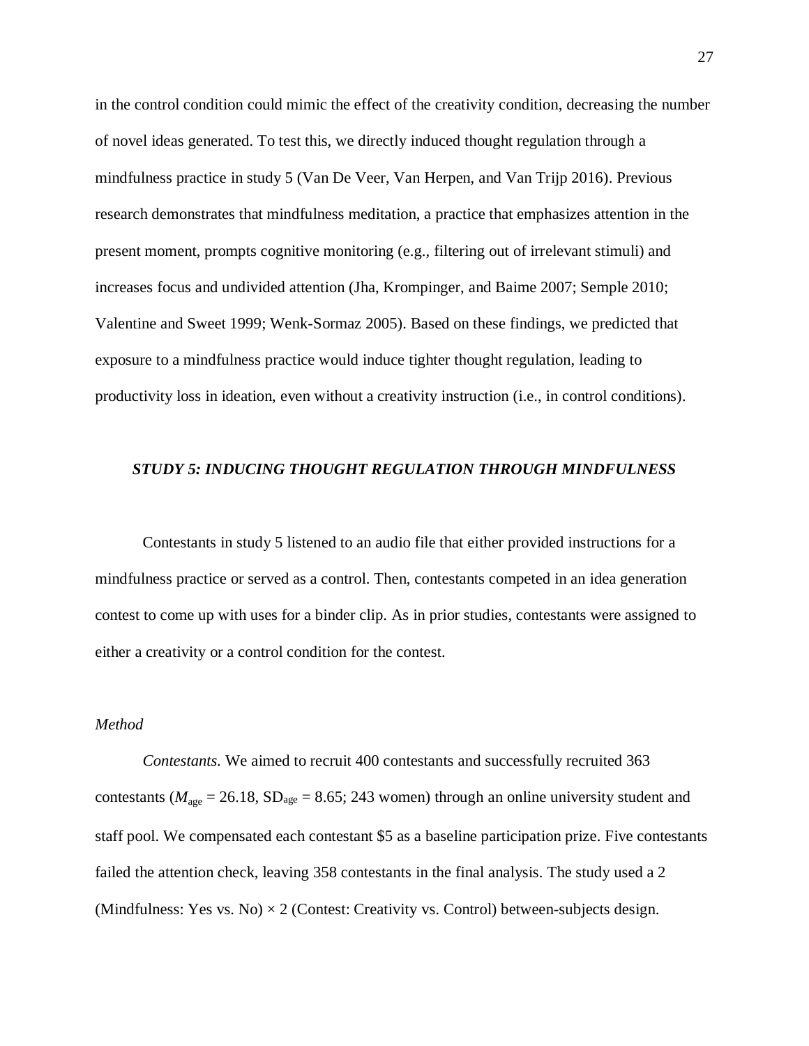in the control condition could mimic the effect of the creativity condition, decreasing the number of novel ideas generated. To test this, we directly induced thought regulation through a mindfulness practice in study 5 (Van De Veer, Van Herpen, and Van Trijp 2016). Previous research demonstrates that mindfulness meditation, a practice that emphasizes attention in the present moment, prompts cognitive monitoring (e.g., filtering out of irrelevant stimuli) and increases focus and undivided attention (Jha, Krompinger, and Baime 2007; Semple 2010; Valentine and Sweet 1999; Wenk-Sormaz 2005). Based on these findings, we predicted that exposure to a mindfulness practice would induce tighter thought regulation, leading to productivity loss in ideation, even without a creativity instruction (i.e., in control conditions).

## *STUDY 5: INDUCING THOUGHT REGULATION THROUGH MINDFULNESS*

Contestants in study 5 listened to an audio file that either provided instructions for a mindfulness practice or served as a control. Then, contestants competed in an idea generation contest to come up with uses for a binder clip. As in prior studies, contestants were assigned to either a creativity or a control condition for the contest.

### *Method*

*Contestants.* We aimed to recruit 400 contestants and successfully recruited 363 contestants ($M_{\text{age}}$ = 26.18, $\text{SD}_{\text{age}}$ = 8.65; 243 women) through an online university student and staff pool. We compensated each contestant $5 as a baseline participation prize. Five contestants failed the attention check, leaving 358 contestants in the final analysis. The study used a 2 (Mindfulness: Yes vs. No) × 2 (Contest: Creativity vs. Control) between-subjects design.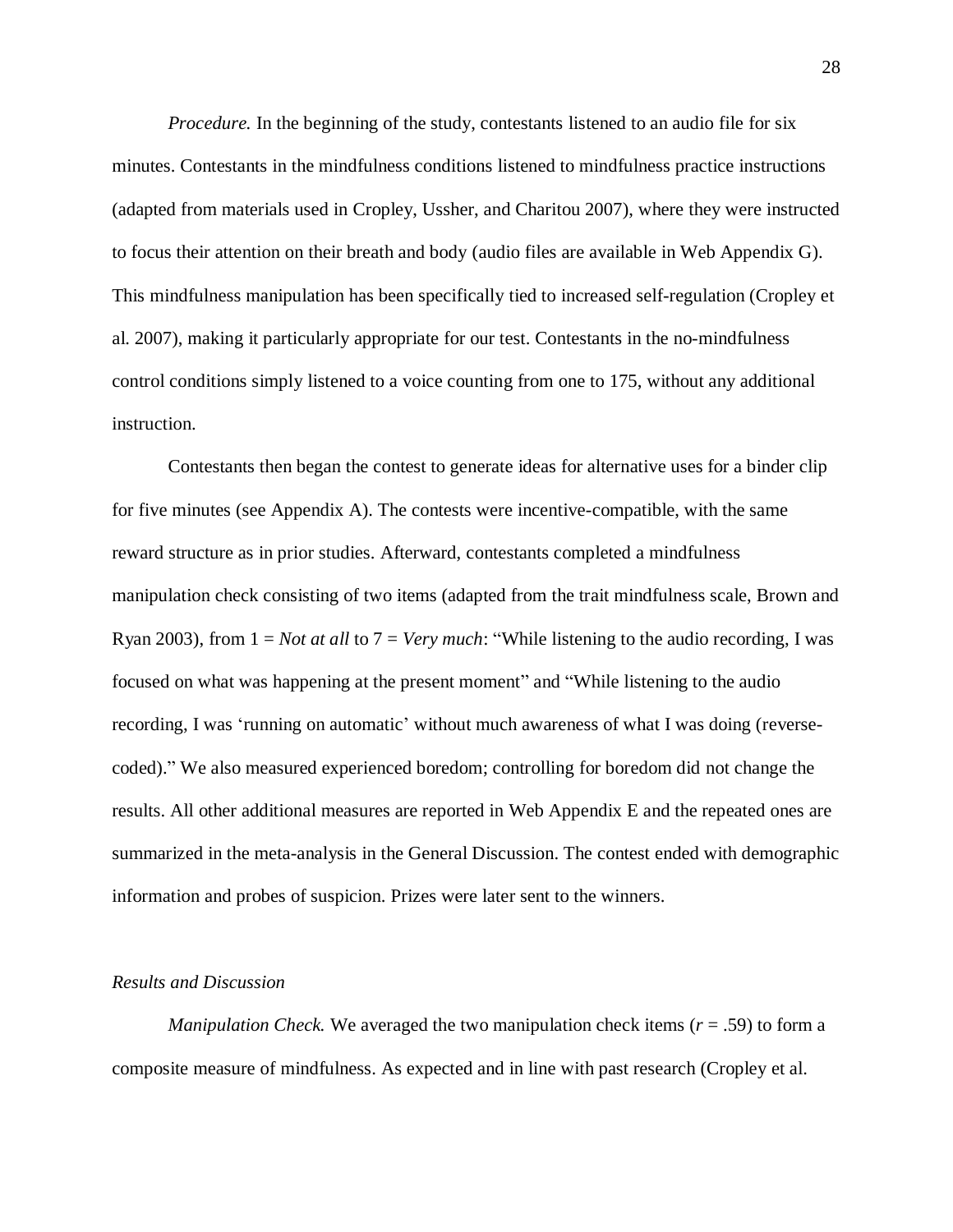*Procedure.* In the beginning of the study, contestants listened to an audio file for six minutes. Contestants in the mindfulness conditions listened to mindfulness practice instructions (adapted from materials used in Cropley, Ussher, and Charitou 2007), where they were instructed to focus their attention on their breath and body (audio files are available in Web Appendix G). This mindfulness manipulation has been specifically tied to increased self-regulation (Cropley et al. 2007), making it particularly appropriate for our test. Contestants in the no-mindfulness control conditions simply listened to a voice counting from one to 175, without any additional instruction.

Contestants then began the contest to generate ideas for alternative uses for a binder clip for five minutes (see Appendix A). The contests were incentive-compatible, with the same reward structure as in prior studies. Afterward, contestants completed a mindfulness manipulation check consisting of two items (adapted from the trait mindfulness scale, Brown and Ryan 2003), from 1 = *Not at all* to 7 = *Very much*: "While listening to the audio recording, I was focused on what was happening at the present moment" and "While listening to the audio recording, I was 'running on automatic' without much awareness of what I was doing (reverse-coded)." We also measured experienced boredom; controlling for boredom did not change the results. All other additional measures are reported in Web Appendix E and the repeated ones are summarized in the meta-analysis in the General Discussion. The contest ended with demographic information and probes of suspicion. Prizes were later sent to the winners.

### *Results and Discussion*

*Manipulation Check.* We averaged the two manipulation check items ($r = .59$) to form a composite measure of mindfulness. As expected and in line with past research (Cropley et al.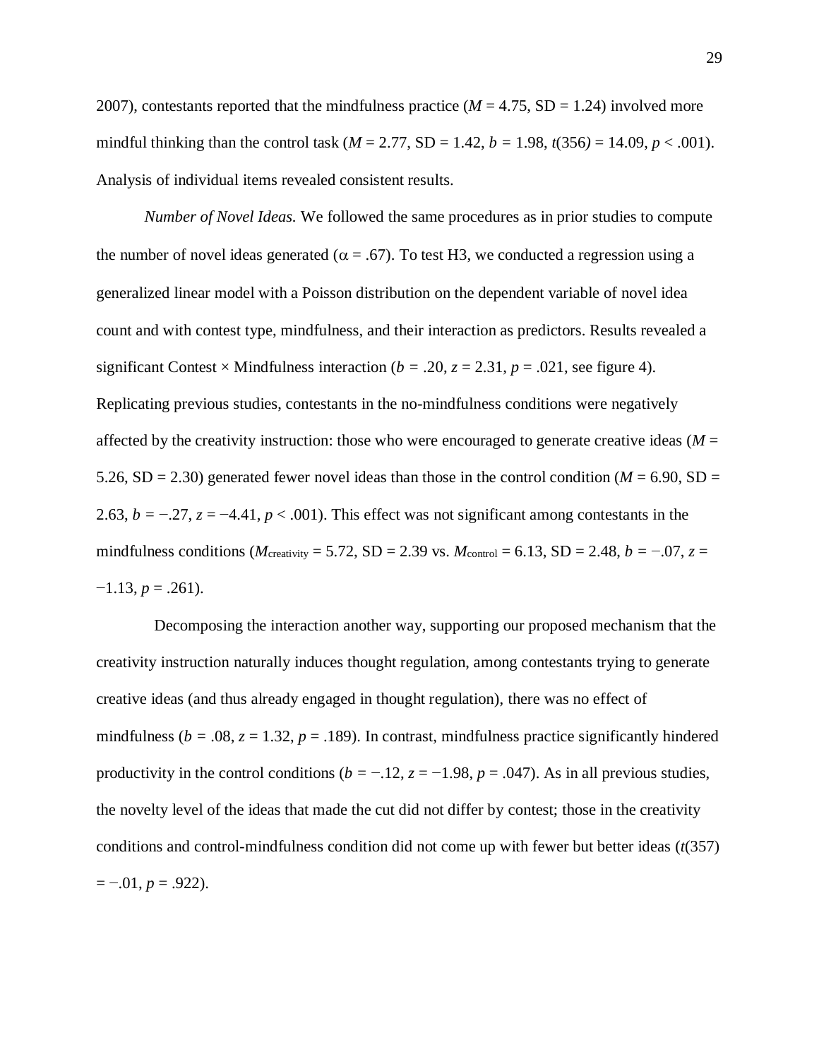2007), contestants reported that the mindfulness practice ($M = 4.75$, SD = 1.24) involved more mindful thinking than the control task ($M = 2.77$, SD = 1.42, $b = 1.98$, $t(356) = 14.09$, $p < .001$). Analysis of individual items revealed consistent results.

*Number of Novel Ideas.* We followed the same procedures as in prior studies to compute the number of novel ideas generated ($\alpha = .67$). To test H3, we conducted a regression using a generalized linear model with a Poisson distribution on the dependent variable of novel idea count and with contest type, mindfulness, and their interaction as predictors. Results revealed a significant Contest × Mindfulness interaction ($b = .20$, $z = 2.31$, $p = .021$, see figure 4). Replicating previous studies, contestants in the no-mindfulness conditions were negatively affected by the creativity instruction: those who were encouraged to generate creative ideas ($M = 5.26$, SD = 2.30) generated fewer novel ideas than those in the control condition ($M = 6.90$, SD = 2.63, $b = -.27$, $z = -4.41$, $p < .001$). This effect was not significant among contestants in the mindfulness conditions ($M_{\text{creativity}} = 5.72$, SD = 2.39 vs. $M_{\text{control}} = 6.13$, SD = 2.48, $b = -.07$, $z = -1.13$, $p = .261$).

Decomposing the interaction another way, supporting our proposed mechanism that the creativity instruction naturally induces thought regulation, among contestants trying to generate creative ideas (and thus already engaged in thought regulation), there was no effect of mindfulness ($b = .08$, $z = 1.32$, $p = .189$). In contrast, mindfulness practice significantly hindered productivity in the control conditions ($b = -.12$, $z = -1.98$, $p = .047$). As in all previous studies, the novelty level of the ideas that made the cut did not differ by contest; those in the creativity conditions and control-mindfulness condition did not come up with fewer but better ideas ($t(357) = -.01$, $p = .922$).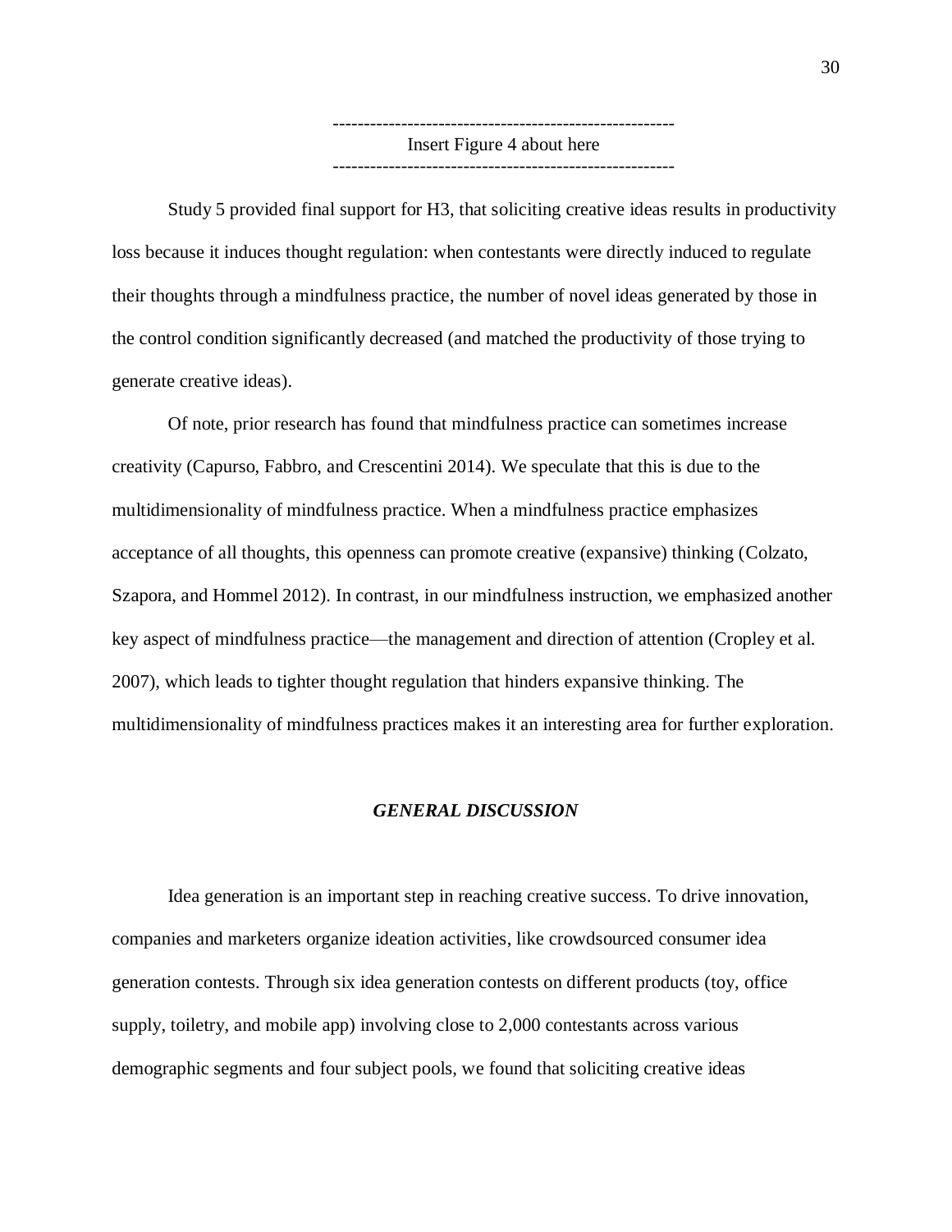------------------------------------------------------

Insert Figure 4 about here

------------------------------------------------------

Study 5 provided final support for H3, that soliciting creative ideas results in productivity loss because it induces thought regulation: when contestants were directly induced to regulate their thoughts through a mindfulness practice, the number of novel ideas generated by those in the control condition significantly decreased (and matched the productivity of those trying to generate creative ideas).

Of note, prior research has found that mindfulness practice can sometimes increase creativity (Capurso, Fabbro, and Crescentini 2014). We speculate that this is due to the multidimensionality of mindfulness practice. When a mindfulness practice emphasizes acceptance of all thoughts, this openness can promote creative (expansive) thinking (Colzato, Szapora, and Hommel 2012). In contrast, in our mindfulness instruction, we emphasized another key aspect of mindfulness practice—the management and direction of attention (Cropley et al. 2007), which leads to tighter thought regulation that hinders expansive thinking. The multidimensionality of mindfulness practices makes it an interesting area for further exploration.

## *GENERAL DISCUSSION*

Idea generation is an important step in reaching creative success. To drive innovation, companies and marketers organize ideation activities, like crowdsourced consumer idea generation contests. Through six idea generation contests on different products (toy, office supply, toiletry, and mobile app) involving close to 2,000 contestants across various demographic segments and four subject pools, we found that soliciting creative ideas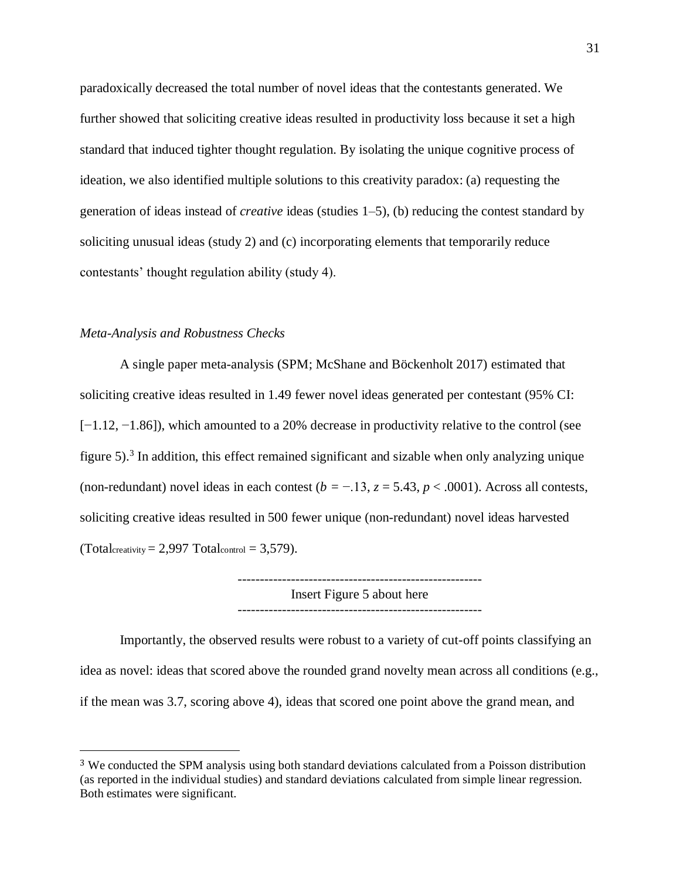paradoxically decreased the total number of novel ideas that the contestants generated. We further showed that soliciting creative ideas resulted in productivity loss because it set a high standard that induced tighter thought regulation. By isolating the unique cognitive process of ideation, we also identified multiple solutions to this creativity paradox: (a) requesting the generation of ideas instead of *creative* ideas (studies 1–5), (b) reducing the contest standard by soliciting unusual ideas (study 2) and (c) incorporating elements that temporarily reduce contestants' thought regulation ability (study 4).

*Meta-Analysis and Robustness Checks*

A single paper meta-analysis (SPM; McShane and Böckenholt 2017) estimated that soliciting creative ideas resulted in 1.49 fewer novel ideas generated per contestant (95% CI: [−1.12, −1.86]), which amounted to a 20% decrease in productivity relative to the control (see figure 5).[3] In addition, this effect remained significant and sizable when only analyzing unique (non-redundant) novel ideas in each contest ($b = -.13$, $z = 5.43$, $p < .0001$). Across all contests, soliciting creative ideas resulted in 500 fewer unique (non-redundant) novel ideas harvested ($\text{Total}_{\text{creativity}} = 2{,}997$ $\text{Total}_{\text{control}} = 3{,}579$).

-------------------------------------------------------
Insert Figure 5 about here
-------------------------------------------------------

Importantly, the observed results were robust to a variety of cut-off points classifying an idea as novel: ideas that scored above the rounded grand novelty mean across all conditions (e.g., if the mean was 3.7, scoring above 4), ideas that scored one point above the grand mean, and

[3] We conducted the SPM analysis using both standard deviations calculated from a Poisson distribution (as reported in the individual studies) and standard deviations calculated from simple linear regression. Both estimates were significant.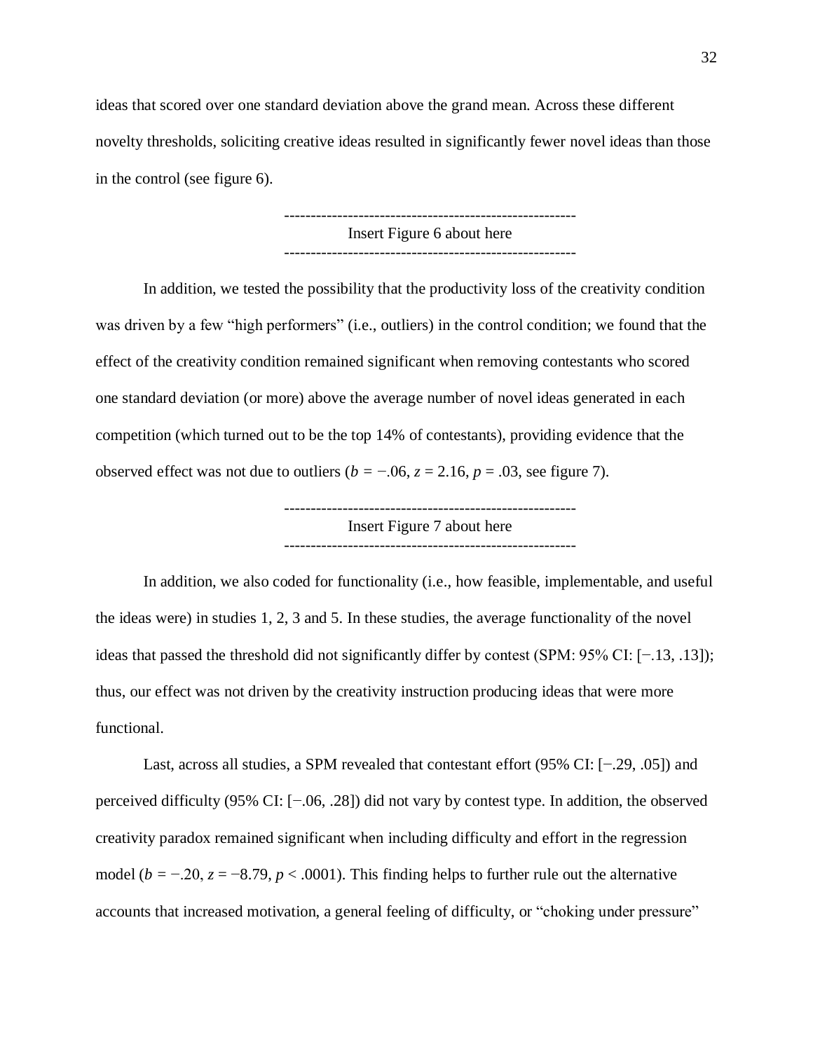ideas that scored over one standard deviation above the grand mean. Across these different novelty thresholds, soliciting creative ideas resulted in significantly fewer novel ideas than those in the control (see figure 6).

--------------------------------------------------------
Insert Figure 6 about here
--------------------------------------------------------

In addition, we tested the possibility that the productivity loss of the creativity condition was driven by a few "high performers" (i.e., outliers) in the control condition; we found that the effect of the creativity condition remained significant when removing contestants who scored one standard deviation (or more) above the average number of novel ideas generated in each competition (which turned out to be the top 14% of contestants), providing evidence that the observed effect was not due to outliers ($b = -.06$, $z = 2.16$, $p = .03$, see figure 7).

--------------------------------------------------------
Insert Figure 7 about here
--------------------------------------------------------

In addition, we also coded for functionality (i.e., how feasible, implementable, and useful the ideas were) in studies 1, 2, 3 and 5. In these studies, the average functionality of the novel ideas that passed the threshold did not significantly differ by contest (SPM: 95% CI: [−.13, .13]); thus, our effect was not driven by the creativity instruction producing ideas that were more functional.

Last, across all studies, a SPM revealed that contestant effort (95% CI: [−.29, .05]) and perceived difficulty (95% CI: [−.06, .28]) did not vary by contest type. In addition, the observed creativity paradox remained significant when including difficulty and effort in the regression model ($b = -.20$, $z = -8.79$, $p < .0001$). This finding helps to further rule out the alternative accounts that increased motivation, a general feeling of difficulty, or "choking under pressure"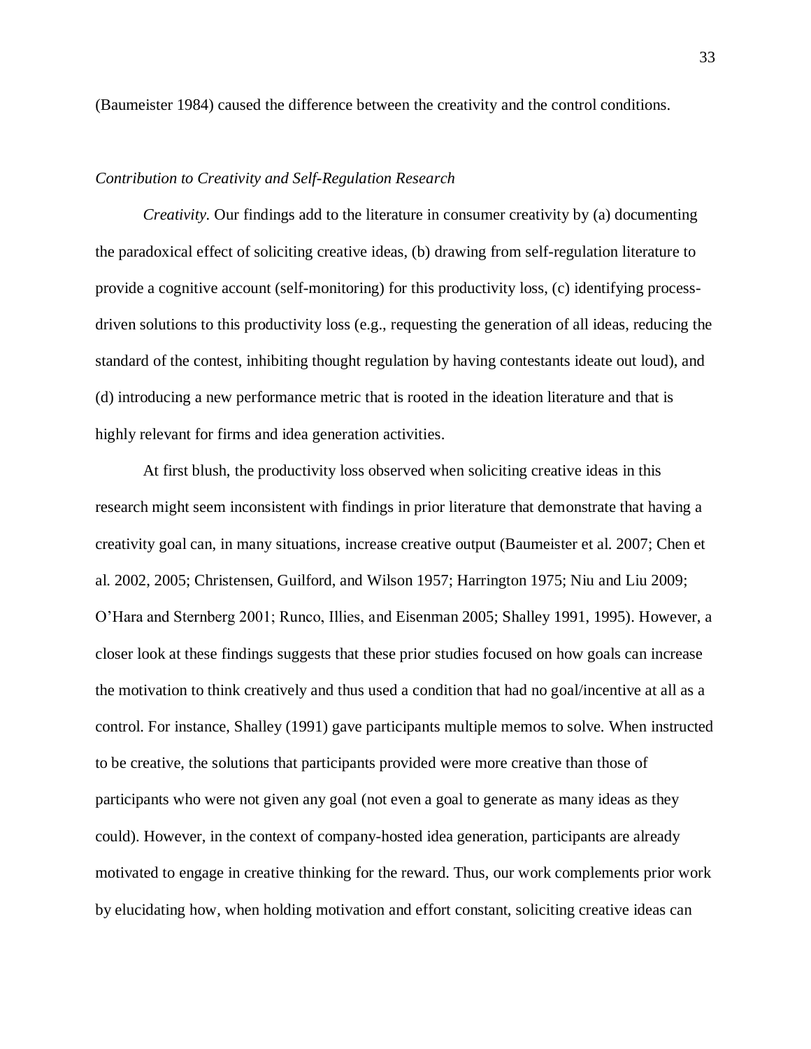(Baumeister 1984) caused the difference between the creativity and the control conditions.

*Contribution to Creativity and Self-Regulation Research*

*Creativity.* Our findings add to the literature in consumer creativity by (a) documenting the paradoxical effect of soliciting creative ideas, (b) drawing from self-regulation literature to provide a cognitive account (self-monitoring) for this productivity loss, (c) identifying process-driven solutions to this productivity loss (e.g., requesting the generation of all ideas, reducing the standard of the contest, inhibiting thought regulation by having contestants ideate out loud), and (d) introducing a new performance metric that is rooted in the ideation literature and that is highly relevant for firms and idea generation activities.

At first blush, the productivity loss observed when soliciting creative ideas in this research might seem inconsistent with findings in prior literature that demonstrate that having a creativity goal can, in many situations, increase creative output (Baumeister et al. 2007; Chen et al. 2002, 2005; Christensen, Guilford, and Wilson 1957; Harrington 1975; Niu and Liu 2009; O'Hara and Sternberg 2001; Runco, Illies, and Eisenman 2005; Shalley 1991, 1995). However, a closer look at these findings suggests that these prior studies focused on how goals can increase the motivation to think creatively and thus used a condition that had no goal/incentive at all as a control. For instance, Shalley (1991) gave participants multiple memos to solve. When instructed to be creative, the solutions that participants provided were more creative than those of participants who were not given any goal (not even a goal to generate as many ideas as they could). However, in the context of company-hosted idea generation, participants are already motivated to engage in creative thinking for the reward. Thus, our work complements prior work by elucidating how, when holding motivation and effort constant, soliciting creative ideas can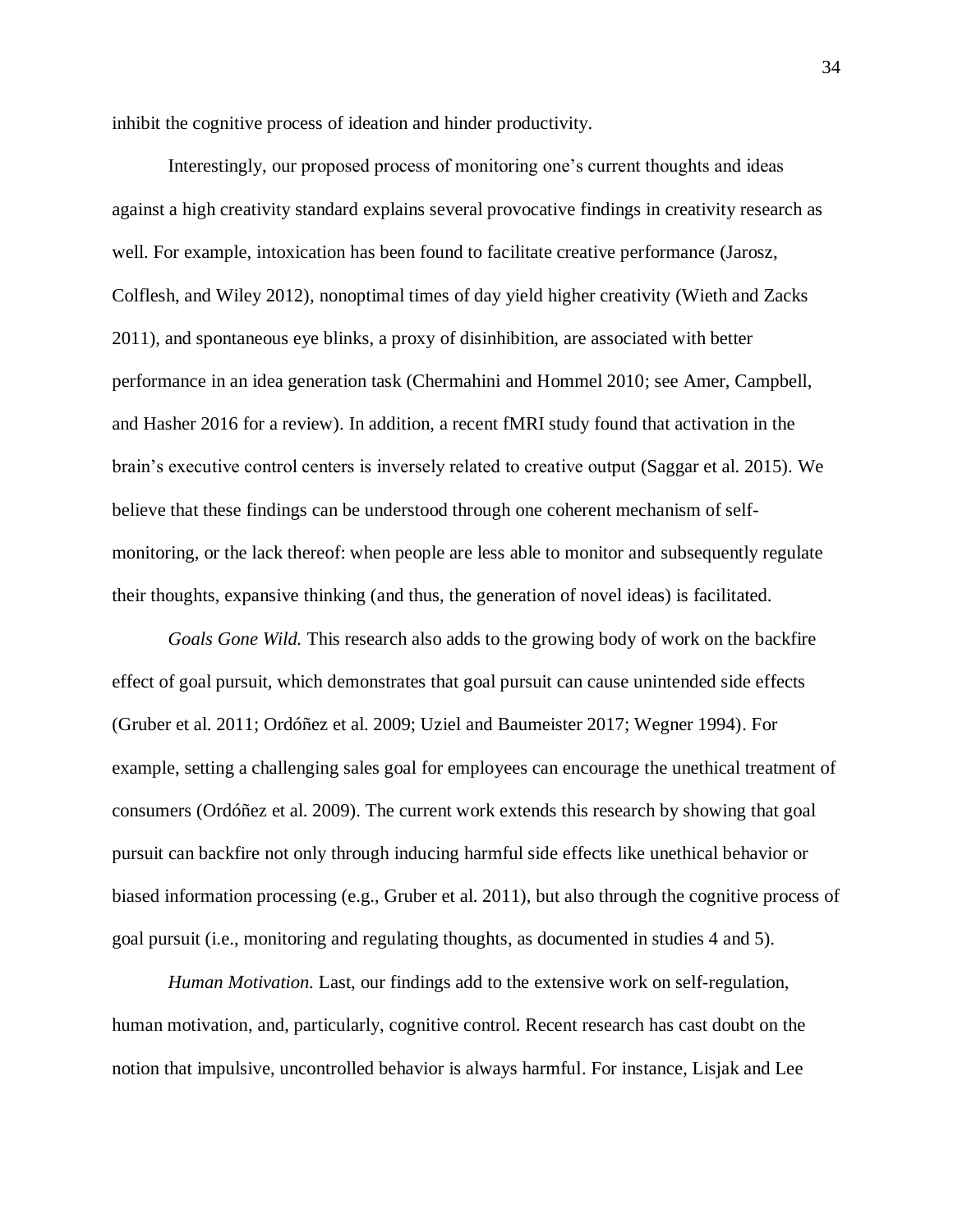inhibit the cognitive process of ideation and hinder productivity.

Interestingly, our proposed process of monitoring one's current thoughts and ideas against a high creativity standard explains several provocative findings in creativity research as well. For example, intoxication has been found to facilitate creative performance (Jarosz, Colflesh, and Wiley 2012), nonoptimal times of day yield higher creativity (Wieth and Zacks 2011), and spontaneous eye blinks, a proxy of disinhibition, are associated with better performance in an idea generation task (Chermahini and Hommel 2010; see Amer, Campbell, and Hasher 2016 for a review). In addition, a recent fMRI study found that activation in the brain's executive control centers is inversely related to creative output (Saggar et al. 2015). We believe that these findings can be understood through one coherent mechanism of self-monitoring, or the lack thereof: when people are less able to monitor and subsequently regulate their thoughts, expansive thinking (and thus, the generation of novel ideas) is facilitated.

*Goals Gone Wild.* This research also adds to the growing body of work on the backfire effect of goal pursuit, which demonstrates that goal pursuit can cause unintended side effects (Gruber et al. 2011; Ordóñez et al. 2009; Uziel and Baumeister 2017; Wegner 1994). For example, setting a challenging sales goal for employees can encourage the unethical treatment of consumers (Ordóñez et al. 2009). The current work extends this research by showing that goal pursuit can backfire not only through inducing harmful side effects like unethical behavior or biased information processing (e.g., Gruber et al. 2011), but also through the cognitive process of goal pursuit (i.e., monitoring and regulating thoughts, as documented in studies 4 and 5).

*Human Motivation.* Last, our findings add to the extensive work on self-regulation, human motivation, and, particularly, cognitive control. Recent research has cast doubt on the notion that impulsive, uncontrolled behavior is always harmful. For instance, Lisjak and Lee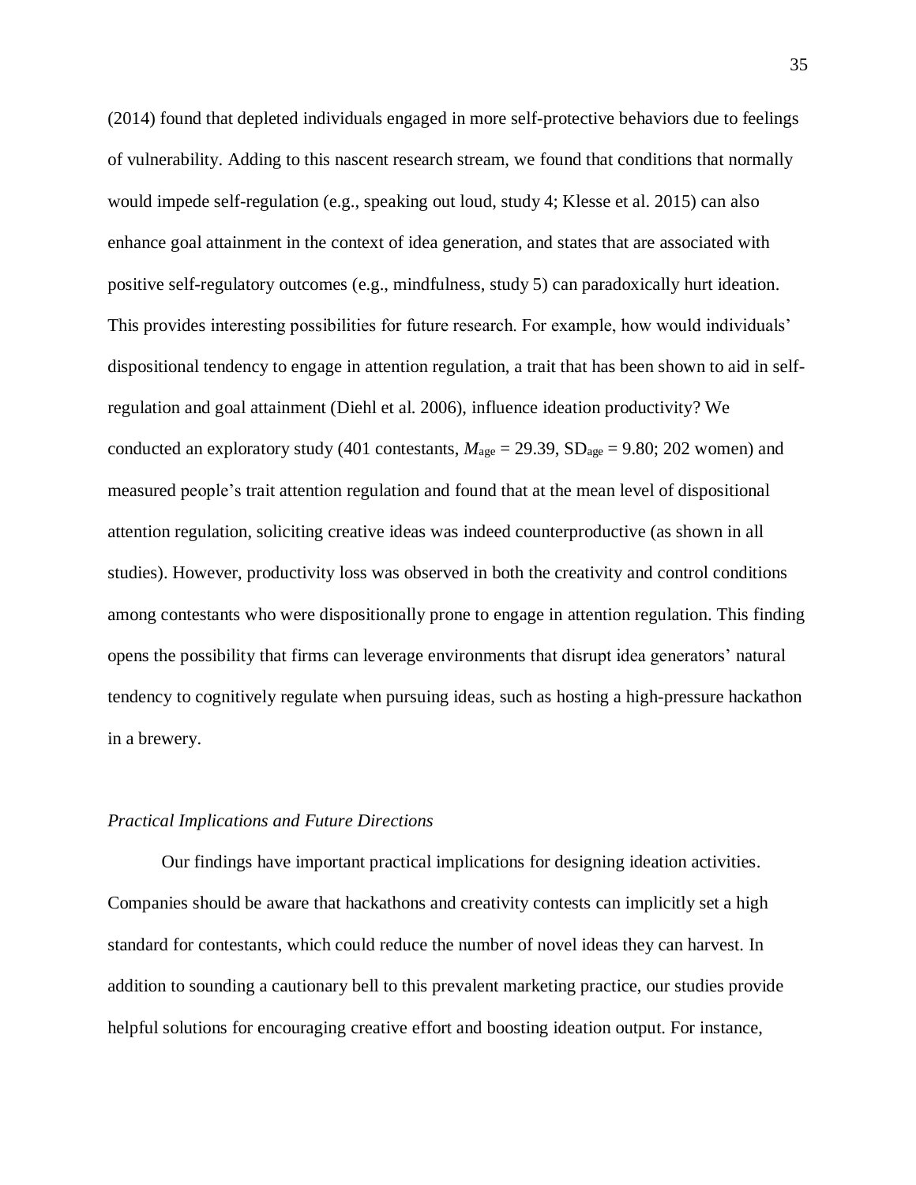(2014) found that depleted individuals engaged in more self-protective behaviors due to feelings of vulnerability. Adding to this nascent research stream, we found that conditions that normally would impede self-regulation (e.g., speaking out loud, study 4; Klesse et al. 2015) can also enhance goal attainment in the context of idea generation, and states that are associated with positive self-regulatory outcomes (e.g., mindfulness, study 5) can paradoxically hurt ideation. This provides interesting possibilities for future research. For example, how would individuals' dispositional tendency to engage in attention regulation, a trait that has been shown to aid in self-regulation and goal attainment (Diehl et al. 2006), influence ideation productivity? We conducted an exploratory study (401 contestants, $M_{age} = 29.39$, $SD_{age} = 9.80$; 202 women) and measured people's trait attention regulation and found that at the mean level of dispositional attention regulation, soliciting creative ideas was indeed counterproductive (as shown in all studies). However, productivity loss was observed in both the creativity and control conditions among contestants who were dispositionally prone to engage in attention regulation. This finding opens the possibility that firms can leverage environments that disrupt idea generators' natural tendency to cognitively regulate when pursuing ideas, such as hosting a high-pressure hackathon in a brewery.

### *Practical Implications and Future Directions*

Our findings have important practical implications for designing ideation activities. Companies should be aware that hackathons and creativity contests can implicitly set a high standard for contestants, which could reduce the number of novel ideas they can harvest. In addition to sounding a cautionary bell to this prevalent marketing practice, our studies provide helpful solutions for encouraging creative effort and boosting ideation output. For instance,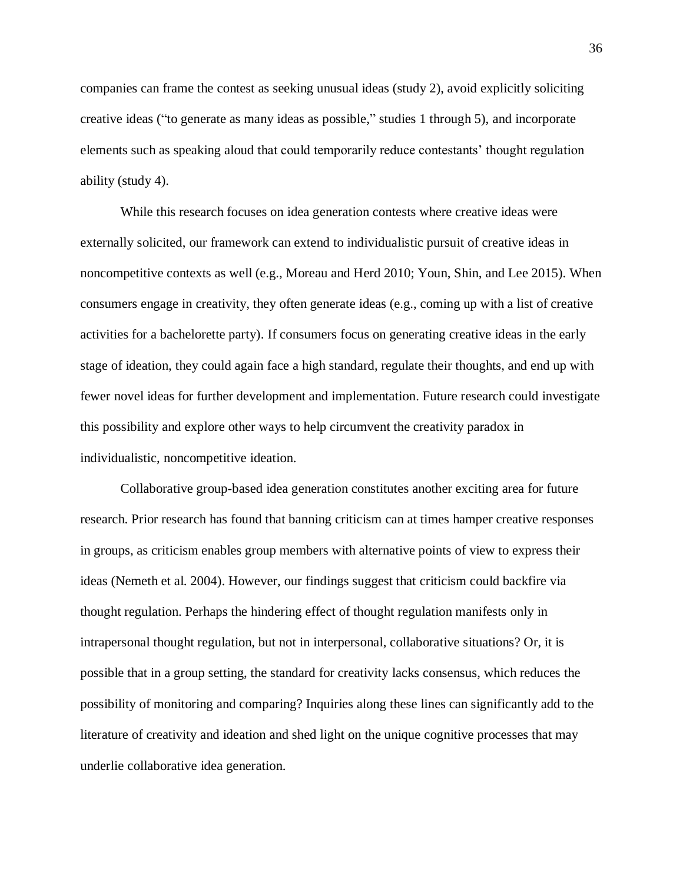companies can frame the contest as seeking unusual ideas (study 2), avoid explicitly soliciting creative ideas ("to generate as many ideas as possible," studies 1 through 5), and incorporate elements such as speaking aloud that could temporarily reduce contestants' thought regulation ability (study 4).

While this research focuses on idea generation contests where creative ideas were externally solicited, our framework can extend to individualistic pursuit of creative ideas in noncompetitive contexts as well (e.g., Moreau and Herd 2010; Youn, Shin, and Lee 2015). When consumers engage in creativity, they often generate ideas (e.g., coming up with a list of creative activities for a bachelorette party). If consumers focus on generating creative ideas in the early stage of ideation, they could again face a high standard, regulate their thoughts, and end up with fewer novel ideas for further development and implementation. Future research could investigate this possibility and explore other ways to help circumvent the creativity paradox in individualistic, noncompetitive ideation.

Collaborative group-based idea generation constitutes another exciting area for future research. Prior research has found that banning criticism can at times hamper creative responses in groups, as criticism enables group members with alternative points of view to express their ideas (Nemeth et al. 2004). However, our findings suggest that criticism could backfire via thought regulation. Perhaps the hindering effect of thought regulation manifests only in intrapersonal thought regulation, but not in interpersonal, collaborative situations? Or, it is possible that in a group setting, the standard for creativity lacks consensus, which reduces the possibility of monitoring and comparing? Inquiries along these lines can significantly add to the literature of creativity and ideation and shed light on the unique cognitive processes that may underlie collaborative idea generation.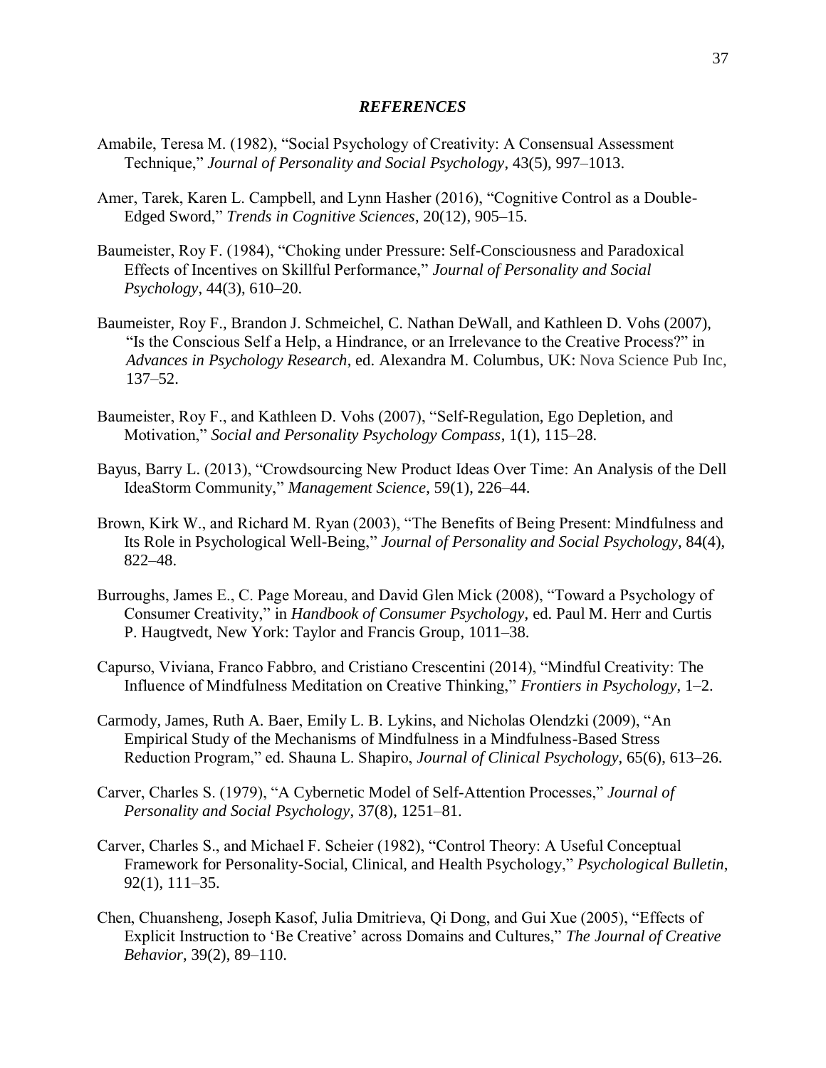## *REFERENCES*

Amabile, Teresa M. (1982), "Social Psychology of Creativity: A Consensual Assessment Technique," *Journal of Personality and Social Psychology*, 43(5), 997–1013.

Amer, Tarek, Karen L. Campbell, and Lynn Hasher (2016), "Cognitive Control as a Double-Edged Sword," *Trends in Cognitive Sciences*, 20(12), 905–15.

Baumeister, Roy F. (1984), "Choking under Pressure: Self-Consciousness and Paradoxical Effects of Incentives on Skillful Performance," *Journal of Personality and Social Psychology*, 44(3), 610–20.

Baumeister, Roy F., Brandon J. Schmeichel, C. Nathan DeWall, and Kathleen D. Vohs (2007), "Is the Conscious Self a Help, a Hindrance, or an Irrelevance to the Creative Process?" in *Advances in Psychology Research*, ed. Alexandra M. Columbus, UK: Nova Science Pub Inc, 137–52.

Baumeister, Roy F., and Kathleen D. Vohs (2007), "Self-Regulation, Ego Depletion, and Motivation," *Social and Personality Psychology Compass*, 1(1), 115–28.

Bayus, Barry L. (2013), "Crowdsourcing New Product Ideas Over Time: An Analysis of the Dell IdeaStorm Community," *Management Science*, 59(1), 226–44.

Brown, Kirk W., and Richard M. Ryan (2003), "The Benefits of Being Present: Mindfulness and Its Role in Psychological Well-Being," *Journal of Personality and Social Psychology*, 84(4), 822–48.

Burroughs, James E., C. Page Moreau, and David Glen Mick (2008), "Toward a Psychology of Consumer Creativity," in *Handbook of Consumer Psychology*, ed. Paul M. Herr and Curtis P. Haugtvedt, New York: Taylor and Francis Group, 1011–38.

Capurso, Viviana, Franco Fabbro, and Cristiano Crescentini (2014), "Mindful Creativity: The Influence of Mindfulness Meditation on Creative Thinking," *Frontiers in Psychology*, 1–2.

Carmody, James, Ruth A. Baer, Emily L. B. Lykins, and Nicholas Olendzki (2009), "An Empirical Study of the Mechanisms of Mindfulness in a Mindfulness-Based Stress Reduction Program," ed. Shauna L. Shapiro, *Journal of Clinical Psychology*, 65(6), 613–26.

Carver, Charles S. (1979), "A Cybernetic Model of Self-Attention Processes," *Journal of Personality and Social Psychology*, 37(8), 1251–81.

Carver, Charles S., and Michael F. Scheier (1982), "Control Theory: A Useful Conceptual Framework for Personality-Social, Clinical, and Health Psychology," *Psychological Bulletin*, 92(1), 111–35.

Chen, Chuansheng, Joseph Kasof, Julia Dmitrieva, Qi Dong, and Gui Xue (2005), "Effects of Explicit Instruction to 'Be Creative' across Domains and Cultures," *The Journal of Creative Behavior*, 39(2), 89–110.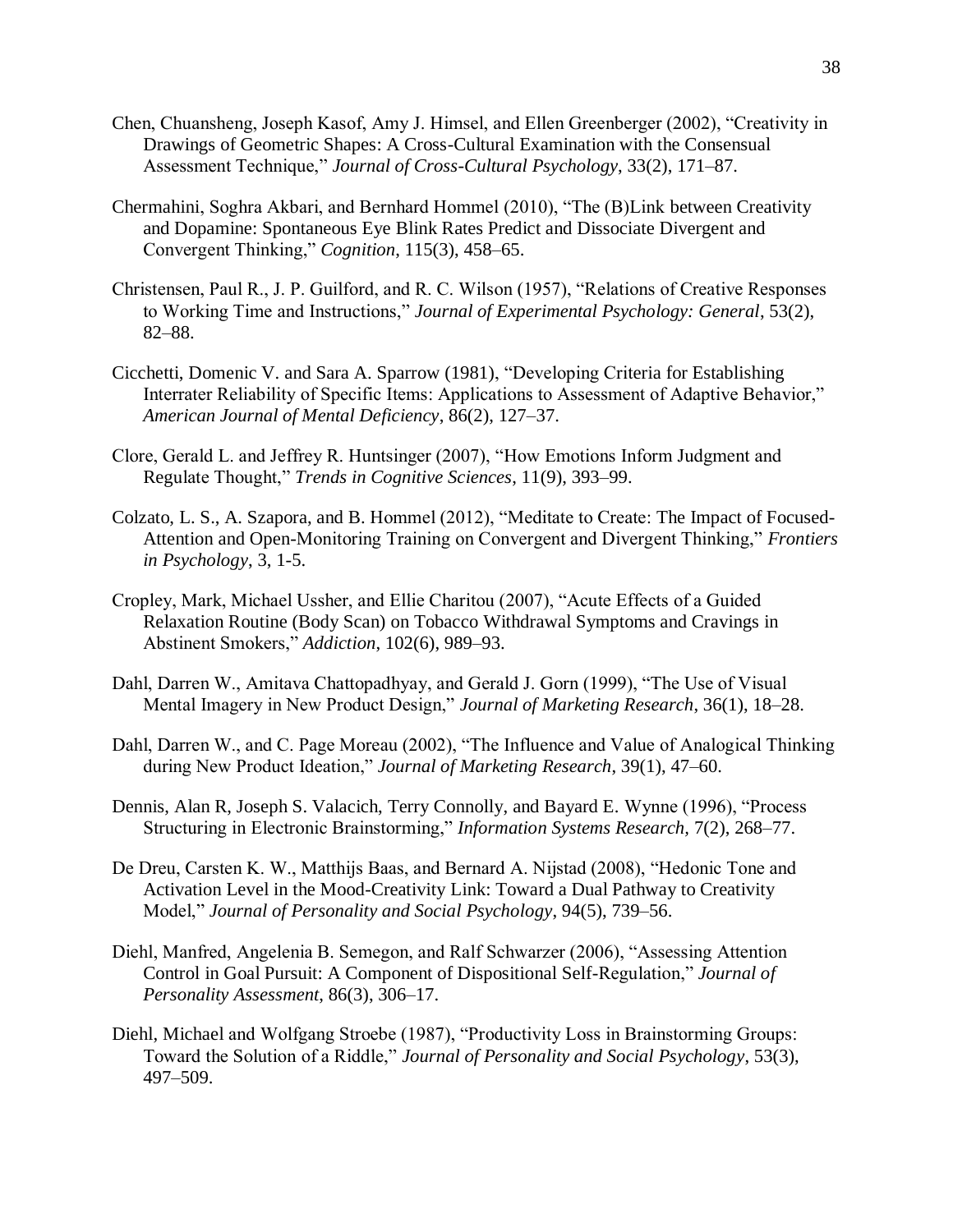Chen, Chuansheng, Joseph Kasof, Amy J. Himsel, and Ellen Greenberger (2002), "Creativity in Drawings of Geometric Shapes: A Cross-Cultural Examination with the Consensual Assessment Technique," *Journal of Cross-Cultural Psychology*, 33(2), 171–87.

Chermahini, Soghra Akbari, and Bernhard Hommel (2010), "The (B)Link between Creativity and Dopamine: Spontaneous Eye Blink Rates Predict and Dissociate Divergent and Convergent Thinking," *Cognition*, 115(3), 458–65.

Christensen, Paul R., J. P. Guilford, and R. C. Wilson (1957), "Relations of Creative Responses to Working Time and Instructions," *Journal of Experimental Psychology: General*, 53(2), 82–88.

Cicchetti, Domenic V. and Sara A. Sparrow (1981), "Developing Criteria for Establishing Interrater Reliability of Specific Items: Applications to Assessment of Adaptive Behavior," *American Journal of Mental Deficiency*, 86(2), 127–37.

Clore, Gerald L. and Jeffrey R. Huntsinger (2007), "How Emotions Inform Judgment and Regulate Thought," *Trends in Cognitive Sciences*, 11(9), 393–99.

Colzato, L. S., A. Szapora, and B. Hommel (2012), "Meditate to Create: The Impact of Focused-Attention and Open-Monitoring Training on Convergent and Divergent Thinking," *Frontiers in Psychology*, 3, 1-5.

Cropley, Mark, Michael Ussher, and Ellie Charitou (2007), "Acute Effects of a Guided Relaxation Routine (Body Scan) on Tobacco Withdrawal Symptoms and Cravings in Abstinent Smokers," *Addiction*, 102(6), 989–93.

Dahl, Darren W., Amitava Chattopadhyay, and Gerald J. Gorn (1999), "The Use of Visual Mental Imagery in New Product Design," *Journal of Marketing Research*, 36(1), 18–28.

Dahl, Darren W., and C. Page Moreau (2002), "The Influence and Value of Analogical Thinking during New Product Ideation," *Journal of Marketing Research*, 39(1), 47–60.

Dennis, Alan R, Joseph S. Valacich, Terry Connolly, and Bayard E. Wynne (1996), "Process Structuring in Electronic Brainstorming," *Information Systems Research,* 7(2), 268–77.

De Dreu, Carsten K. W., Matthijs Baas, and Bernard A. Nijstad (2008), "Hedonic Tone and Activation Level in the Mood-Creativity Link: Toward a Dual Pathway to Creativity Model," *Journal of Personality and Social Psychology*, 94(5), 739–56.

Diehl, Manfred, Angelenia B. Semegon, and Ralf Schwarzer (2006), "Assessing Attention Control in Goal Pursuit: A Component of Dispositional Self-Regulation," *Journal of Personality Assessment*, 86(3), 306–17.

Diehl, Michael and Wolfgang Stroebe (1987), "Productivity Loss in Brainstorming Groups: Toward the Solution of a Riddle," *Journal of Personality and Social Psychology*, 53(3), 497–509.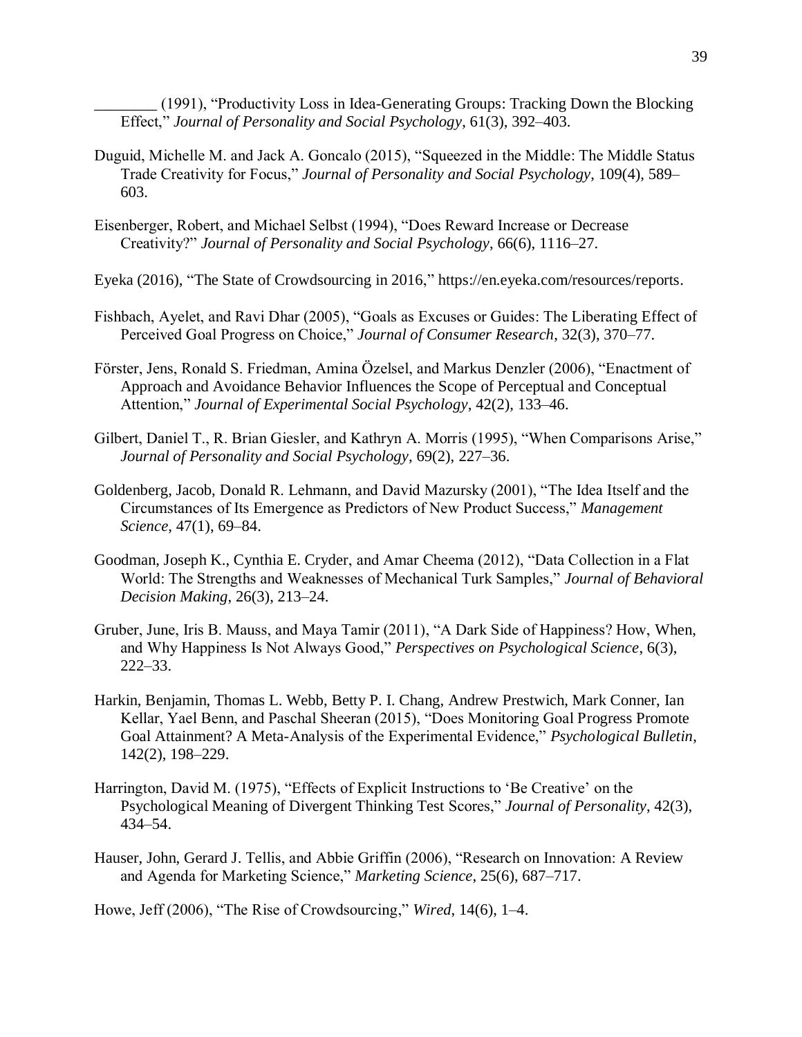________ (1991), "Productivity Loss in Idea-Generating Groups: Tracking Down the Blocking Effect," *Journal of Personality and Social Psychology*, 61(3), 392–403.

Duguid, Michelle M. and Jack A. Goncalo (2015), "Squeezed in the Middle: The Middle Status Trade Creativity for Focus," *Journal of Personality and Social Psychology*, 109(4), 589–603.

Eisenberger, Robert, and Michael Selbst (1994), "Does Reward Increase or Decrease Creativity?" *Journal of Personality and Social Psychology*, 66(6), 1116–27.

Eyeka (2016), "The State of Crowdsourcing in 2016," https://en.eyeka.com/resources/reports.

Fishbach, Ayelet, and Ravi Dhar (2005), "Goals as Excuses or Guides: The Liberating Effect of Perceived Goal Progress on Choice," *Journal of Consumer Research*, 32(3), 370–77.

Förster, Jens, Ronald S. Friedman, Amina Özelsel, and Markus Denzler (2006), "Enactment of Approach and Avoidance Behavior Influences the Scope of Perceptual and Conceptual Attention," *Journal of Experimental Social Psychology*, 42(2), 133–46.

Gilbert, Daniel T., R. Brian Giesler, and Kathryn A. Morris (1995), "When Comparisons Arise," *Journal of Personality and Social Psychology*, 69(2), 227–36.

Goldenberg, Jacob, Donald R. Lehmann, and David Mazursky (2001), "The Idea Itself and the Circumstances of Its Emergence as Predictors of New Product Success," *Management Science*, 47(1), 69–84.

Goodman, Joseph K., Cynthia E. Cryder, and Amar Cheema (2012), "Data Collection in a Flat World: The Strengths and Weaknesses of Mechanical Turk Samples," *Journal of Behavioral Decision Making*, 26(3), 213–24.

Gruber, June, Iris B. Mauss, and Maya Tamir (2011), "A Dark Side of Happiness? How, When, and Why Happiness Is Not Always Good," *Perspectives on Psychological Science*, 6(3), 222–33.

Harkin, Benjamin, Thomas L. Webb, Betty P. I. Chang, Andrew Prestwich, Mark Conner, Ian Kellar, Yael Benn, and Paschal Sheeran (2015), "Does Monitoring Goal Progress Promote Goal Attainment? A Meta-Analysis of the Experimental Evidence," *Psychological Bulletin*, 142(2), 198–229.

Harrington, David M. (1975), "Effects of Explicit Instructions to 'Be Creative' on the Psychological Meaning of Divergent Thinking Test Scores," *Journal of Personality*, 42(3), 434–54.

Hauser, John, Gerard J. Tellis, and Abbie Griffin (2006), "Research on Innovation: A Review and Agenda for Marketing Science," *Marketing Science*, 25(6), 687–717.

Howe, Jeff (2006), "The Rise of Crowdsourcing," *Wired*, 14(6), 1–4.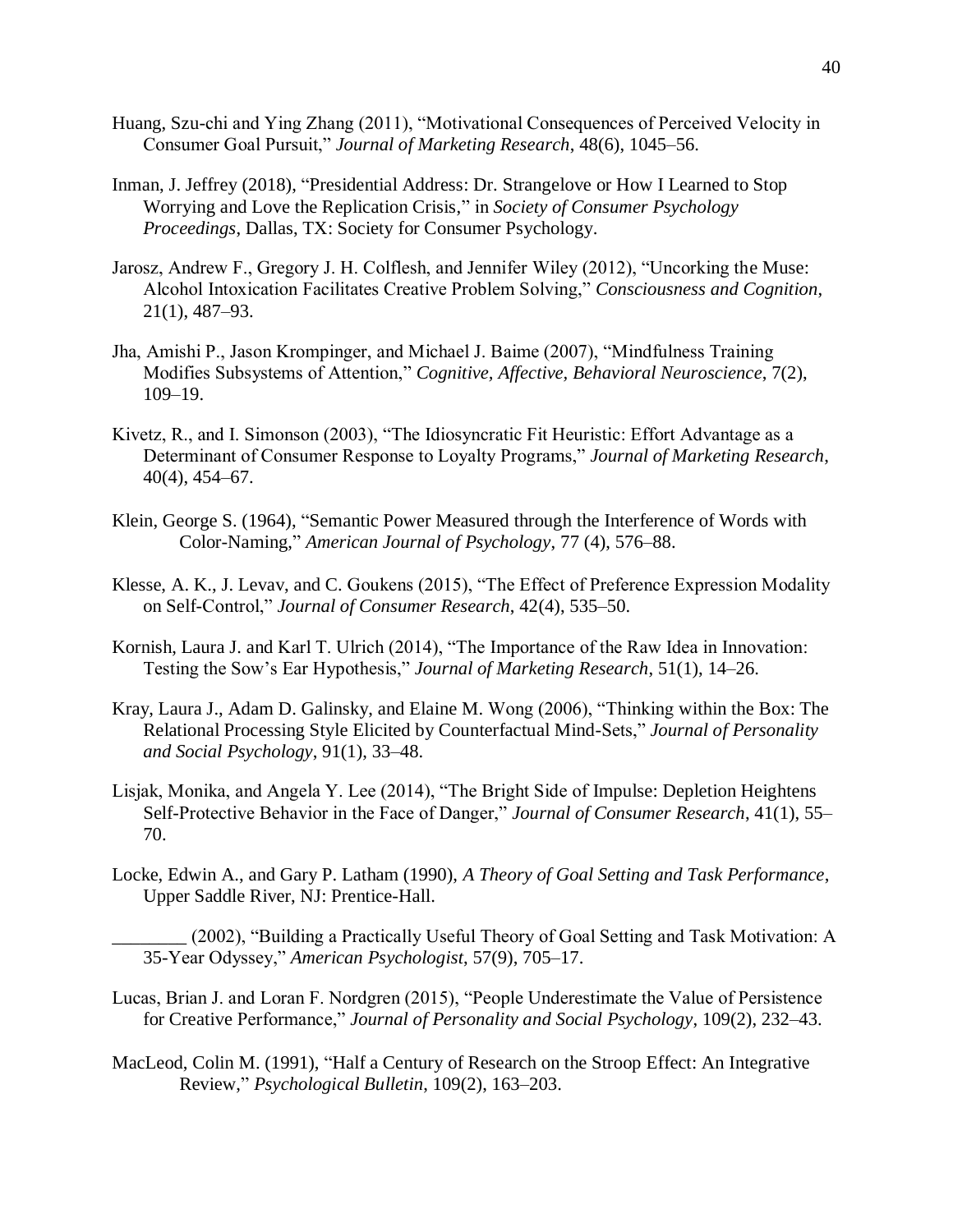Huang, Szu-chi and Ying Zhang (2011), "Motivational Consequences of Perceived Velocity in Consumer Goal Pursuit," *Journal of Marketing Research*, 48(6), 1045–56.

Inman, J. Jeffrey (2018), "Presidential Address: Dr. Strangelove or How I Learned to Stop Worrying and Love the Replication Crisis," in *Society of Consumer Psychology Proceedings*, Dallas, TX: Society for Consumer Psychology.

Jarosz, Andrew F., Gregory J. H. Colflesh, and Jennifer Wiley (2012), "Uncorking the Muse: Alcohol Intoxication Facilitates Creative Problem Solving," *Consciousness and Cognition*, 21(1), 487–93.

Jha, Amishi P., Jason Krompinger, and Michael J. Baime (2007), "Mindfulness Training Modifies Subsystems of Attention," *Cognitive, Affective, Behavioral Neuroscience*, 7(2), 109–19.

Kivetz, R., and I. Simonson (2003), "The Idiosyncratic Fit Heuristic: Effort Advantage as a Determinant of Consumer Response to Loyalty Programs," *Journal of Marketing Research*, 40(4), 454–67.

Klein, George S. (1964), "Semantic Power Measured through the Interference of Words with Color-Naming," *American Journal of Psychology*, 77 (4), 576–88.

Klesse, A. K., J. Levav, and C. Goukens (2015), "The Effect of Preference Expression Modality on Self-Control," *Journal of Consumer Research*, 42(4), 535–50.

Kornish, Laura J. and Karl T. Ulrich (2014), "The Importance of the Raw Idea in Innovation: Testing the Sow's Ear Hypothesis," *Journal of Marketing Research*, 51(1), 14–26.

Kray, Laura J., Adam D. Galinsky, and Elaine M. Wong (2006), "Thinking within the Box: The Relational Processing Style Elicited by Counterfactual Mind-Sets," *Journal of Personality and Social Psychology*, 91(1), 33–48.

Lisjak, Monika, and Angela Y. Lee (2014), "The Bright Side of Impulse: Depletion Heightens Self-Protective Behavior in the Face of Danger," *Journal of Consumer Research*, 41(1), 55–70.

Locke, Edwin A., and Gary P. Latham (1990), *A Theory of Goal Setting and Task Performance*, Upper Saddle River, NJ: Prentice-Hall.

________ (2002), "Building a Practically Useful Theory of Goal Setting and Task Motivation: A 35-Year Odyssey," *American Psychologist*, 57(9), 705–17.

Lucas, Brian J. and Loran F. Nordgren (2015), "People Underestimate the Value of Persistence for Creative Performance," *Journal of Personality and Social Psychology*, 109(2), 232–43.

MacLeod, Colin M. (1991), "Half a Century of Research on the Stroop Effect: An Integrative Review," *Psychological Bulletin*, 109(2), 163–203.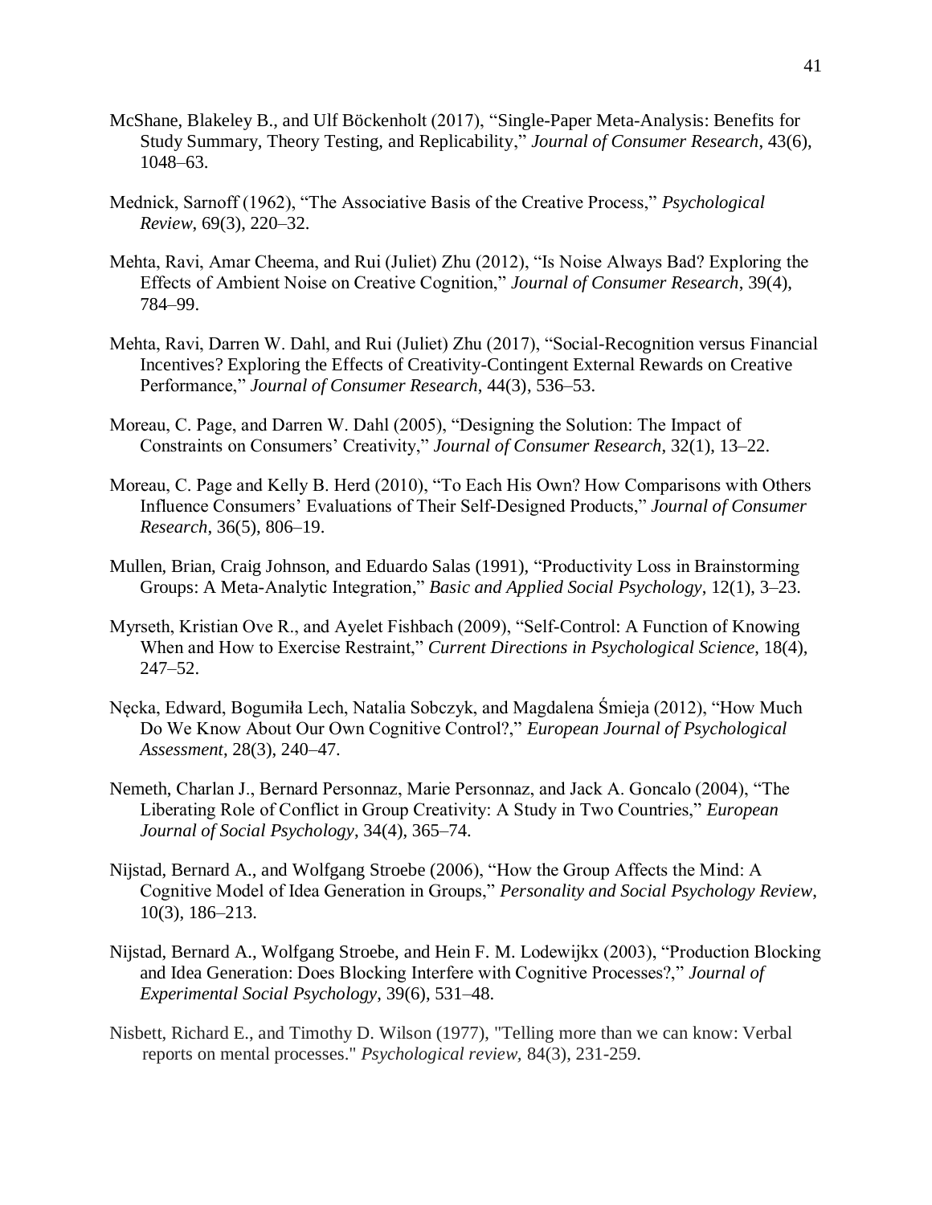McShane, Blakeley B., and Ulf Böckenholt (2017), "Single-Paper Meta-Analysis: Benefits for Study Summary, Theory Testing, and Replicability," *Journal of Consumer Research*, 43(6), 1048–63.

Mednick, Sarnoff (1962), "The Associative Basis of the Creative Process," *Psychological Review*, 69(3), 220–32.

Mehta, Ravi, Amar Cheema, and Rui (Juliet) Zhu (2012), "Is Noise Always Bad? Exploring the Effects of Ambient Noise on Creative Cognition," *Journal of Consumer Research*, 39(4), 784–99.

Mehta, Ravi, Darren W. Dahl, and Rui (Juliet) Zhu (2017), "Social-Recognition versus Financial Incentives? Exploring the Effects of Creativity-Contingent External Rewards on Creative Performance," *Journal of Consumer Research*, 44(3), 536–53.

Moreau, C. Page, and Darren W. Dahl (2005), "Designing the Solution: The Impact of Constraints on Consumers' Creativity," *Journal of Consumer Research*, 32(1), 13–22.

Moreau, C. Page and Kelly B. Herd (2010), "To Each His Own? How Comparisons with Others Influence Consumers' Evaluations of Their Self-Designed Products," *Journal of Consumer Research*, 36(5), 806–19.

Mullen, Brian, Craig Johnson, and Eduardo Salas (1991), "Productivity Loss in Brainstorming Groups: A Meta-Analytic Integration," *Basic and Applied Social Psychology*, 12(1), 3–23.

Myrseth, Kristian Ove R., and Ayelet Fishbach (2009), "Self-Control: A Function of Knowing When and How to Exercise Restraint," *Current Directions in Psychological Science*, 18(4), 247–52.

Nęcka, Edward, Bogumiła Lech, Natalia Sobczyk, and Magdalena Śmieja (2012), "How Much Do We Know About Our Own Cognitive Control?," *European Journal of Psychological Assessment*, 28(3), 240–47.

Nemeth, Charlan J., Bernard Personnaz, Marie Personnaz, and Jack A. Goncalo (2004), "The Liberating Role of Conflict in Group Creativity: A Study in Two Countries," *European Journal of Social Psychology*, 34(4), 365–74.

Nijstad, Bernard A., and Wolfgang Stroebe (2006), "How the Group Affects the Mind: A Cognitive Model of Idea Generation in Groups," *Personality and Social Psychology Review*, 10(3), 186–213.

Nijstad, Bernard A., Wolfgang Stroebe, and Hein F. M. Lodewijkx (2003), "Production Blocking and Idea Generation: Does Blocking Interfere with Cognitive Processes?," *Journal of Experimental Social Psychology*, 39(6), 531–48.

Nisbett, Richard E., and Timothy D. Wilson (1977), "Telling more than we can know: Verbal reports on mental processes." *Psychological review*, 84(3), 231-259.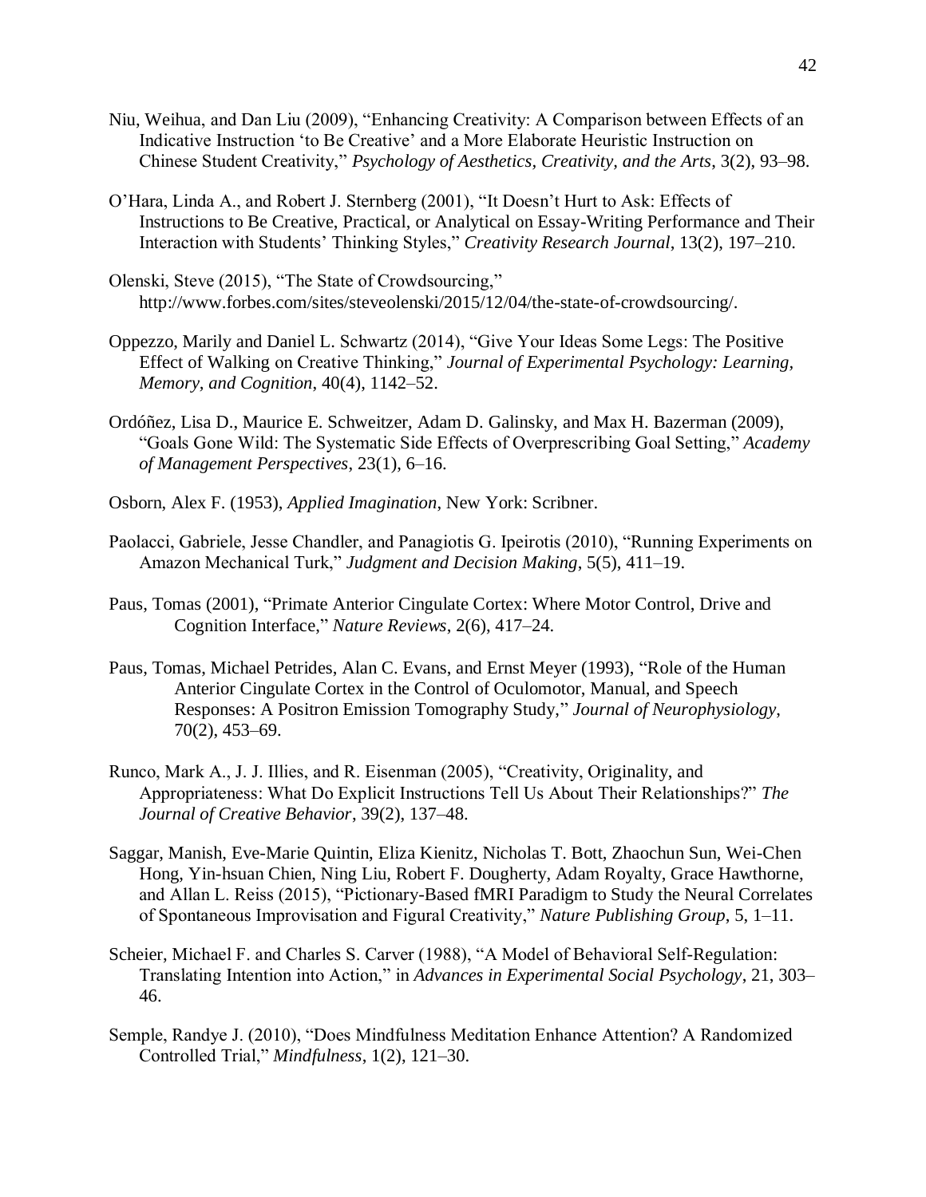Niu, Weihua, and Dan Liu (2009), "Enhancing Creativity: A Comparison between Effects of an Indicative Instruction 'to Be Creative' and a More Elaborate Heuristic Instruction on Chinese Student Creativity," *Psychology of Aesthetics, Creativity, and the Arts*, 3(2), 93–98.

O'Hara, Linda A., and Robert J. Sternberg (2001), "It Doesn't Hurt to Ask: Effects of Instructions to Be Creative, Practical, or Analytical on Essay-Writing Performance and Their Interaction with Students' Thinking Styles," *Creativity Research Journal*, 13(2), 197–210.

Olenski, Steve (2015), "The State of Crowdsourcing," http://www.forbes.com/sites/steveolenski/2015/12/04/the-state-of-crowdsourcing/.

Oppezzo, Marily and Daniel L. Schwartz (2014), "Give Your Ideas Some Legs: The Positive Effect of Walking on Creative Thinking," *Journal of Experimental Psychology: Learning, Memory, and Cognition*, 40(4), 1142–52.

Ordóñez, Lisa D., Maurice E. Schweitzer, Adam D. Galinsky, and Max H. Bazerman (2009), "Goals Gone Wild: The Systematic Side Effects of Overprescribing Goal Setting," *Academy of Management Perspectives*, 23(1), 6–16.

Osborn, Alex F. (1953), *Applied Imagination*, New York: Scribner.

Paolacci, Gabriele, Jesse Chandler, and Panagiotis G. Ipeirotis (2010), "Running Experiments on Amazon Mechanical Turk," *Judgment and Decision Making*, 5(5), 411–19.

Paus, Tomas (2001), "Primate Anterior Cingulate Cortex: Where Motor Control, Drive and Cognition Interface," *Nature Reviews*, 2(6), 417–24.

Paus, Tomas, Michael Petrides, Alan C. Evans, and Ernst Meyer (1993), "Role of the Human Anterior Cingulate Cortex in the Control of Oculomotor, Manual, and Speech Responses: A Positron Emission Tomography Study," *Journal of Neurophysiology*, 70(2), 453–69.

Runco, Mark A., J. J. Illies, and R. Eisenman (2005), "Creativity, Originality, and Appropriateness: What Do Explicit Instructions Tell Us About Their Relationships?" *The Journal of Creative Behavior*, 39(2), 137–48.

Saggar, Manish, Eve-Marie Quintin, Eliza Kienitz, Nicholas T. Bott, Zhaochun Sun, Wei-Chen Hong, Yin-hsuan Chien, Ning Liu, Robert F. Dougherty, Adam Royalty, Grace Hawthorne, and Allan L. Reiss (2015), "Pictionary-Based fMRI Paradigm to Study the Neural Correlates of Spontaneous Improvisation and Figural Creativity," *Nature Publishing Group*, 5, 1–11.

Scheier, Michael F. and Charles S. Carver (1988), "A Model of Behavioral Self-Regulation: Translating Intention into Action," in *Advances in Experimental Social Psychology*, 21, 303–46.

Semple, Randye J. (2010), "Does Mindfulness Meditation Enhance Attention? A Randomized Controlled Trial," *Mindfulness*, 1(2), 121–30.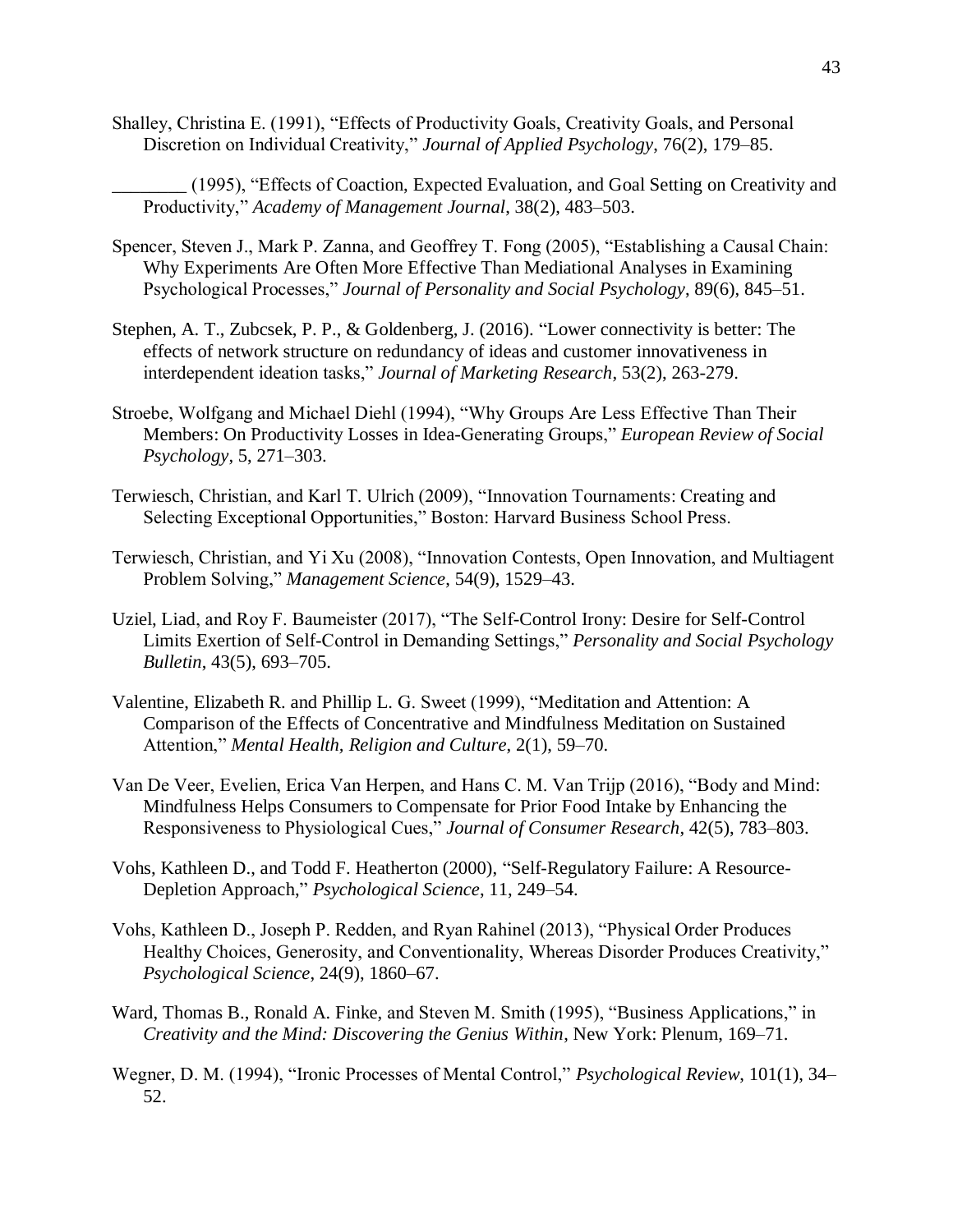Shalley, Christina E. (1991), "Effects of Productivity Goals, Creativity Goals, and Personal Discretion on Individual Creativity," *Journal of Applied Psychology*, 76(2), 179–85.

________ (1995), "Effects of Coaction, Expected Evaluation, and Goal Setting on Creativity and Productivity," *Academy of Management Journal*, 38(2), 483–503.

Spencer, Steven J., Mark P. Zanna, and Geoffrey T. Fong (2005), "Establishing a Causal Chain: Why Experiments Are Often More Effective Than Mediational Analyses in Examining Psychological Processes," *Journal of Personality and Social Psychology*, 89(6), 845–51.

Stephen, A. T., Zubcsek, P. P., & Goldenberg, J. (2016). "Lower connectivity is better: The effects of network structure on redundancy of ideas and customer innovativeness in interdependent ideation tasks," *Journal of Marketing Research*, 53(2), 263-279.

Stroebe, Wolfgang and Michael Diehl (1994), "Why Groups Are Less Effective Than Their Members: On Productivity Losses in Idea-Generating Groups," *European Review of Social Psychology*, 5, 271–303.

Terwiesch, Christian, and Karl T. Ulrich (2009), "Innovation Tournaments: Creating and Selecting Exceptional Opportunities," Boston: Harvard Business School Press.

Terwiesch, Christian, and Yi Xu (2008), "Innovation Contests, Open Innovation, and Multiagent Problem Solving," *Management Science*, 54(9), 1529–43.

Uziel, Liad, and Roy F. Baumeister (2017), "The Self-Control Irony: Desire for Self-Control Limits Exertion of Self-Control in Demanding Settings," *Personality and Social Psychology Bulletin*, 43(5), 693–705.

Valentine, Elizabeth R. and Phillip L. G. Sweet (1999), "Meditation and Attention: A Comparison of the Effects of Concentrative and Mindfulness Meditation on Sustained Attention," *Mental Health, Religion and Culture*, 2(1), 59–70.

Van De Veer, Evelien, Erica Van Herpen, and Hans C. M. Van Trijp (2016), "Body and Mind: Mindfulness Helps Consumers to Compensate for Prior Food Intake by Enhancing the Responsiveness to Physiological Cues," *Journal of Consumer Research*, 42(5), 783–803.

Vohs, Kathleen D., and Todd F. Heatherton (2000), "Self-Regulatory Failure: A Resource-Depletion Approach," *Psychological Science*, 11, 249–54.

Vohs, Kathleen D., Joseph P. Redden, and Ryan Rahinel (2013), "Physical Order Produces Healthy Choices, Generosity, and Conventionality, Whereas Disorder Produces Creativity," *Psychological Science*, 24(9), 1860–67.

Ward, Thomas B., Ronald A. Finke, and Steven M. Smith (1995), "Business Applications," in *Creativity and the Mind: Discovering the Genius Within*, New York: Plenum, 169–71.

Wegner, D. M. (1994), "Ironic Processes of Mental Control," *Psychological Review*, 101(1), 34–52.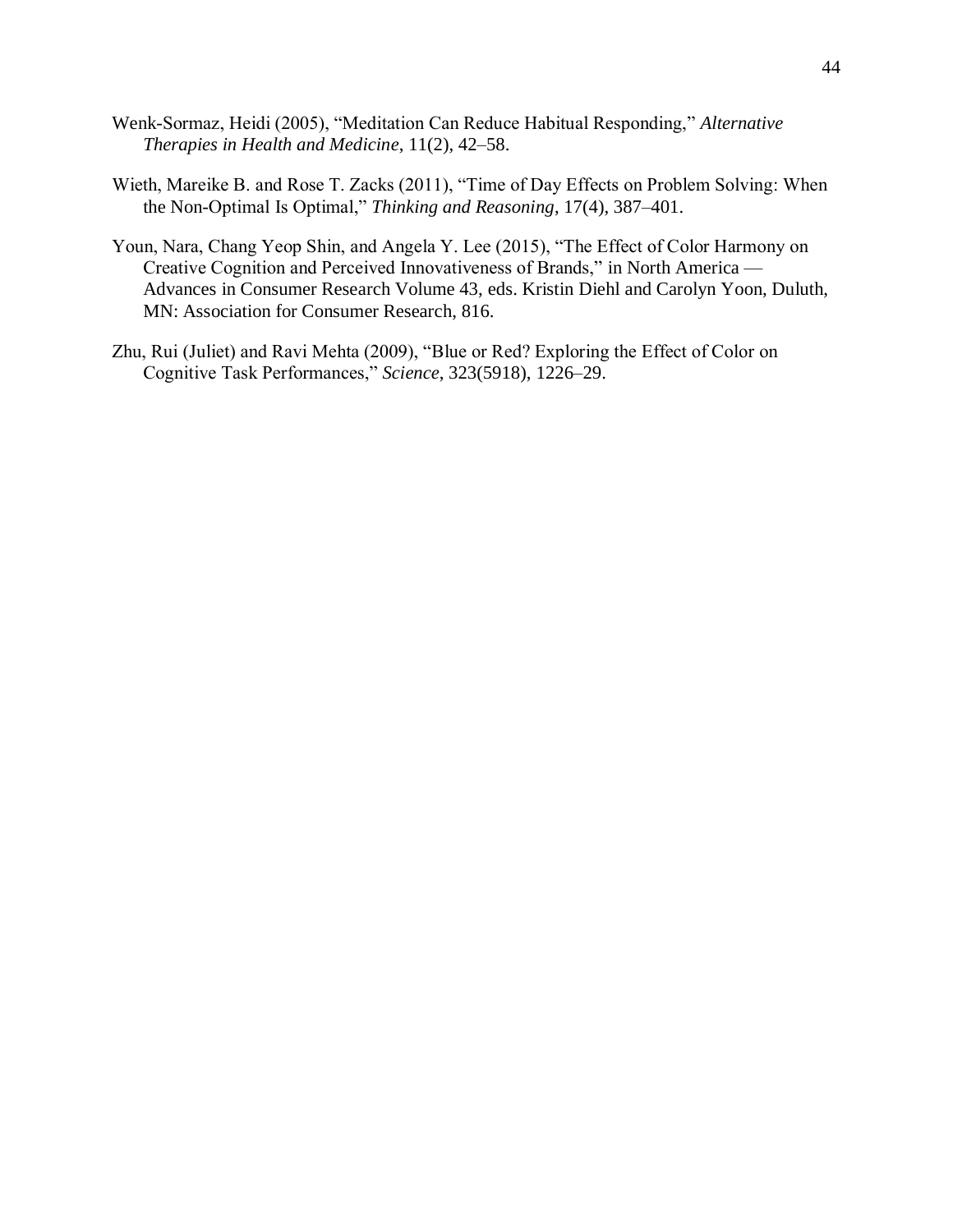Wenk-Sormaz, Heidi (2005), "Meditation Can Reduce Habitual Responding," *Alternative Therapies in Health and Medicine*, 11(2), 42–58.

Wieth, Mareike B. and Rose T. Zacks (2011), "Time of Day Effects on Problem Solving: When the Non-Optimal Is Optimal," *Thinking and Reasoning*, 17(4), 387–401.

Youn, Nara, Chang Yeop Shin, and Angela Y. Lee (2015), "The Effect of Color Harmony on Creative Cognition and Perceived Innovativeness of Brands," in North America — Advances in Consumer Research Volume 43, eds. Kristin Diehl and Carolyn Yoon, Duluth, MN: Association for Consumer Research, 816.

Zhu, Rui (Juliet) and Ravi Mehta (2009), "Blue or Red? Exploring the Effect of Color on Cognitive Task Performances," *Science*, 323(5918), 1226–29.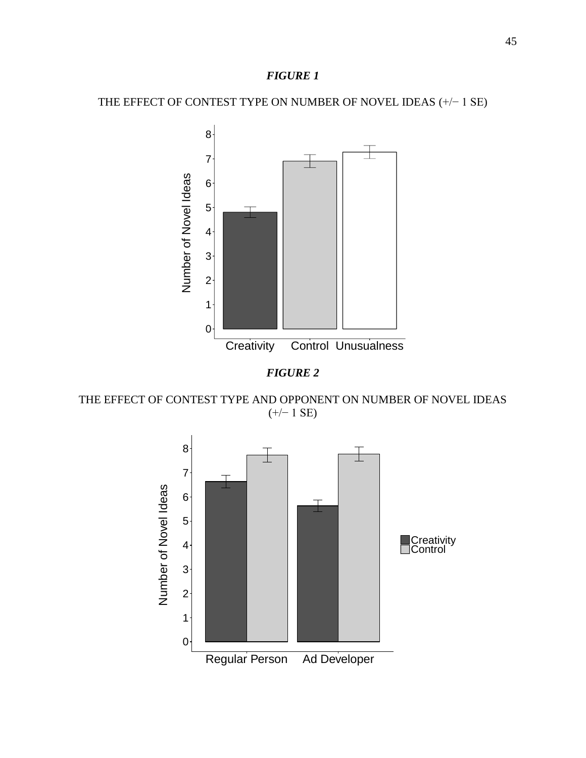***FIGURE 1***

THE EFFECT OF CONTEST TYPE ON NUMBER OF NOVEL IDEAS (+/− 1 SE)

***FIGURE 2***

THE EFFECT OF CONTEST TYPE AND OPPONENT ON NUMBER OF NOVEL IDEAS (+/− 1 SE)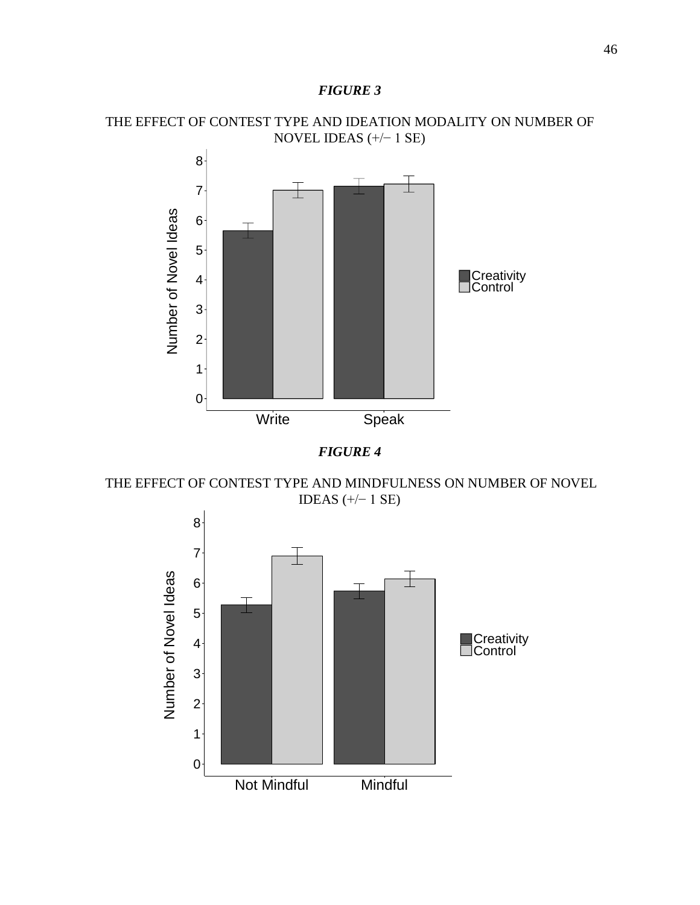***FIGURE 3***

THE EFFECT OF CONTEST TYPE AND IDEATION MODALITY ON NUMBER OF NOVEL IDEAS (+/− 1 SE)

***FIGURE 4***

THE EFFECT OF CONTEST TYPE AND MINDFULNESS ON NUMBER OF NOVEL IDEAS (+/− 1 SE)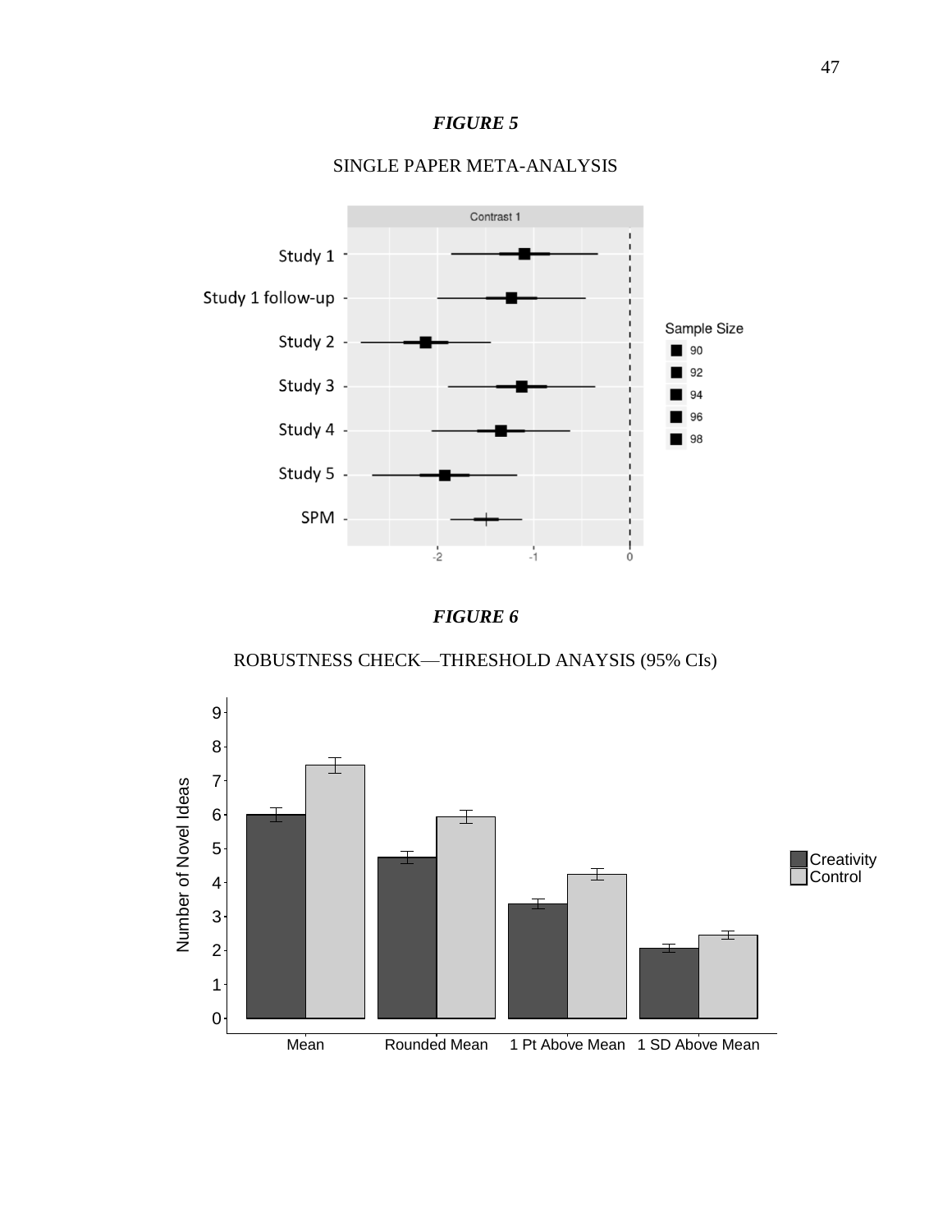***FIGURE 5***

SINGLE PAPER META-ANALYSIS

***FIGURE 6***

ROBUSTNESS CHECK—THRESHOLD ANAYSIS (95% CIs)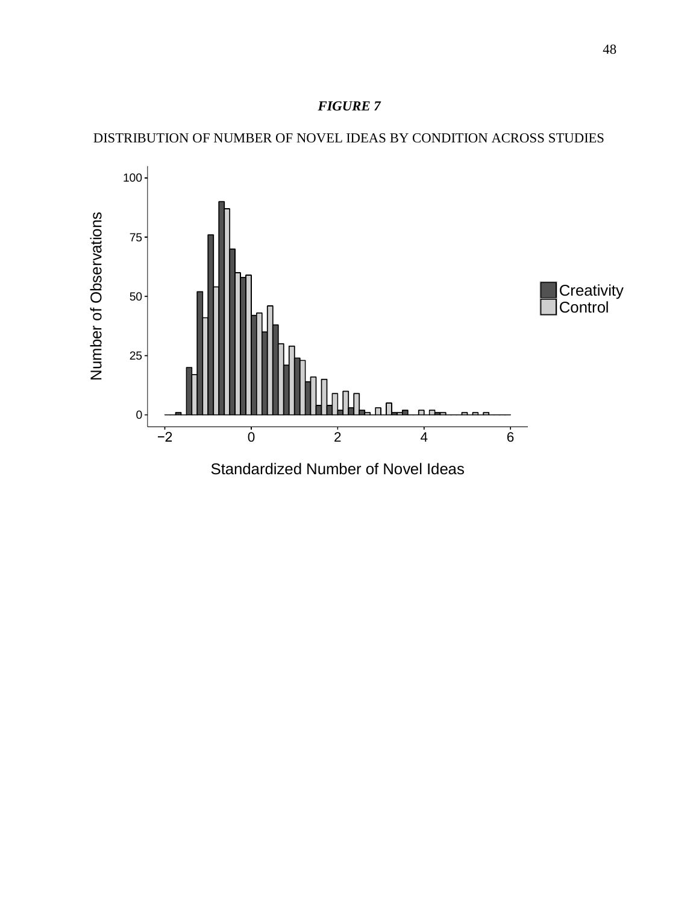***FIGURE 7***

DISTRIBUTION OF NUMBER OF NOVEL IDEAS BY CONDITION ACROSS STUDIES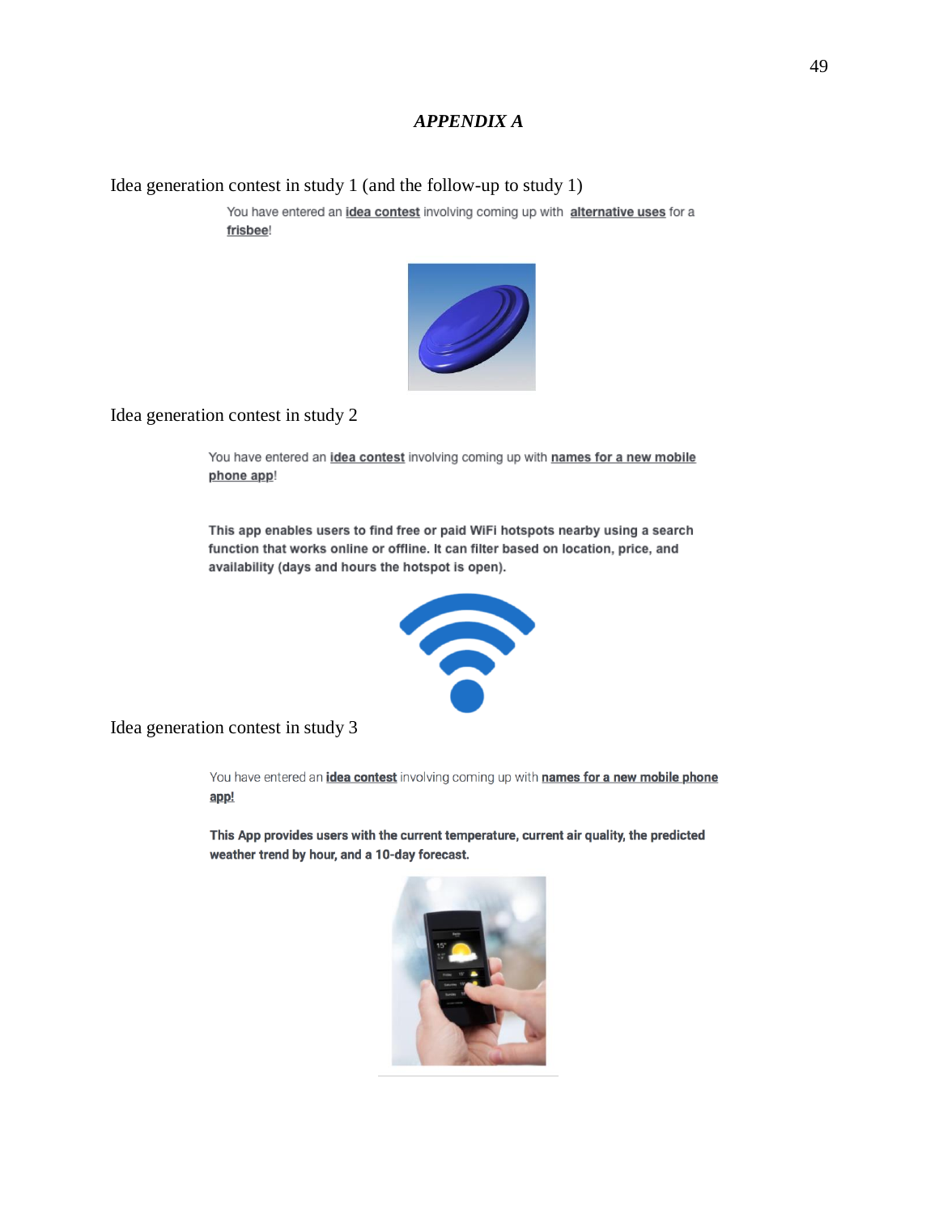# *APPENDIX A*

Idea generation contest in study 1 (and the follow-up to study 1)

You have entered an **idea contest** involving coming up with **alternative uses** for a **frisbee**!

Idea generation contest in study 2

You have entered an **idea contest** involving coming up with **names for a new mobile phone app**!

**This app enables users to find free or paid WiFi hotspots nearby using a search function that works online or offline. It can filter based on location, price, and availability (days and hours the hotspot is open).**

Idea generation contest in study 3

You have entered an **idea contest** involving coming up with **names for a new mobile phone app!**

**This App provides users with the current temperature, current air quality, the predicted weather trend by hour, and a 10-day forecast.**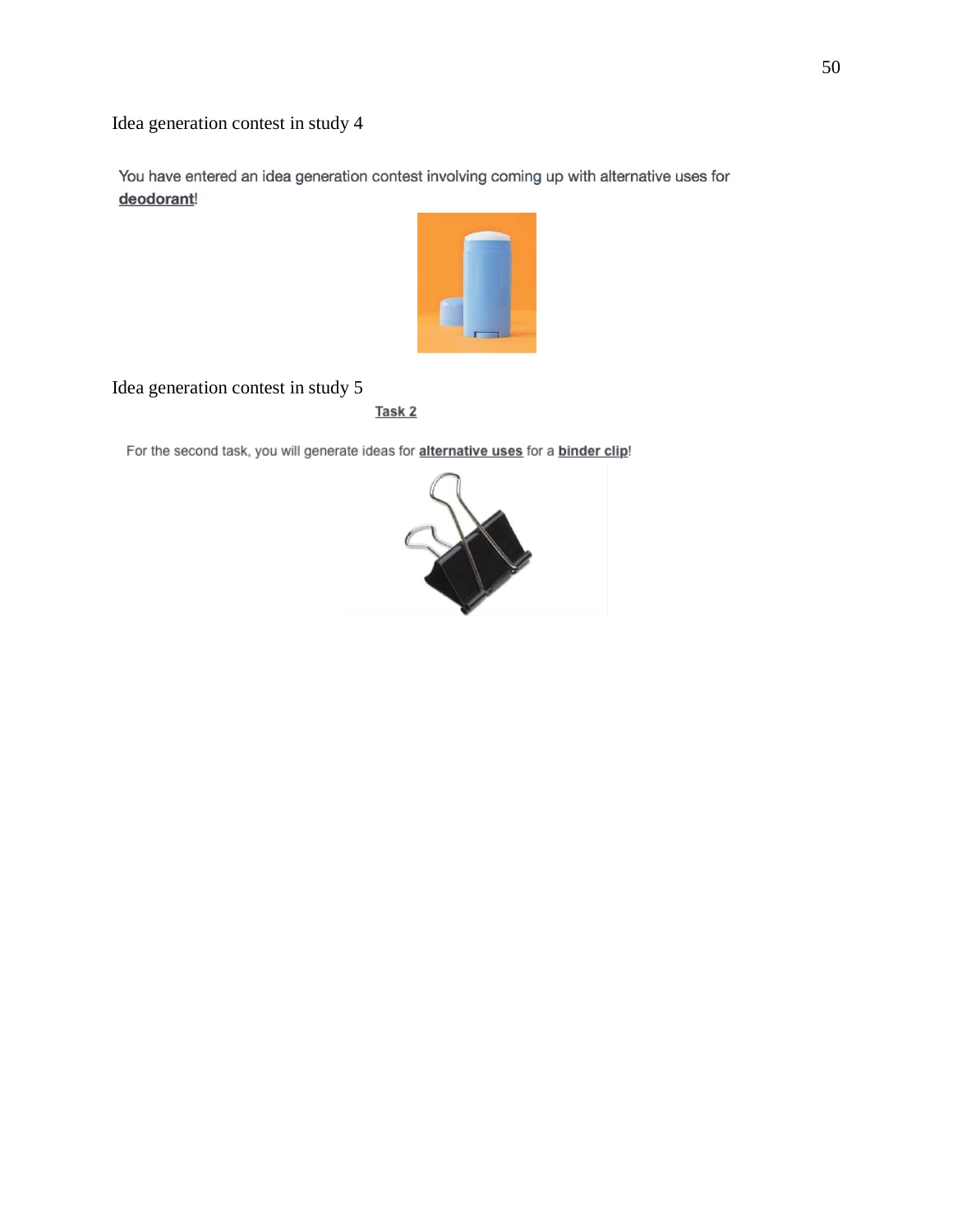Idea generation contest in study 4

You have entered an idea generation contest involving coming up with alternative uses for **deodorant**!

Idea generation contest in study 5

**Task 2**

For the second task, you will generate ideas for **alternative uses** for a **binder clip**!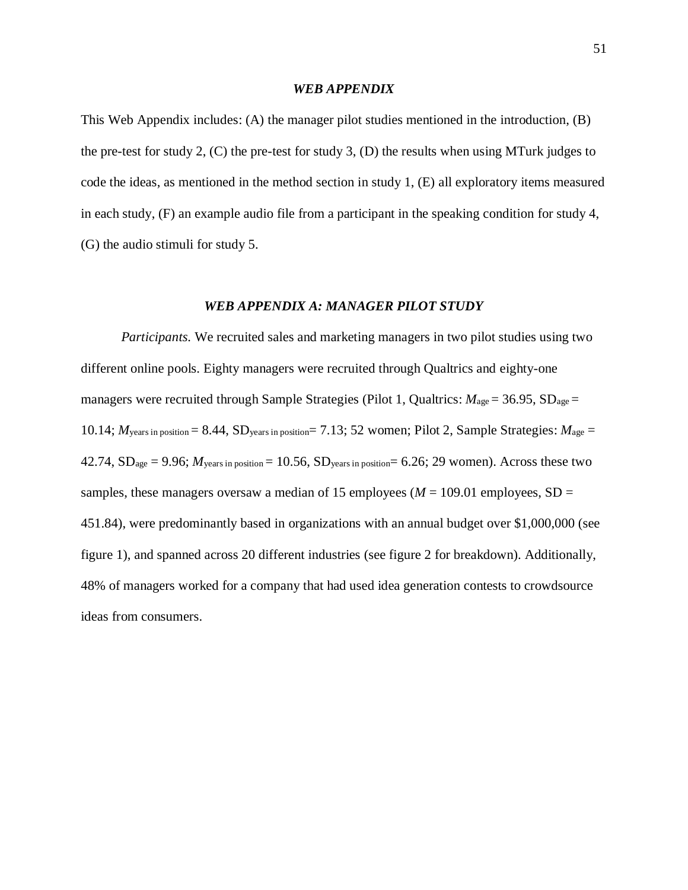# *WEB APPENDIX*

This Web Appendix includes: (A) the manager pilot studies mentioned in the introduction, (B) the pre-test for study 2, (C) the pre-test for study 3, (D) the results when using MTurk judges to code the ideas, as mentioned in the method section in study 1, (E) all exploratory items measured in each study, (F) an example audio file from a participant in the speaking condition for study 4, (G) the audio stimuli for study 5.

## *WEB APPENDIX A: MANAGER PILOT STUDY*

*Participants.* We recruited sales and marketing managers in two pilot studies using two different online pools. Eighty managers were recruited through Qualtrics and eighty-one managers were recruited through Sample Strategies (Pilot 1, Qualtrics: $M_{\text{age}} = 36.95$, $SD_{\text{age}} = 10.14$; $M_{\text{years in position}} = 8.44$, $SD_{\text{years in position}} = 7.13$; 52 women; Pilot 2, Sample Strategies: $M_{\text{age}} = 42.74$, $SD_{\text{age}} = 9.96$; $M_{\text{years in position}} = 10.56$, $SD_{\text{years in position}} = 6.26$; 29 women). Across these two samples, these managers oversaw a median of 15 employees ($M = 109.01$ employees, $SD = 451.84$), were predominantly based in organizations with an annual budget over $1,000,000 (see figure 1), and spanned across 20 different industries (see figure 2 for breakdown). Additionally, 48% of managers worked for a company that had used idea generation contests to crowdsource ideas from consumers.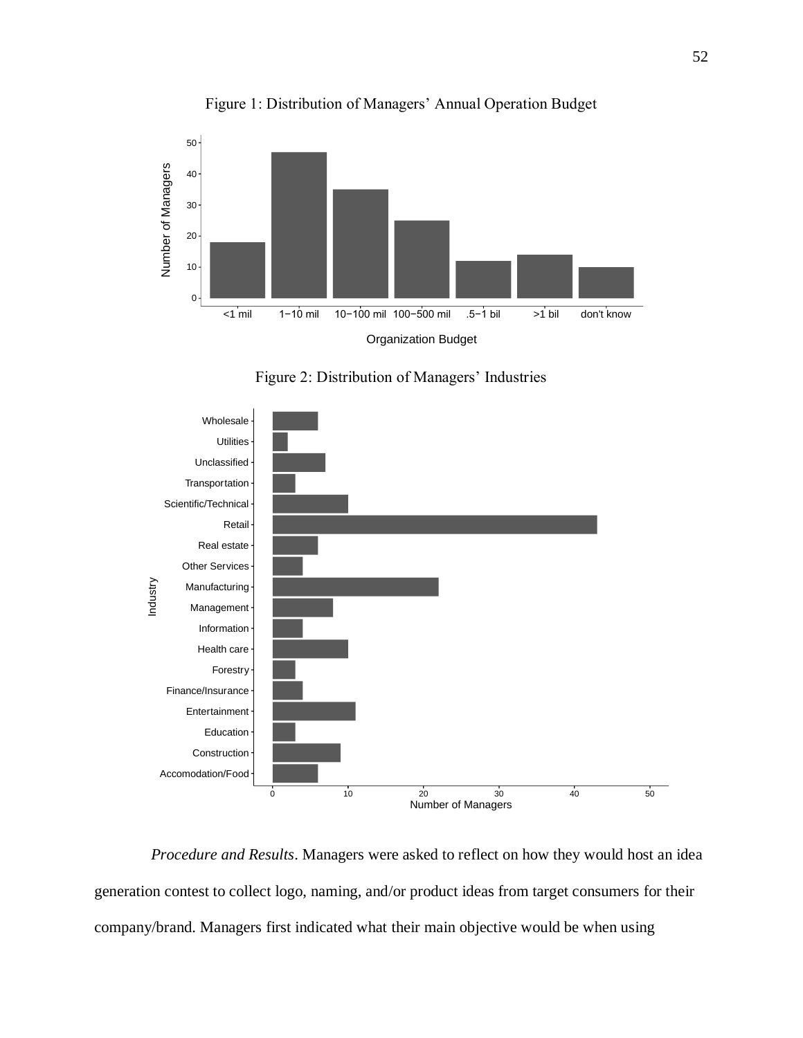Figure 1: Distribution of Managers' Annual Operation Budget

Figure 2: Distribution of Managers' Industries

*Procedure and Results*. Managers were asked to reflect on how they would host an idea generation contest to collect logo, naming, and/or product ideas from target consumers for their company/brand. Managers first indicated what their main objective would be when using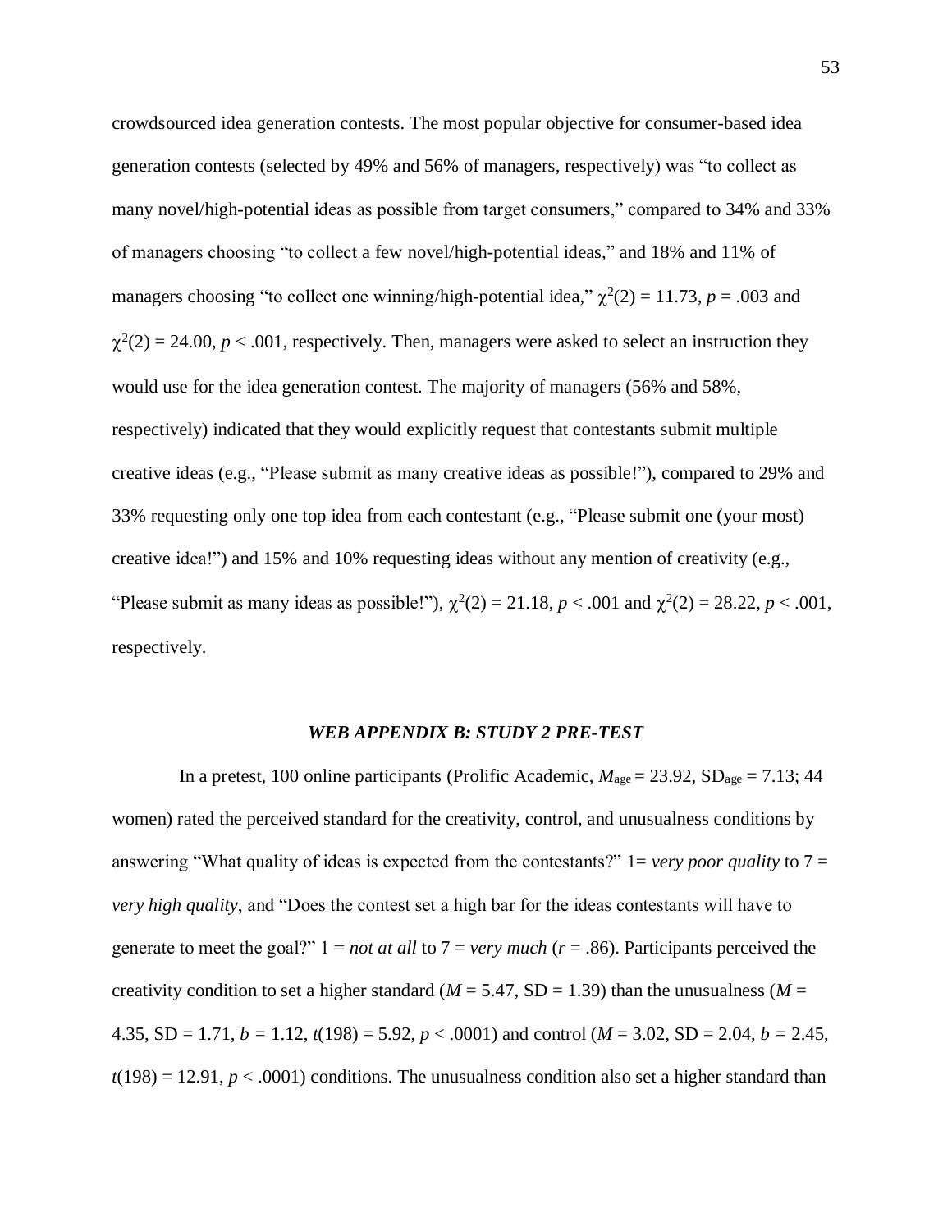crowdsourced idea generation contests. The most popular objective for consumer-based idea generation contests (selected by 49% and 56% of managers, respectively) was "to collect as many novel/high-potential ideas as possible from target consumers," compared to 34% and 33% of managers choosing "to collect a few novel/high-potential ideas," and 18% and 11% of managers choosing "to collect one winning/high-potential idea," $\chi^2(2) = 11.73$, $p = .003$ and $\chi^2(2) = 24.00$, $p < .001$, respectively. Then, managers were asked to select an instruction they would use for the idea generation contest. The majority of managers (56% and 58%, respectively) indicated that they would explicitly request that contestants submit multiple creative ideas (e.g., "Please submit as many creative ideas as possible!"), compared to 29% and 33% requesting only one top idea from each contestant (e.g., "Please submit one (your most) creative idea!") and 15% and 10% requesting ideas without any mention of creativity (e.g., "Please submit as many ideas as possible!"), $\chi^2(2) = 21.18$, $p < .001$ and $\chi^2(2) = 28.22$, $p < .001$, respectively.

## *WEB APPENDIX B: STUDY 2 PRE-TEST*

In a pretest, 100 online participants (Prolific Academic, $M_{\text{age}} = 23.92$, $\text{SD}_{\text{age}} = 7.13$; 44 women) rated the perceived standard for the creativity, control, and unusualness conditions by answering "What quality of ideas is expected from the contestants?" 1= *very poor quality* to 7 = *very high quality*, and "Does the contest set a high bar for the ideas contestants will have to generate to meet the goal?" 1 = *not at all* to 7 = *very much* ($r = .86$). Participants perceived the creativity condition to set a higher standard ($M = 5.47$, SD = 1.39) than the unusualness ($M = 4.35$, SD = 1.71, $b = 1.12$, $t(198) = 5.92$, $p < .0001$) and control ($M = 3.02$, SD = 2.04, $b = 2.45$, $t(198) = 12.91$, $p < .0001$) conditions. The unusualness condition also set a higher standard than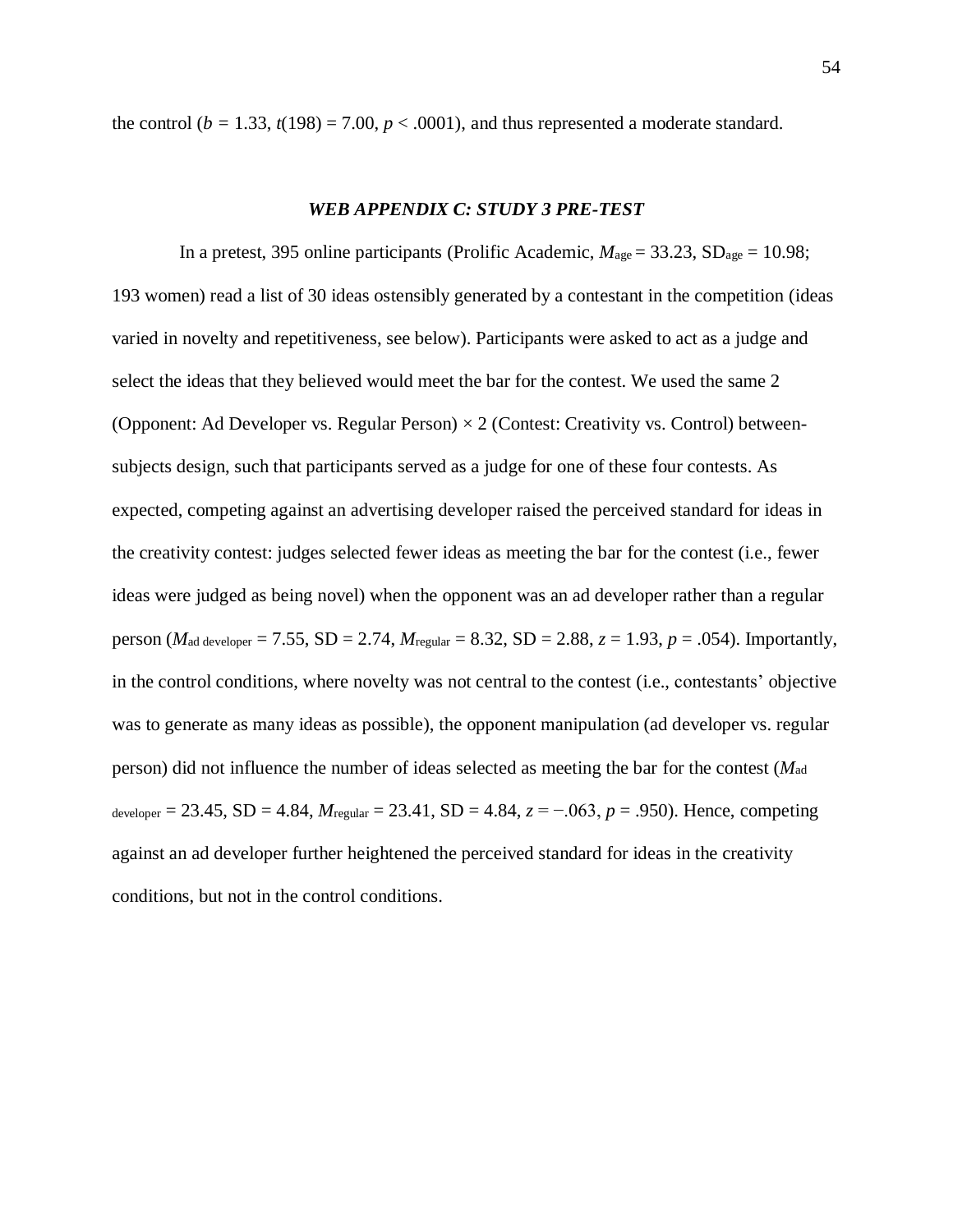the control ($b = 1.33$, $t(198) = 7.00$, $p < .0001$), and thus represented a moderate standard.

### *WEB APPENDIX C: STUDY 3 PRE-TEST*

In a pretest, 395 online participants (Prolific Academic, $M_{age} = 33.23$, $SD_{age} = 10.98$; 193 women) read a list of 30 ideas ostensibly generated by a contestant in the competition (ideas varied in novelty and repetitiveness, see below). Participants were asked to act as a judge and select the ideas that they believed would meet the bar for the contest. We used the same 2 (Opponent: Ad Developer vs. Regular Person) × 2 (Contest: Creativity vs. Control) between-subjects design, such that participants served as a judge for one of these four contests. As expected, competing against an advertising developer raised the perceived standard for ideas in the creativity contest: judges selected fewer ideas as meeting the bar for the contest (i.e., fewer ideas were judged as being novel) when the opponent was an ad developer rather than a regular person ($M_{\text{ad developer}} = 7.55$, SD = 2.74, $M_{\text{regular}} = 8.32$, SD = 2.88, $z = 1.93$, $p = .054$). Importantly, in the control conditions, where novelty was not central to the contest (i.e., contestants' objective was to generate as many ideas as possible), the opponent manipulation (ad developer vs. regular person) did not influence the number of ideas selected as meeting the bar for the contest ($M_{\text{ad developer}} = 23.45$, SD = 4.84, $M_{\text{regular}} = 23.41$, SD = 4.84, $z = -.063$, $p = .950$). Hence, competing against an ad developer further heightened the perceived standard for ideas in the creativity conditions, but not in the control conditions.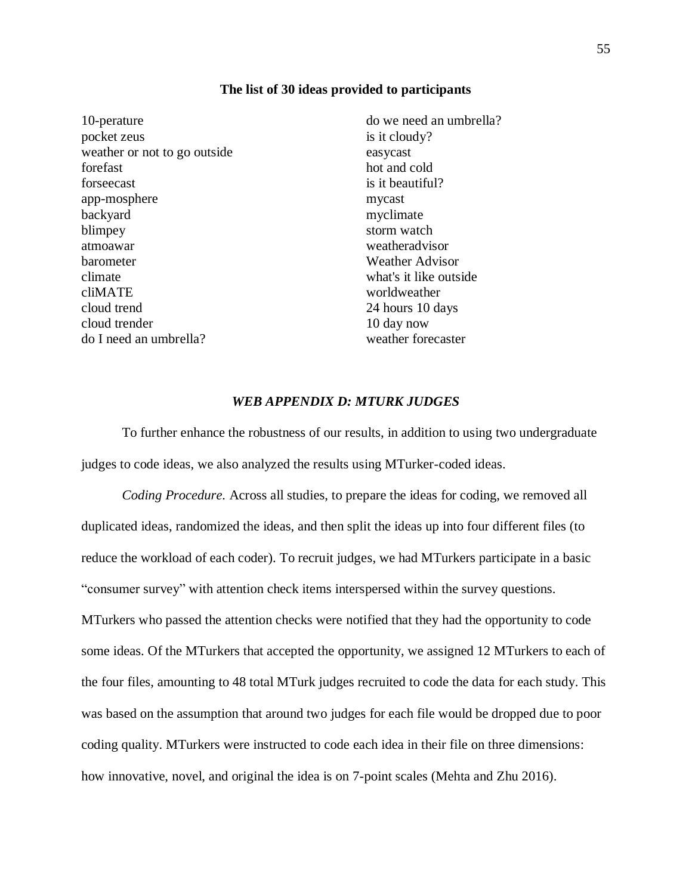**The list of 30 ideas provided to participants**

10-perature
pocket zeus
weather or not to go outside
forefast
forseecast
app-mosphere
backyard
blimpey
atmoawar
barometer
climate
cliMATE
cloud trend
cloud trender
do I need an umbrella?
do we need an umbrella?
is it cloudy?
easycast
hot and cold
is it beautiful?
mycast
myclimate
storm watch
weatheradvisor
Weather Advisor
what's it like outside
worldweather
24 hours 10 days
10 day now
weather forecaster

## *WEB APPENDIX D: MTURK JUDGES*

To further enhance the robustness of our results, in addition to using two undergraduate judges to code ideas, we also analyzed the results using MTurker-coded ideas.

*Coding Procedure.* Across all studies, to prepare the ideas for coding, we removed all duplicated ideas, randomized the ideas, and then split the ideas up into four different files (to reduce the workload of each coder). To recruit judges, we had MTurkers participate in a basic "consumer survey" with attention check items interspersed within the survey questions. MTurkers who passed the attention checks were notified that they had the opportunity to code some ideas. Of the MTurkers that accepted the opportunity, we assigned 12 MTurkers to each of the four files, amounting to 48 total MTurk judges recruited to code the data for each study. This was based on the assumption that around two judges for each file would be dropped due to poor coding quality. MTurkers were instructed to code each idea in their file on three dimensions: how innovative, novel, and original the idea is on 7-point scales (Mehta and Zhu 2016).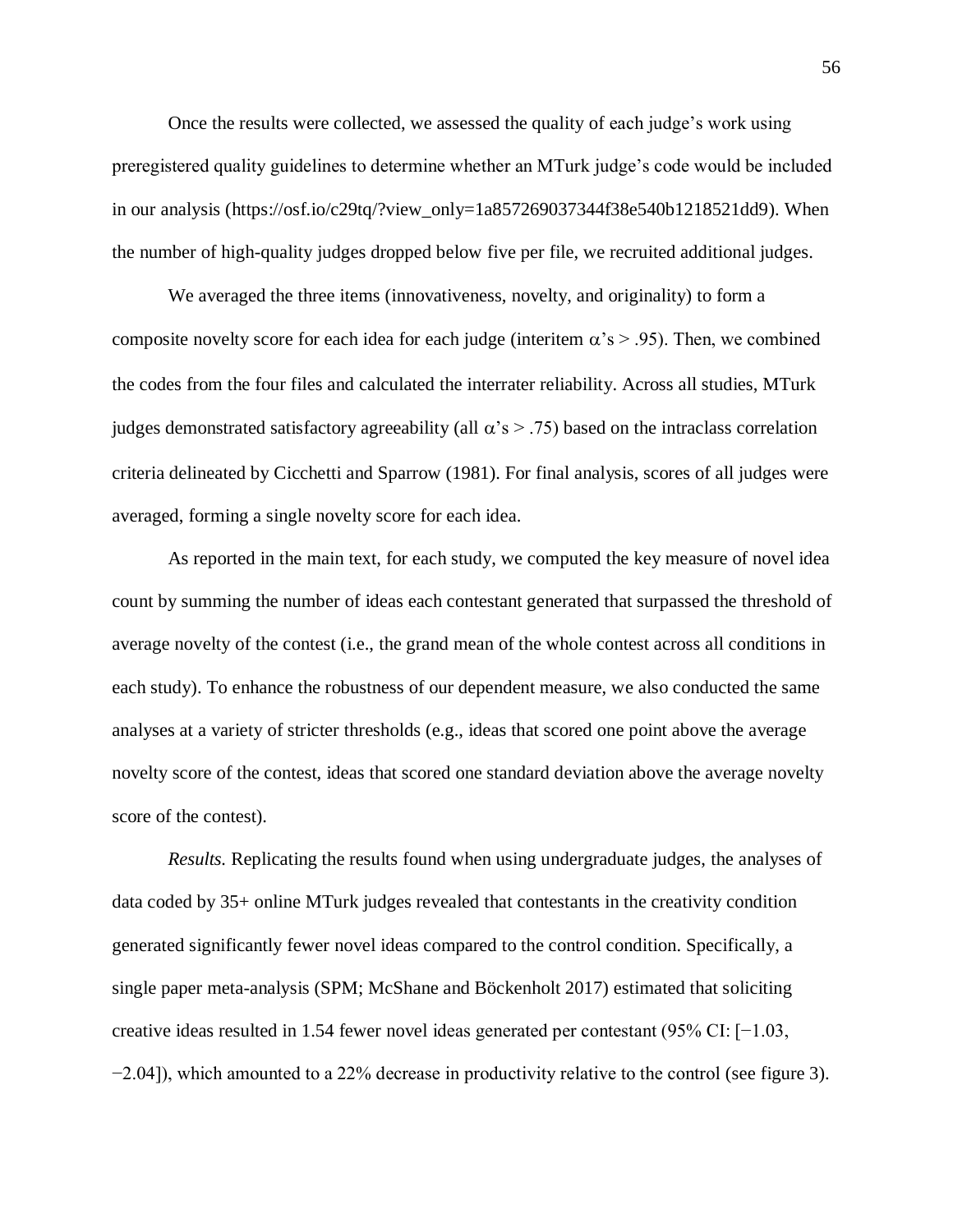Once the results were collected, we assessed the quality of each judge's work using preregistered quality guidelines to determine whether an MTurk judge's code would be included in our analysis (https://osf.io/c29tq/?view_only=1a857269037344f38e540b1218521dd9). When the number of high-quality judges dropped below five per file, we recruited additional judges.

We averaged the three items (innovativeness, novelty, and originality) to form a composite novelty score for each idea for each judge (interitem $\alpha$'s > .95). Then, we combined the codes from the four files and calculated the interrater reliability. Across all studies, MTurk judges demonstrated satisfactory agreeability (all $\alpha$'s > .75) based on the intraclass correlation criteria delineated by Cicchetti and Sparrow (1981). For final analysis, scores of all judges were averaged, forming a single novelty score for each idea.

As reported in the main text, for each study, we computed the key measure of novel idea count by summing the number of ideas each contestant generated that surpassed the threshold of average novelty of the contest (i.e., the grand mean of the whole contest across all conditions in each study). To enhance the robustness of our dependent measure, we also conducted the same analyses at a variety of stricter thresholds (e.g., ideas that scored one point above the average novelty score of the contest, ideas that scored one standard deviation above the average novelty score of the contest).

*Results.* Replicating the results found when using undergraduate judges, the analyses of data coded by 35+ online MTurk judges revealed that contestants in the creativity condition generated significantly fewer novel ideas compared to the control condition. Specifically, a single paper meta-analysis (SPM; McShane and Böckenholt 2017) estimated that soliciting creative ideas resulted in 1.54 fewer novel ideas generated per contestant (95% CI: [−1.03, −2.04]), which amounted to a 22% decrease in productivity relative to the control (see figure 3).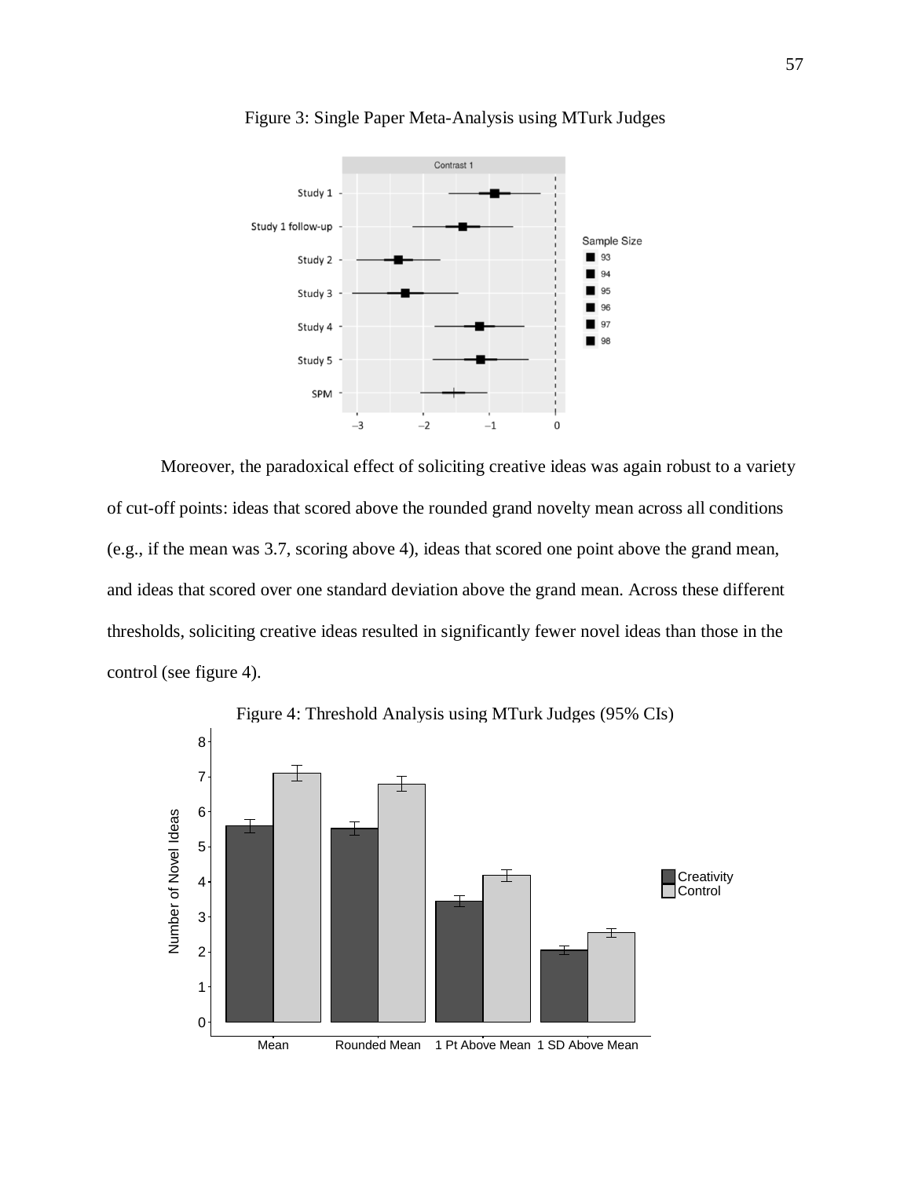Figure 3: Single Paper Meta-Analysis using MTurk Judges

Moreover, the paradoxical effect of soliciting creative ideas was again robust to a variety of cut-off points: ideas that scored above the rounded grand novelty mean across all conditions (e.g., if the mean was 3.7, scoring above 4), ideas that scored one point above the grand mean, and ideas that scored over one standard deviation above the grand mean. Across these different thresholds, soliciting creative ideas resulted in significantly fewer novel ideas than those in the control (see figure 4).

Figure 4: Threshold Analysis using MTurk Judges (95% CIs)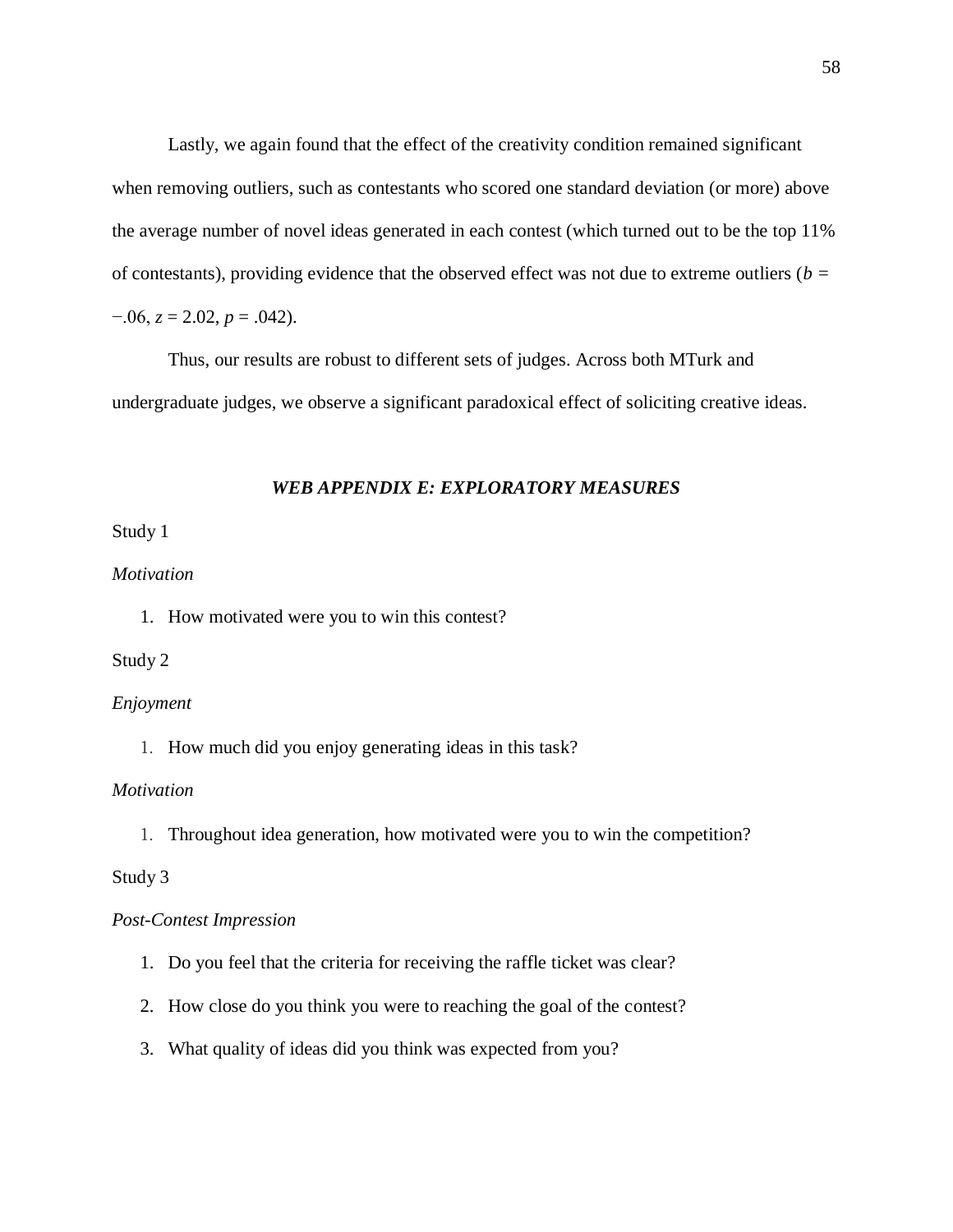Lastly, we again found that the effect of the creativity condition remained significant when removing outliers, such as contestants who scored one standard deviation (or more) above the average number of novel ideas generated in each contest (which turned out to be the top 11% of contestants), providing evidence that the observed effect was not due to extreme outliers ($b$ = −.06, $z$ = 2.02, $p$ = .042).

Thus, our results are robust to different sets of judges. Across both MTurk and undergraduate judges, we observe a significant paradoxical effect of soliciting creative ideas.

## *WEB APPENDIX E: EXPLORATORY MEASURES*

Study 1

*Motivation*

1. How motivated were you to win this contest?

Study 2

*Enjoyment*

1. How much did you enjoy generating ideas in this task?

*Motivation*

1. Throughout idea generation, how motivated were you to win the competition?

Study 3

*Post-Contest Impression*

1. Do you feel that the criteria for receiving the raffle ticket was clear?
2. How close do you think you were to reaching the goal of the contest?
3. What quality of ideas did you think was expected from you?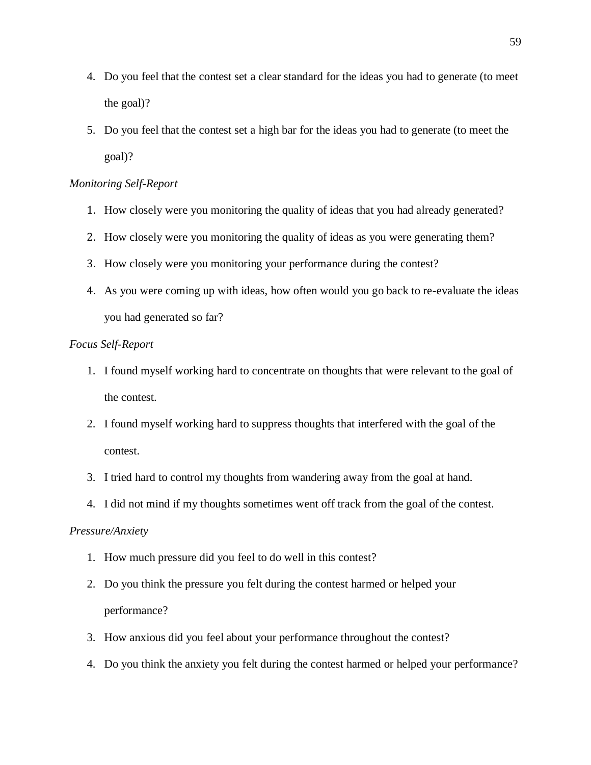4. Do you feel that the contest set a clear standard for the ideas you had to generate (to meet the goal)?
5. Do you feel that the contest set a high bar for the ideas you had to generate (to meet the goal)?

*Monitoring Self-Report*

1. How closely were you monitoring the quality of ideas that you had already generated?
2. How closely were you monitoring the quality of ideas as you were generating them?
3. How closely were you monitoring your performance during the contest?
4. As you were coming up with ideas, how often would you go back to re-evaluate the ideas you had generated so far?

*Focus Self-Report*

1. I found myself working hard to concentrate on thoughts that were relevant to the goal of the contest.
2. I found myself working hard to suppress thoughts that interfered with the goal of the contest.
3. I tried hard to control my thoughts from wandering away from the goal at hand.
4. I did not mind if my thoughts sometimes went off track from the goal of the contest.

*Pressure/Anxiety*

1. How much pressure did you feel to do well in this contest?
2. Do you think the pressure you felt during the contest harmed or helped your performance?
3. How anxious did you feel about your performance throughout the contest?
4. Do you think the anxiety you felt during the contest harmed or helped your performance?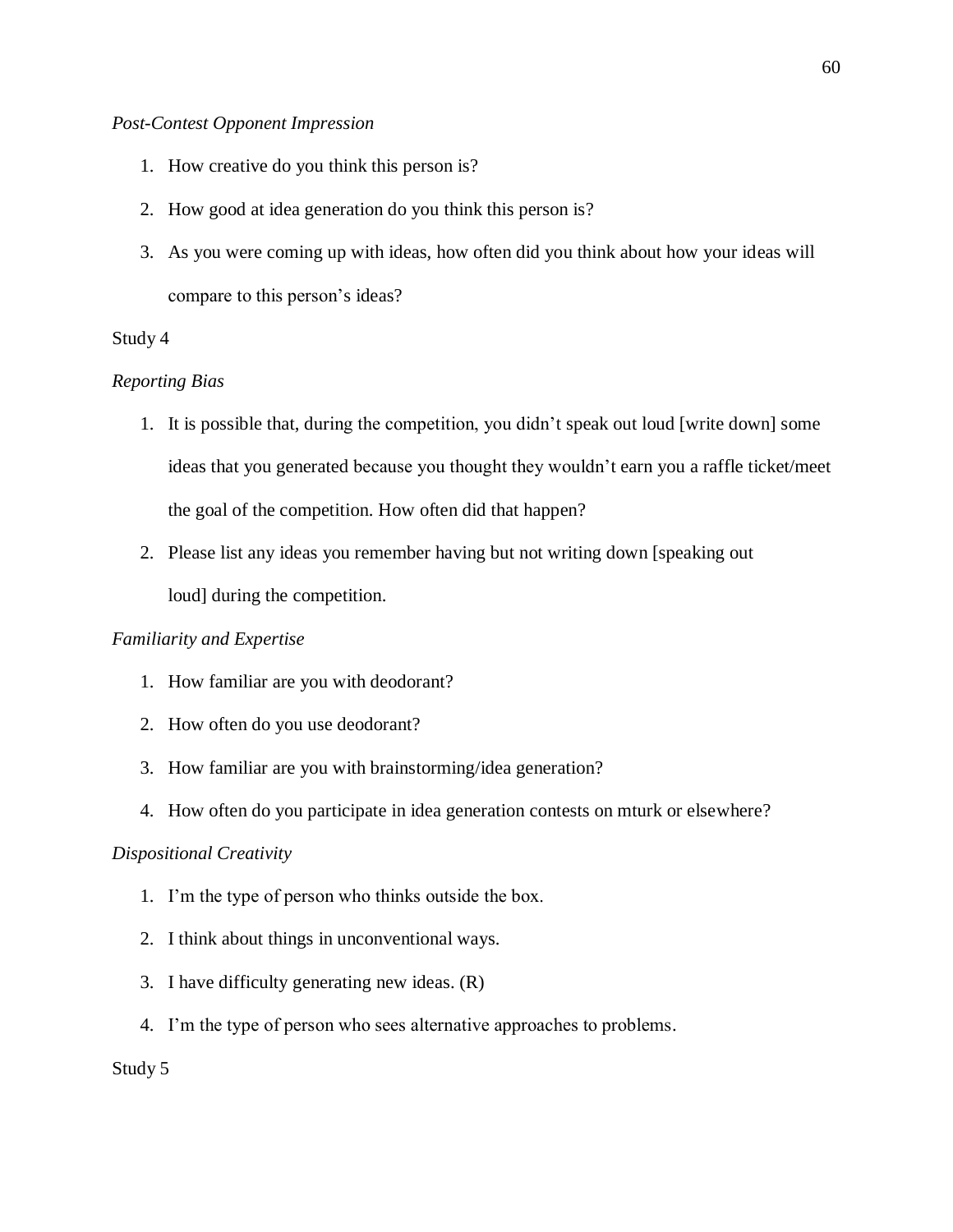*Post-Contest Opponent Impression*

1. How creative do you think this person is?
2. How good at idea generation do you think this person is?
3. As you were coming up with ideas, how often did you think about how your ideas will compare to this person's ideas?

Study 4

*Reporting Bias*

1. It is possible that, during the competition, you didn't speak out loud [write down] some ideas that you generated because you thought they wouldn't earn you a raffle ticket/meet the goal of the competition. How often did that happen?
2. Please list any ideas you remember having but not writing down [speaking out loud] during the competition.

*Familiarity and Expertise*

1. How familiar are you with deodorant?
2. How often do you use deodorant?
3. How familiar are you with brainstorming/idea generation?
4. How often do you participate in idea generation contests on mturk or elsewhere?

*Dispositional Creativity*

1. I'm the type of person who thinks outside the box.
2. I think about things in unconventional ways.
3. I have difficulty generating new ideas. (R)
4. I'm the type of person who sees alternative approaches to problems.

Study 5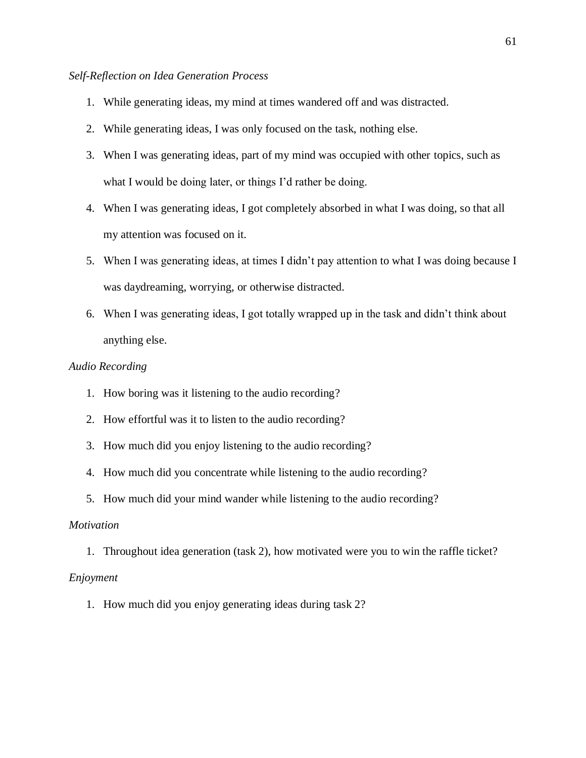*Self-Reflection on Idea Generation Process*

1. While generating ideas, my mind at times wandered off and was distracted.
2. While generating ideas, I was only focused on the task, nothing else.
3. When I was generating ideas, part of my mind was occupied with other topics, such as what I would be doing later, or things I'd rather be doing.
4. When I was generating ideas, I got completely absorbed in what I was doing, so that all my attention was focused on it.
5. When I was generating ideas, at times I didn't pay attention to what I was doing because I was daydreaming, worrying, or otherwise distracted.
6. When I was generating ideas, I got totally wrapped up in the task and didn't think about anything else.

*Audio Recording*

1. How boring was it listening to the audio recording?
2. How effortful was it to listen to the audio recording?
3. How much did you enjoy listening to the audio recording?
4. How much did you concentrate while listening to the audio recording?
5. How much did your mind wander while listening to the audio recording?

*Motivation*

1. Throughout idea generation (task 2), how motivated were you to win the raffle ticket?

*Enjoyment*

1. How much did you enjoy generating ideas during task 2?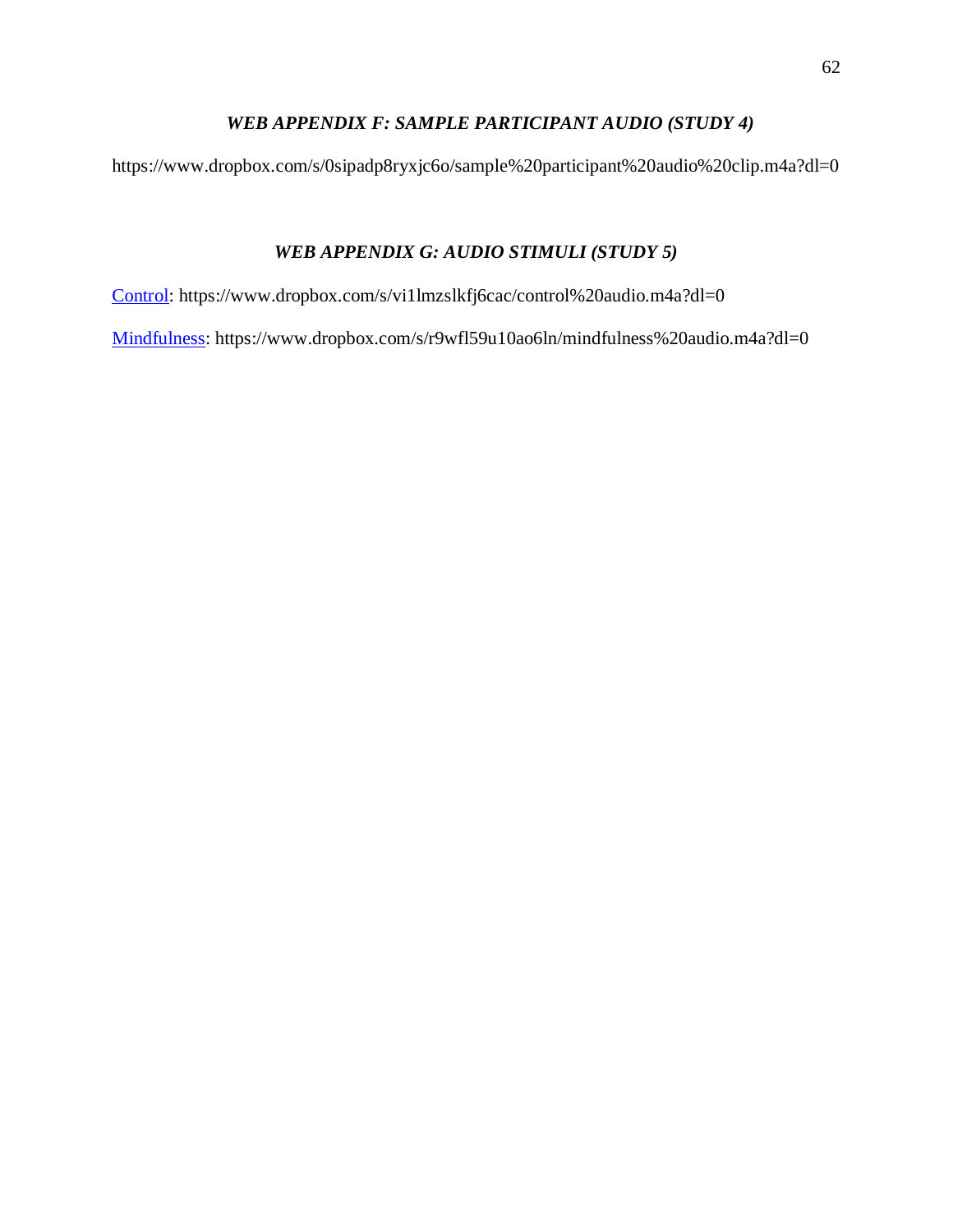## *WEB APPENDIX F: SAMPLE PARTICIPANT AUDIO (STUDY 4)*

https://www.dropbox.com/s/0sipadp8ryxjc6o/sample%20participant%20audio%20clip.m4a?dl=0

## *WEB APPENDIX G: AUDIO STIMULI (STUDY 5)*

Control: https://www.dropbox.com/s/vi1lmzslkfj6cac/control%20audio.m4a?dl=0

Mindfulness: https://www.dropbox.com/s/r9wfl59u10ao6ln/mindfulness%20audio.m4a?dl=0